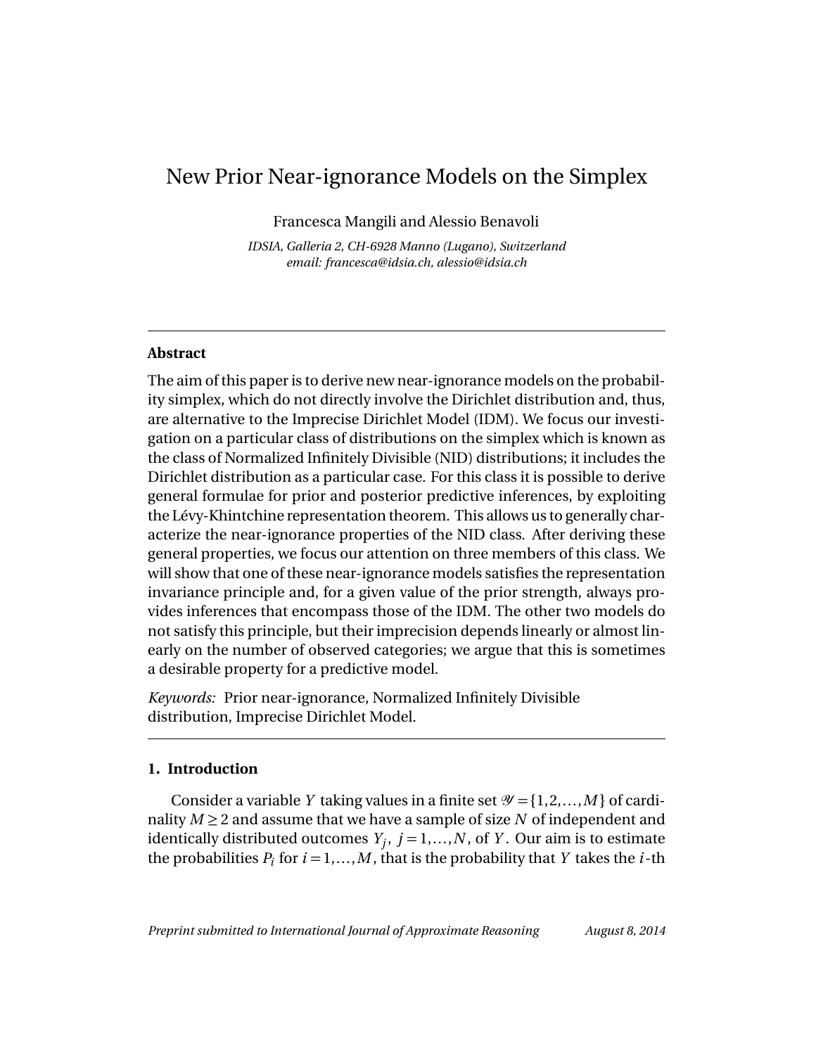# New Prior Near-ignorance Models on the Simplex

Francesca Mangili and Alessio Benavoli

*IDSIA, Galleria 2, CH-6928 Manno (Lugano), Switzerland*
*email: francesca@idsia.ch, alessio@idsia.ch*

---

**Abstract**

The aim of this paper is to derive new near-ignorance models on the probability simplex, which do not directly involve the Dirichlet distribution and, thus, are alternative to the Imprecise Dirichlet Model (IDM). We focus our investigation on a particular class of distributions on the simplex which is known as the class of Normalized Infinitely Divisible (NID) distributions; it includes the Dirichlet distribution as a particular case. For this class it is possible to derive general formulae for prior and posterior predictive inferences, by exploiting the Lévy-Khintchine representation theorem. This allows us to generally characterize the near-ignorance properties of the NID class. After deriving these general properties, we focus our attention on three members of this class. We will show that one of these near-ignorance models satisfies the representation invariance principle and, for a given value of the prior strength, always provides inferences that encompass those of the IDM. The other two models do not satisfy this principle, but their imprecision depends linearly or almost linearly on the number of observed categories; we argue that this is sometimes a desirable property for a predictive model.

*Keywords:* Prior near-ignorance, Normalized Infinitely Divisible distribution, Imprecise Dirichlet Model.

---

## 1. Introduction

Consider a variable $Y$ taking values in a finite set $\mathcal{Y} = \{1, 2, \ldots, M\}$ of cardinality $M \geq 2$ and assume that we have a sample of size $N$ of independent and identically distributed outcomes $Y_j$, $j = 1, \ldots, N$, of $Y$. Our aim is to estimate the probabilities $P_i$ for $i = 1, \ldots, M$, that is the probability that $Y$ takes the $i$-th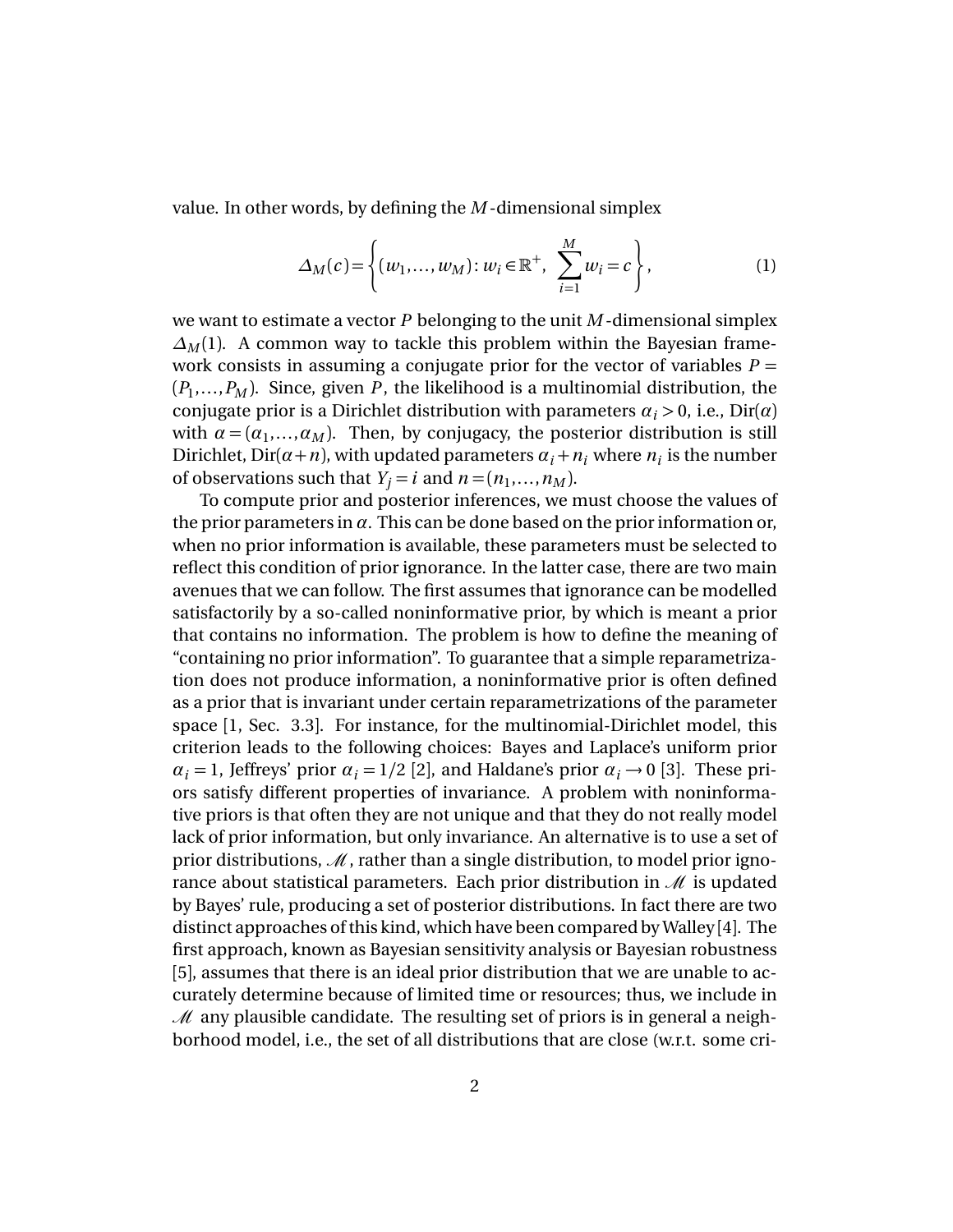value. In other words, by defining the $M$-dimensional simplex

$$\Delta_M(c) = \left\{ (w_1, \ldots, w_M) : w_i \in \mathbb{R}^+, \ \sum_{i=1}^{M} w_i = c \right\}, \tag{1}$$

we want to estimate a vector $P$ belonging to the unit $M$-dimensional simplex $\Delta_M(1)$. A common way to tackle this problem within the Bayesian framework consists in assuming a conjugate prior for the vector of variables $P = (P_1, \ldots, P_M)$. Since, given $P$, the likelihood is a multinomial distribution, the conjugate prior is a Dirichlet distribution with parameters $\alpha_i > 0$, i.e., $\text{Dir}(\alpha)$ with $\alpha = (\alpha_1, \ldots, \alpha_M)$. Then, by conjugacy, the posterior distribution is still Dirichlet, $\text{Dir}(\alpha + n)$, with updated parameters $\alpha_i + n_i$ where $n_i$ is the number of observations such that $Y_j = i$ and $n = (n_1, \ldots, n_M)$.

To compute prior and posterior inferences, we must choose the values of the prior parameters in $\alpha$. This can be done based on the prior information or, when no prior information is available, these parameters must be selected to reflect this condition of prior ignorance. In the latter case, there are two main avenues that we can follow. The first assumes that ignorance can be modelled satisfactorily by a so-called noninformative prior, by which is meant a prior that contains no information. The problem is how to define the meaning of "containing no prior information". To guarantee that a simple reparametrization does not produce information, a noninformative prior is often defined as a prior that is invariant under certain reparametrizations of the parameter space [1, Sec. 3.3]. For instance, for the multinomial-Dirichlet model, this criterion leads to the following choices: Bayes and Laplace's uniform prior $\alpha_i = 1$, Jeffreys' prior $\alpha_i = 1/2$ [2], and Haldane's prior $\alpha_i \to 0$ [3]. These priors satisfy different properties of invariance. A problem with noninformative priors is that often they are not unique and that they do not really model lack of prior information, but only invariance. An alternative is to use a set of prior distributions, $\mathscr{M}$, rather than a single distribution, to model prior ignorance about statistical parameters. Each prior distribution in $\mathscr{M}$ is updated by Bayes' rule, producing a set of posterior distributions. In fact there are two distinct approaches of this kind, which have been compared by Walley [4]. The first approach, known as Bayesian sensitivity analysis or Bayesian robustness [5], assumes that there is an ideal prior distribution that we are unable to accurately determine because of limited time or resources; thus, we include in $\mathscr{M}$ any plausible candidate. The resulting set of priors is in general a neighborhood model, i.e., the set of all distributions that are close (w.r.t. some cri-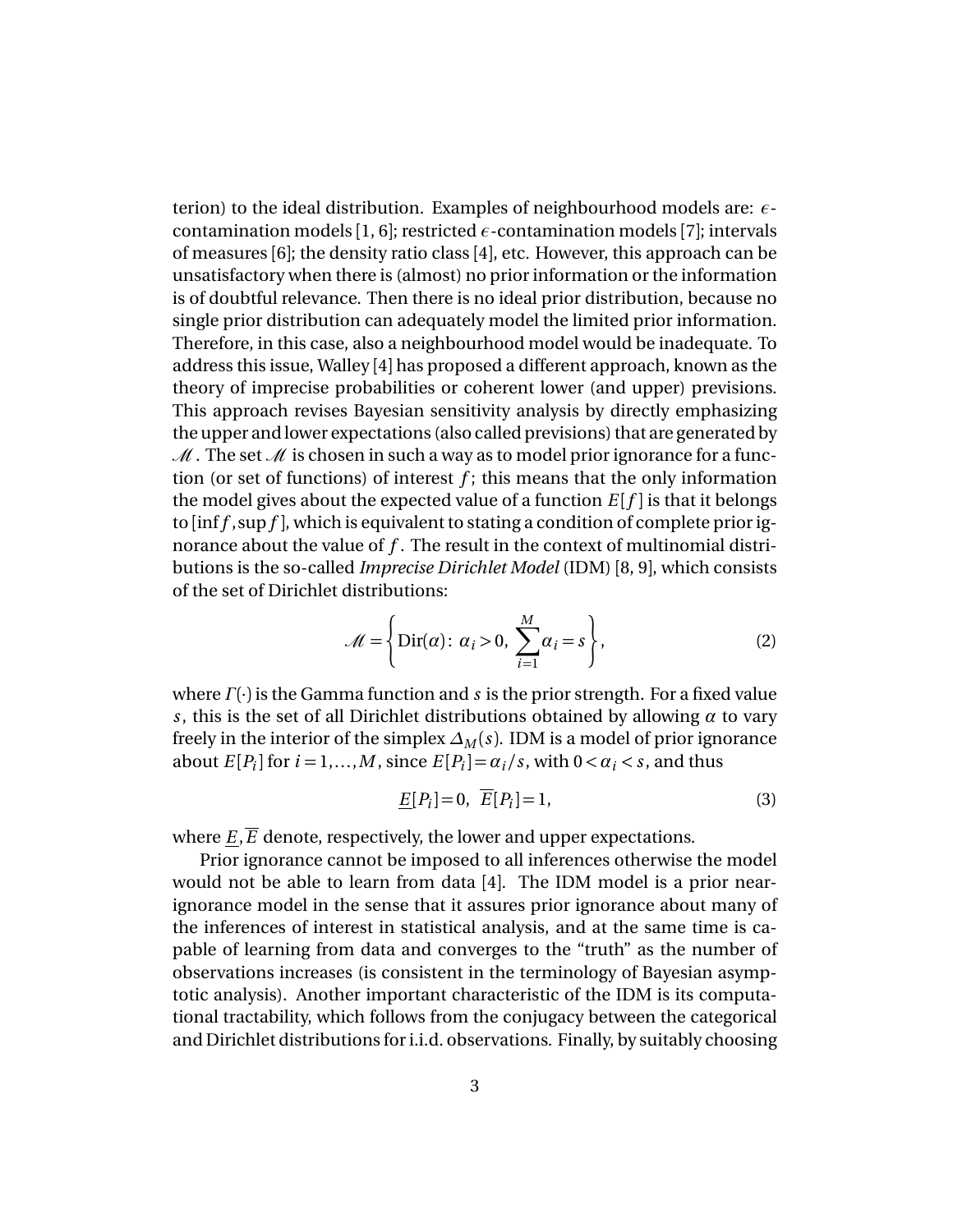terion) to the ideal distribution. Examples of neighbourhood models are: $\epsilon$-contamination models [1, 6]; restricted $\epsilon$-contamination models [7]; intervals of measures [6]; the density ratio class [4], etc. However, this approach can be unsatisfactory when there is (almost) no prior information or the information is of doubtful relevance. Then there is no ideal prior distribution, because no single prior distribution can adequately model the limited prior information. Therefore, in this case, also a neighbourhood model would be inadequate. To address this issue, Walley [4] has proposed a different approach, known as the theory of imprecise probabilities or coherent lower (and upper) previsions. This approach revises Bayesian sensitivity analysis by directly emphasizing the upper and lower expectations (also called previsions) that are generated by $\mathcal{M}$. The set $\mathcal{M}$ is chosen in such a way as to model prior ignorance for a function (or set of functions) of interest $f$; this means that the only information the model gives about the expected value of a function $E[f]$ is that it belongs to $[\inf f, \sup f]$, which is equivalent to stating a condition of complete prior ignorance about the value of $f$. The result in the context of multinomial distributions is the so-called *Imprecise Dirichlet Model* (IDM) [8, 9], which consists of the set of Dirichlet distributions:

$$\mathcal{M} = \left\{ \text{Dir}(\alpha) \colon \; \alpha_i > 0, \; \sum_{i=1}^{M} \alpha_i = s \right\}, \tag{2}$$

where $\Gamma(\cdot)$ is the Gamma function and $s$ is the prior strength. For a fixed value $s$, this is the set of all Dirichlet distributions obtained by allowing $\alpha$ to vary freely in the interior of the simplex $\Delta_M(s)$. IDM is a model of prior ignorance about $E[P_i]$ for $i = 1, \ldots, M$, since $E[P_i] = \alpha_i / s$, with $0 < \alpha_i < s$, and thus

$$\underline{E}[P_i] = 0, \;\; \overline{E}[P_i] = 1, \tag{3}$$

where $\underline{E}, \overline{E}$ denote, respectively, the lower and upper expectations.

Prior ignorance cannot be imposed to all inferences otherwise the model would not be able to learn from data [4]. The IDM model is a prior near-ignorance model in the sense that it assures prior ignorance about many of the inferences of interest in statistical analysis, and at the same time is capable of learning from data and converges to the "truth" as the number of observations increases (is consistent in the terminology of Bayesian asymptotic analysis). Another important characteristic of the IDM is its computational tractability, which follows from the conjugacy between the categorical and Dirichlet distributions for i.i.d. observations. Finally, by suitably choosing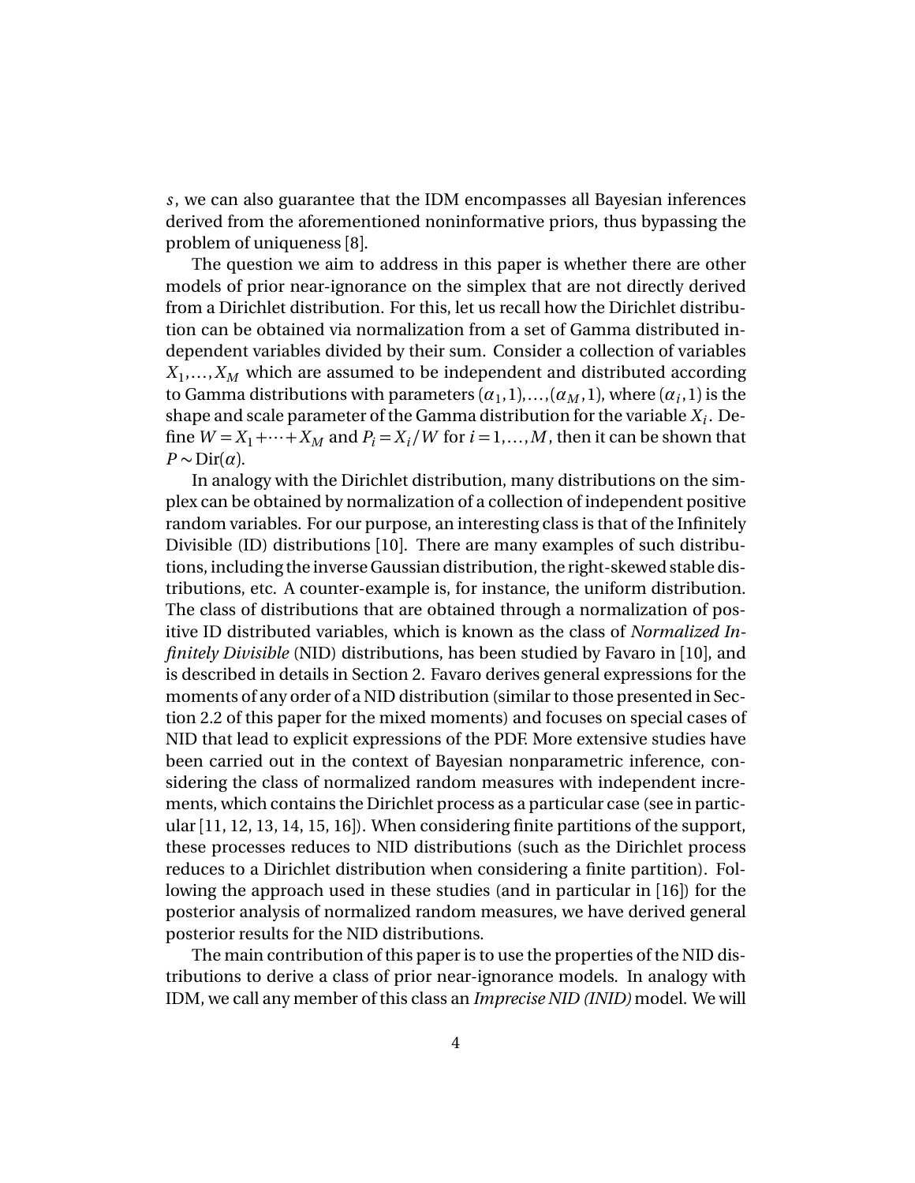$s$, we can also guarantee that the IDM encompasses all Bayesian inferences derived from the aforementioned noninformative priors, thus bypassing the problem of uniqueness [8].

The question we aim to address in this paper is whether there are other models of prior near-ignorance on the simplex that are not directly derived from a Dirichlet distribution. For this, let us recall how the Dirichlet distribution can be obtained via normalization from a set of Gamma distributed independent variables divided by their sum. Consider a collection of variables $X_1, \ldots, X_M$ which are assumed to be independent and distributed according to Gamma distributions with parameters $(\alpha_1, 1), \ldots, (\alpha_M, 1)$, where $(\alpha_i, 1)$ is the shape and scale parameter of the Gamma distribution for the variable $X_i$. Define $W = X_1 + \cdots + X_M$ and $P_i = X_i / W$ for $i = 1, \ldots, M$, then it can be shown that $P \sim \mathrm{Dir}(\alpha)$.

In analogy with the Dirichlet distribution, many distributions on the simplex can be obtained by normalization of a collection of independent positive random variables. For our purpose, an interesting class is that of the Infinitely Divisible (ID) distributions [10]. There are many examples of such distributions, including the inverse Gaussian distribution, the right-skewed stable distributions, etc. A counter-example is, for instance, the uniform distribution. The class of distributions that are obtained through a normalization of positive ID distributed variables, which is known as the class of *Normalized Infinitely Divisible* (NID) distributions, has been studied by Favaro in [10], and is described in details in Section 2. Favaro derives general expressions for the moments of any order of a NID distribution (similar to those presented in Section 2.2 of this paper for the mixed moments) and focuses on special cases of NID that lead to explicit expressions of the PDF. More extensive studies have been carried out in the context of Bayesian nonparametric inference, considering the class of normalized random measures with independent increments, which contains the Dirichlet process as a particular case (see in particular [11, 12, 13, 14, 15, 16]). When considering finite partitions of the support, these processes reduces to NID distributions (such as the Dirichlet process reduces to a Dirichlet distribution when considering a finite partition). Following the approach used in these studies (and in particular in [16]) for the posterior analysis of normalized random measures, we have derived general posterior results for the NID distributions.

The main contribution of this paper is to use the properties of the NID distributions to derive a class of prior near-ignorance models. In analogy with IDM, we call any member of this class an *Imprecise NID (INID)* model. We will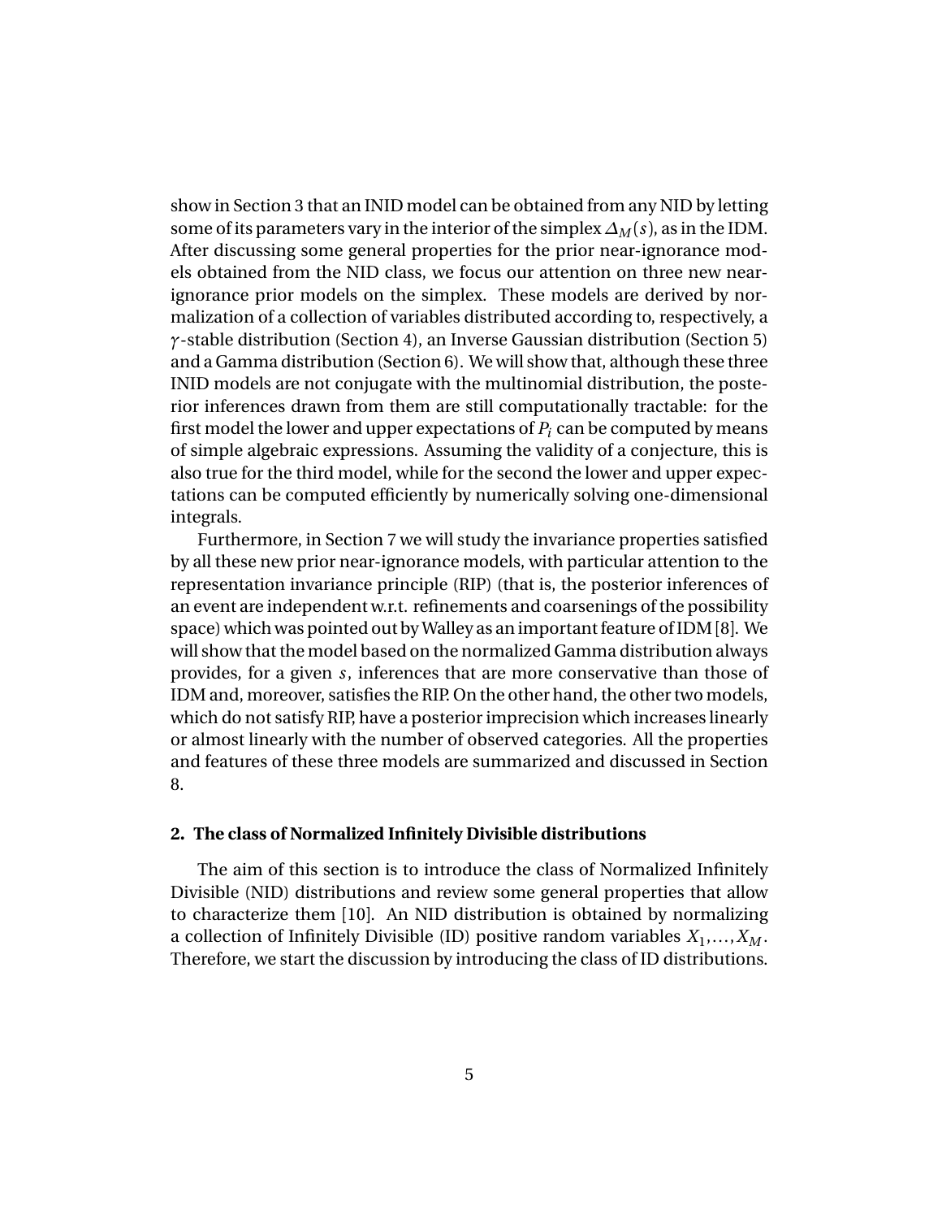show in Section 3 that an INID model can be obtained from any NID by letting some of its parameters vary in the interior of the simplex $\Delta_M(s)$, as in the IDM. After discussing some general properties for the prior near-ignorance models obtained from the NID class, we focus our attention on three new near-ignorance prior models on the simplex. These models are derived by normalization of a collection of variables distributed according to, respectively, a $\gamma$-stable distribution (Section 4), an Inverse Gaussian distribution (Section 5) and a Gamma distribution (Section 6). We will show that, although these three INID models are not conjugate with the multinomial distribution, the posterior inferences drawn from them are still computationally tractable: for the first model the lower and upper expectations of $P_i$ can be computed by means of simple algebraic expressions. Assuming the validity of a conjecture, this is also true for the third model, while for the second the lower and upper expectations can be computed efficiently by numerically solving one-dimensional integrals.

Furthermore, in Section 7 we will study the invariance properties satisfied by all these new prior near-ignorance models, with particular attention to the representation invariance principle (RIP) (that is, the posterior inferences of an event are independent w.r.t. refinements and coarsenings of the possibility space) which was pointed out by Walley as an important feature of IDM [8]. We will show that the model based on the normalized Gamma distribution always provides, for a given $s$, inferences that are more conservative than those of IDM and, moreover, satisfies the RIP. On the other hand, the other two models, which do not satisfy RIP, have a posterior imprecision which increases linearly or almost linearly with the number of observed categories. All the properties and features of these three models are summarized and discussed in Section 8.

## 2. The class of Normalized Infinitely Divisible distributions

The aim of this section is to introduce the class of Normalized Infinitely Divisible (NID) distributions and review some general properties that allow to characterize them [10]. An NID distribution is obtained by normalizing a collection of Infinitely Divisible (ID) positive random variables $X_1, \ldots, X_M$. Therefore, we start the discussion by introducing the class of ID distributions.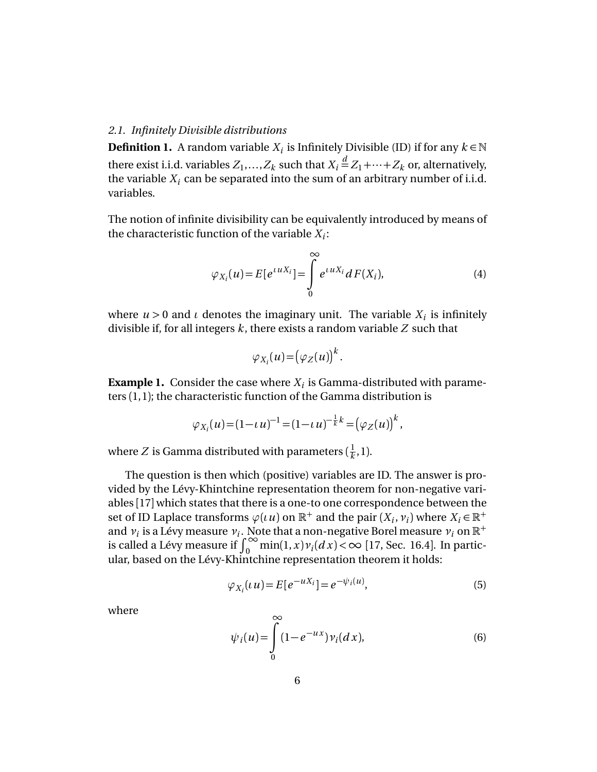### *2.1. Infinitely Divisible distributions*

**Definition 1.** A random variable $X_i$ is Infinitely Divisible (ID) if for any $k \in \mathbb{N}$ there exist i.i.d. variables $Z_1, \ldots, Z_k$ such that $X_i \stackrel{d}{=} Z_1 + \cdots + Z_k$ or, alternatively, the variable $X_i$ can be separated into the sum of an arbitrary number of i.i.d. variables.

The notion of infinite divisibility can be equivalently introduced by means of the characteristic function of the variable $X_i$:

$$\varphi_{X_i}(u) = E[e^{\iota u X_i}] = \int_0^\infty e^{\iota u X_i} dF(X_i), \tag{4}$$

where $u > 0$ and $\iota$ denotes the imaginary unit. The variable $X_i$ is infinitely divisible if, for all integers $k$, there exists a random variable $Z$ such that

$$\varphi_{X_i}(u) = \left(\varphi_Z(u)\right)^k.$$

**Example 1.** Consider the case where $X_i$ is Gamma-distributed with parameters $(1,1)$; the characteristic function of the Gamma distribution is

$$\varphi_{X_i}(u) = (1 - \iota u)^{-1} = (1 - \iota u)^{-\frac{1}{k}k} = \left(\varphi_Z(u)\right)^k,$$

where $Z$ is Gamma distributed with parameters $(\frac{1}{k}, 1)$.

The question is then which (positive) variables are ID. The answer is provided by the Lévy-Khintchine representation theorem for non-negative variables [17] which states that there is a one-to one correspondence between the set of ID Laplace transforms $\varphi(\iota u)$ on $\mathbb{R}^+$ and the pair $(X_i, \nu_i)$ where $X_i \in \mathbb{R}^+$ and $\nu_i$ is a Lévy measure $\nu_i$. Note that a non-negative Borel measure $\nu_i$ on $\mathbb{R}^+$ is called a Lévy measure if $\int_0^\infty \min(1, x) \nu_i(dx) < \infty$ [17, Sec. 16.4]. In particular, based on the Lévy-Khintchine representation theorem it holds:

$$\varphi_{X_i}(\iota u) = E[e^{-uX_i}] = e^{-\psi_i(u)}, \tag{5}$$

where

$$\psi_i(u) = \int_0^\infty (1 - e^{-ux}) \nu_i(dx), \tag{6}$$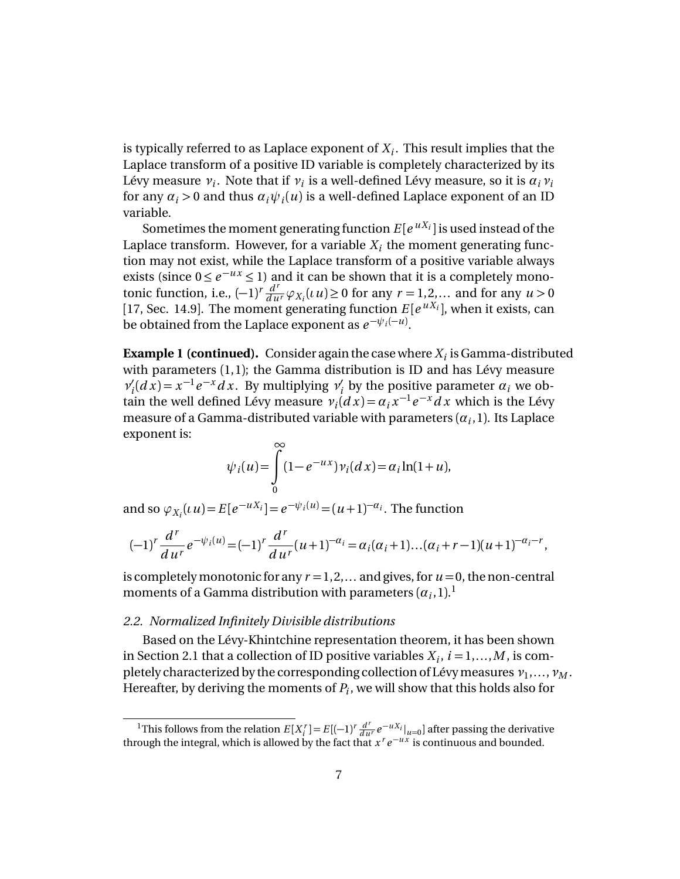is typically referred to as Laplace exponent of $X_i$. This result implies that the Laplace transform of a positive ID variable is completely characterized by its Lévy measure $\nu_i$. Note that if $\nu_i$ is a well-defined Lévy measure, so it is $\alpha_i \nu_i$ for any $\alpha_i > 0$ and thus $\alpha_i \psi_i(u)$ is a well-defined Laplace exponent of an ID variable.

Sometimes the moment generating function $E[e^{uX_i}]$ is used instead of the Laplace transform. However, for a variable $X_i$ the moment generating function may not exist, while the Laplace transform of a positive variable always exists (since $0 \leq e^{-ux} \leq 1$) and it can be shown that it is a completely monotonic function, i.e., $(-1)^r \frac{d^r}{du^r} \varphi_{X_i}(\iota u) \geq 0$ for any $r = 1, 2, \ldots$ and for any $u > 0$ [17, Sec. 14.9]. The moment generating function $E[e^{uX_i}]$, when it exists, can be obtained from the Laplace exponent as $e^{-\psi_i(-u)}$.

**Example 1 (continued).** Consider again the case where $X_i$ is Gamma-distributed with parameters $(1,1)$; the Gamma distribution is ID and has Lévy measure $\nu_i'(dx) = x^{-1} e^{-x} dx$. By multiplying $\nu_i'$ by the positive parameter $\alpha_i$ we obtain the well defined Lévy measure $\nu_i(dx) = \alpha_i x^{-1} e^{-x} dx$ which is the Lévy measure of a Gamma-distributed variable with parameters $(\alpha_i, 1)$. Its Laplace exponent is:

$$\psi_i(u) = \int_0^\infty (1 - e^{-ux}) \nu_i(dx) = \alpha_i \ln(1+u),$$

and so $\varphi_{X_i}(\iota u) = E[e^{-uX_i}] = e^{-\psi_i(u)} = (u+1)^{-\alpha_i}$. The function

$$(-1)^r \frac{d^r}{du^r} e^{-\psi_i(u)} = (-1)^r \frac{d^r}{du^r} (u+1)^{-\alpha_i} = \alpha_i(\alpha_i+1)\ldots(\alpha_i+r-1)(u+1)^{-\alpha_i - r},$$

is completely monotonic for any $r = 1, 2, \ldots$ and gives, for $u = 0$, the non-central moments of a Gamma distribution with parameters $(\alpha_i, 1)$.[1]

### 2.2. Normalized Infinitely Divisible distributions

Based on the Lévy-Khintchine representation theorem, it has been shown in Section 2.1 that a collection of ID positive variables $X_i$, $i = 1, \ldots, M$, is completely characterized by the corresponding collection of Lévy measures $\nu_1, \ldots, \nu_M$. Hereafter, by deriving the moments of $P_i$, we will show that this holds also for

---

[1] This follows from the relation $E[X_i^r] = E[(-1)^r \frac{d^r}{du^r} e^{-uX_i}|_{u=0}]$ after passing the derivative through the integral, which is allowed by the fact that $x^r e^{-ux}$ is continuous and bounded.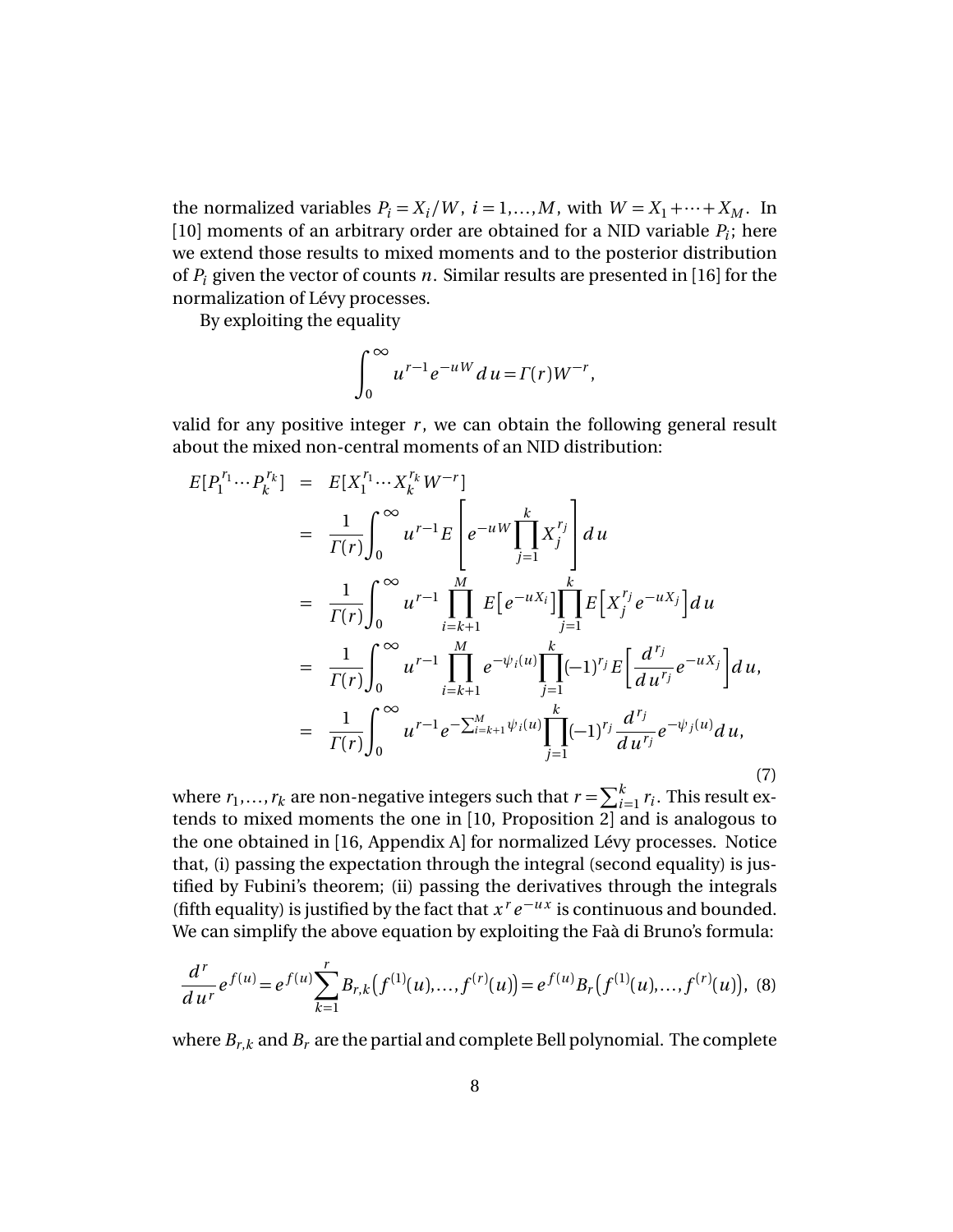the normalized variables $P_i = X_i/W$, $i = 1,\dots,M$, with $W = X_1 + \dots + X_M$. In [10] moments of an arbitrary order are obtained for a NID variable $P_i$; here we extend those results to mixed moments and to the posterior distribution of $P_i$ given the vector of counts $n$. Similar results are presented in [16] for the normalization of Lévy processes.

By exploiting the equality

$$\int_0^\infty u^{r-1} e^{-uW} du = \Gamma(r) W^{-r},$$

valid for any positive integer $r$, we can obtain the following general result about the mixed non-central moments of an NID distribution:

$$
\begin{aligned}
E[P_1^{r_1} \cdots P_k^{r_k}] &= E[X_1^{r_1} \cdots X_k^{r_k} W^{-r}] \\
&= \frac{1}{\Gamma(r)} \int_0^\infty u^{r-1} E\left[ e^{-uW} \prod_{j=1}^k X_j^{r_j} \right] du \\
&= \frac{1}{\Gamma(r)} \int_0^\infty u^{r-1} \prod_{i=k+1}^M E\left[e^{-uX_i}\right] \prod_{j=1}^k E\left[X_j^{r_j} e^{-uX_j}\right] du \\
&= \frac{1}{\Gamma(r)} \int_0^\infty u^{r-1} \prod_{i=k+1}^M e^{-\psi_i(u)} \prod_{j=1}^k (-1)^{r_j} E\left[\frac{d^{r_j}}{du^{r_j}} e^{-uX_j}\right] du, \\
&= \frac{1}{\Gamma(r)} \int_0^\infty u^{r-1} e^{-\sum_{i=k+1}^M \psi_i(u)} \prod_{j=1}^k (-1)^{r_j} \frac{d^{r_j}}{du^{r_j}} e^{-\psi_j(u)} du,
\end{aligned}
\tag{7}
$$

where $r_1,\dots,r_k$ are non-negative integers such that $r = \sum_{i=1}^k r_i$. This result extends to mixed moments the one in [10, Proposition 2] and is analogous to the one obtained in [16, Appendix A] for normalized Lévy processes. Notice that, (i) passing the expectation through the integral (second equality) is justified by Fubini's theorem; (ii) passing the derivatives through the integrals (fifth equality) is justified by the fact that $x^r e^{-ux}$ is continuous and bounded. We can simplify the above equation by exploiting the Faà di Bruno's formula:

$$\frac{d^r}{du^r} e^{f(u)} = e^{f(u)} \sum_{k=1}^r B_{r,k}\left(f^{(1)}(u),\dots,f^{(r)}(u)\right) = e^{f(u)} B_r\left(f^{(1)}(u),\dots,f^{(r)}(u)\right), \tag{8}$$

where $B_{r,k}$ and $B_r$ are the partial and complete Bell polynomial. The complete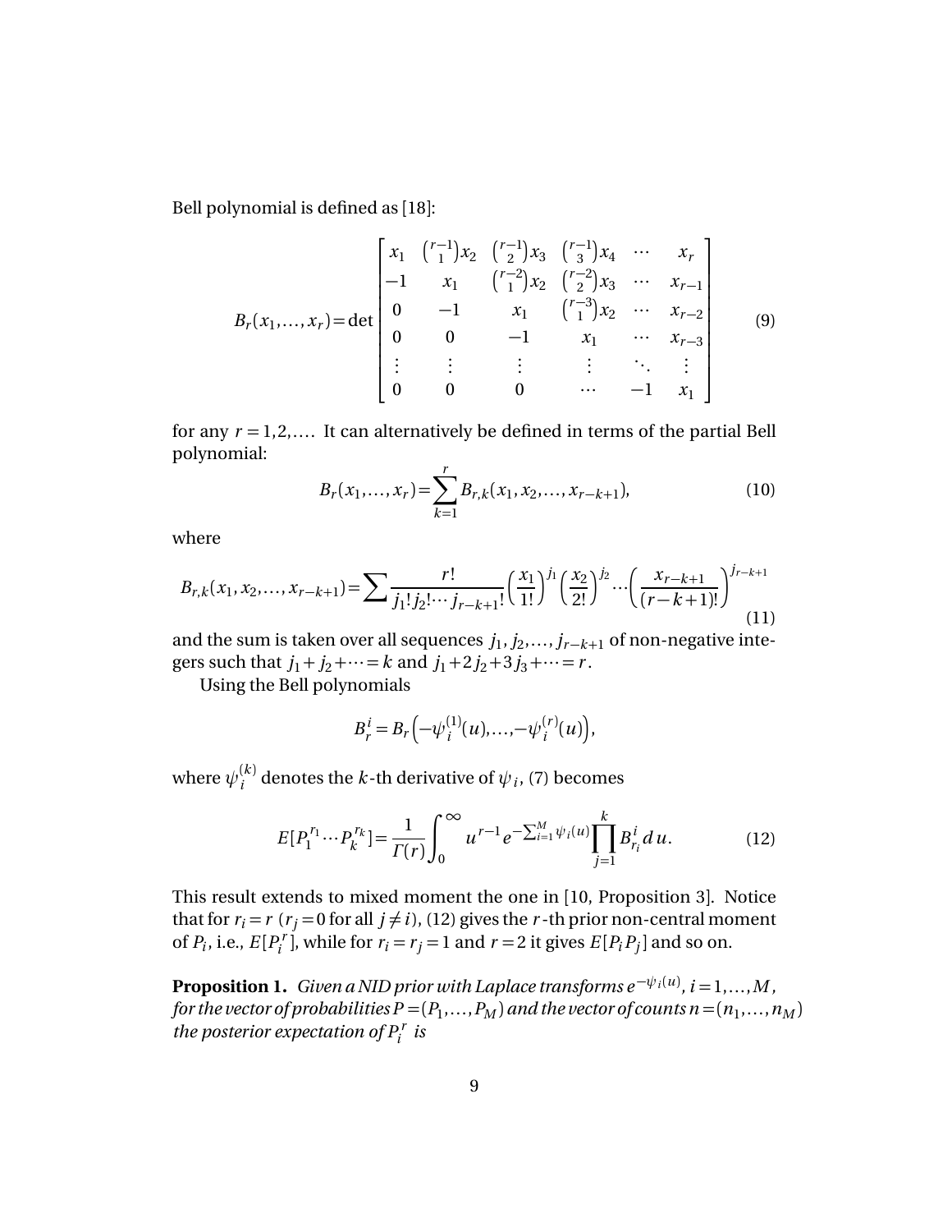Bell polynomial is defined as [18]:

$$B_r(x_1,\dots,x_r) = \det \begin{bmatrix} x_1 & \binom{r-1}{1}x_2 & \binom{r-1}{2}x_3 & \binom{r-1}{3}x_4 & \cdots & x_r \\ -1 & x_1 & \binom{r-2}{1}x_2 & \binom{r-2}{2}x_3 & \cdots & x_{r-1} \\ 0 & -1 & x_1 & \binom{r-3}{1}x_2 & \cdots & x_{r-2} \\ 0 & 0 & -1 & x_1 & \cdots & x_{r-3} \\ \vdots & \vdots & \vdots & \vdots & \ddots & \vdots \\ 0 & 0 & 0 & \cdots & -1 & x_1 \end{bmatrix} \tag{9}$$

for any $r = 1, 2, \dots$. It can alternatively be defined in terms of the partial Bell polynomial:

$$B_r(x_1,\dots,x_r) = \sum_{k=1}^{r} B_{r,k}(x_1, x_2, \dots, x_{r-k+1}), \tag{10}$$

where

$$B_{r,k}(x_1, x_2, \dots, x_{r-k+1}) = \sum \frac{r!}{j_1! j_2! \cdots j_{r-k+1}!} \left(\frac{x_1}{1!}\right)^{j_1} \left(\frac{x_2}{2!}\right)^{j_2} \cdots \left(\frac{x_{r-k+1}}{(r-k+1)!}\right)^{j_{r-k+1}} \tag{11}$$

and the sum is taken over all sequences $j_1, j_2, \dots, j_{r-k+1}$ of non-negative integers such that $j_1 + j_2 + \dots = k$ and $j_1 + 2j_2 + 3j_3 + \dots = r$.

Using the Bell polynomials

$$B_r^i = B_r\left(-\psi_i^{(1)}(u), \dots, -\psi_i^{(r)}(u)\right),$$

where $\psi_i^{(k)}$ denotes the $k$-th derivative of $\psi_i$, (7) becomes

$$E[P_1^{r_1} \cdots P_k^{r_k}] = \frac{1}{\Gamma(r)} \int_0^\infty u^{r-1} e^{-\sum_{i=1}^{M} \psi_i(u)} \prod_{j=1}^{k} B_{r_i}^i \, du. \tag{12}$$

This result extends to mixed moment the one in [10, Proposition 3]. Notice that for $r_i = r$ ($r_j = 0$ for all $j \neq i$), (12) gives the $r$-th prior non-central moment of $P_i$, i.e., $E[P_i^r]$, while for $r_i = r_j = 1$ and $r = 2$ it gives $E[P_i P_j]$ and so on.

**Proposition 1.** *Given a NID prior with Laplace transforms $e^{-\psi_i(u)}$, $i = 1, \dots, M$, for the vector of probabilities $P = (P_1, \dots, P_M)$ and the vector of counts $n = (n_1, \dots, n_M)$ the posterior expectation of $P_i^r$ is*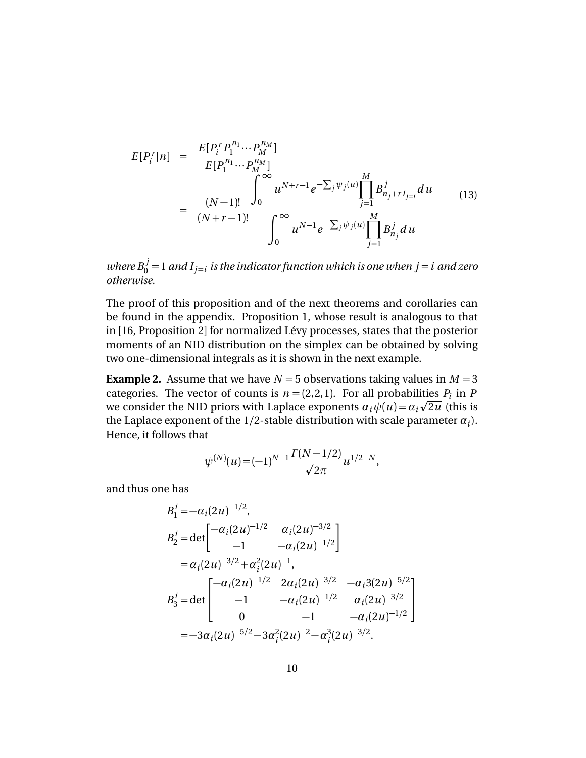$$
\begin{aligned}
E[P_i^r|n] &= \frac{E[P_i^r P_1^{n_1}\cdots P_M^{n_M}]}{E[P_1^{n_1}\cdots P_M^{n_M}]} \\
&= \frac{(N-1)!}{(N+r-1)!} \frac{\displaystyle\int_0^\infty u^{N+r-1} e^{-\sum_j \psi_j(u)} \prod_{j=1}^M B^j_{n_j + r I_{j=i}}\, du}{\displaystyle\int_0^\infty u^{N-1} e^{-\sum_j \psi_j(u)} \prod_{j=1}^M B^j_{n_j}\, du}
\end{aligned}
\tag{13}
$$

*where $B_0^j = 1$ and $I_{j=i}$ is the indicator function which is one when $j = i$ and zero otherwise.*

The proof of this proposition and of the next theorems and corollaries can be found in the appendix. Proposition 1, whose result is analogous to that in [16, Proposition 2] for normalized Lévy processes, states that the posterior moments of an NID distribution on the simplex can be obtained by solving two one-dimensional integrals as it is shown in the next example.

**Example 2.** Assume that we have $N = 5$ observations taking values in $M = 3$ categories. The vector of counts is $n = (2,2,1)$. For all probabilities $P_i$ in $P$ we consider the NID priors with Laplace exponents $\alpha_i \psi(u) = \alpha_i \sqrt{2u}$ (this is the Laplace exponent of the $1/2$-stable distribution with scale parameter $\alpha_i$). Hence, it follows that

$$
\psi^{(N)}(u) = (-1)^{N-1} \frac{\Gamma(N-1/2)}{\sqrt{2\pi}}\, u^{1/2-N},
$$

and thus one has

$$
\begin{aligned}
B_1^i &= -\alpha_i (2u)^{-1/2}, \\
B_2^i &= \det \begin{bmatrix} -\alpha_i(2u)^{-1/2} & \alpha_i(2u)^{-3/2} \\ -1 & -\alpha_i(2u)^{-1/2} \end{bmatrix} \\
&= \alpha_i(2u)^{-3/2} + \alpha_i^2(2u)^{-1}, \\
B_3^i &= \det \begin{bmatrix} -\alpha_i(2u)^{-1/2} & 2\alpha_i(2u)^{-3/2} & -\alpha_i 3(2u)^{-5/2} \\ -1 & -\alpha_i(2u)^{-1/2} & \alpha_i(2u)^{-3/2} \\ 0 & -1 & -\alpha_i(2u)^{-1/2} \end{bmatrix} \\
&= -3\alpha_i(2u)^{-5/2} - 3\alpha_i^2(2u)^{-2} - \alpha_i^3(2u)^{-3/2}.
\end{aligned}
$$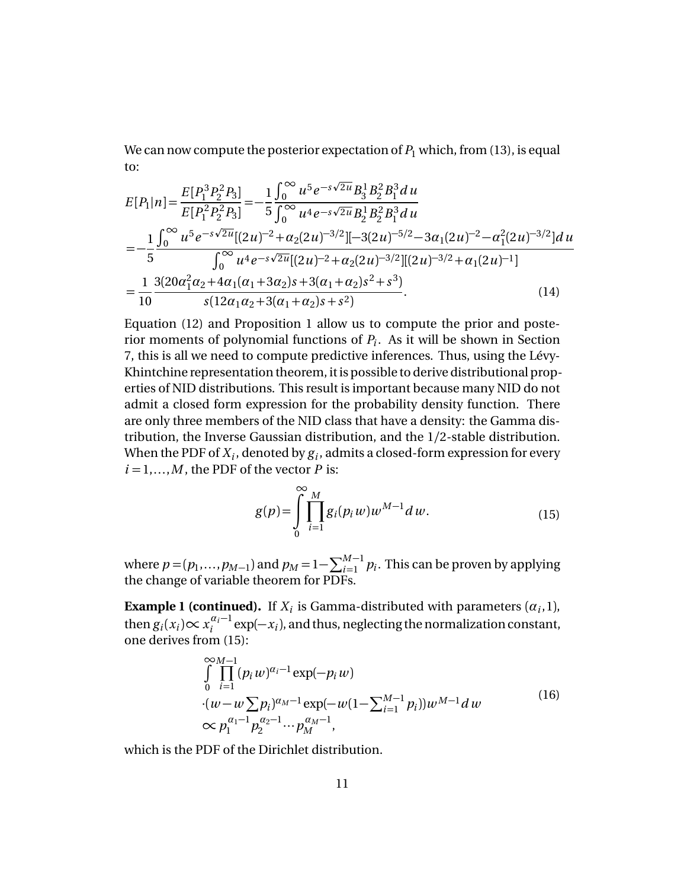We can now compute the posterior expectation of $P_1$ which, from (13), is equal to:

$$
\begin{aligned}
E[P_1|n] &= \frac{E[P_1^3 P_2^2 P_3]}{E[P_1^2 P_2^2 P_3]} = -\frac{1}{5}\frac{\int_0^\infty u^5 e^{-s\sqrt{2u}} B_3^1 B_2^2 B_1^3 du}{\int_0^\infty u^4 e^{-s\sqrt{2u}} B_2^1 B_2^2 B_1^3 du} \\
&= -\frac{1}{5}\frac{\int_0^\infty u^5 e^{-s\sqrt{2u}}[(2u)^{-2}+\alpha_2(2u)^{-3/2}][-3(2u)^{-5/2}-3\alpha_1(2u)^{-2}-\alpha_1^2(2u)^{-3/2}]du}{\int_0^\infty u^4 e^{-s\sqrt{2u}}[(2u)^{-2}+\alpha_2(2u)^{-3/2}][(2u)^{-3/2}+\alpha_1(2u)^{-1}]} \\
&= \frac{1}{10}\frac{3(20\alpha_1^2\alpha_2+4\alpha_1(\alpha_1+3\alpha_2)s+3(\alpha_1+\alpha_2)s^2+s^3)}{s(12\alpha_1\alpha_2+3(\alpha_1+\alpha_2)s+s^2)}.
\end{aligned}
\tag{14}
$$

Equation (12) and Proposition 1 allow us to compute the prior and posterior moments of polynomial functions of $P_i$. As it will be shown in Section 7, this is all we need to compute predictive inferences. Thus, using the Lévy-Khintchine representation theorem, it is possible to derive distributional properties of NID distributions. This result is important because many NID do not admit a closed form expression for the probability density function. There are only three members of the NID class that have a density: the Gamma distribution, the Inverse Gaussian distribution, and the 1/2-stable distribution. When the PDF of $X_i$, denoted by $g_i$, admits a closed-form expression for every $i = 1,\ldots,M$, the PDF of the vector $P$ is:

$$
g(p) = \int_0^\infty \prod_{i=1}^M g_i(p_i w) w^{M-1} dw. \tag{15}
$$

where $p = (p_1,\ldots,p_{M-1})$ and $p_M = 1-\sum_{i=1}^{M-1} p_i$. This can be proven by applying the change of variable theorem for PDFs.

**Example 1 (continued).** If $X_i$ is Gamma-distributed with parameters $(\alpha_i, 1)$, then $g_i(x_i) \propto x_i^{\alpha_i-1}\exp(-x_i)$, and thus, neglecting the normalization constant, one derives from (15):

$$
\begin{aligned}
&\int_0^\infty \prod_{i=1}^{M-1}(p_i w)^{\alpha_i-1}\exp(-p_i w) \\
&\cdot(w - w\textstyle\sum p_i)^{\alpha_M-1}\exp(-w(1-\sum_{i=1}^{M-1} p_i))w^{M-1}dw \\
&\propto p_1^{\alpha_1-1}p_2^{\alpha_2-1}\cdots p_M^{\alpha_M-1},
\end{aligned}
\tag{16}
$$

which is the PDF of the Dirichlet distribution.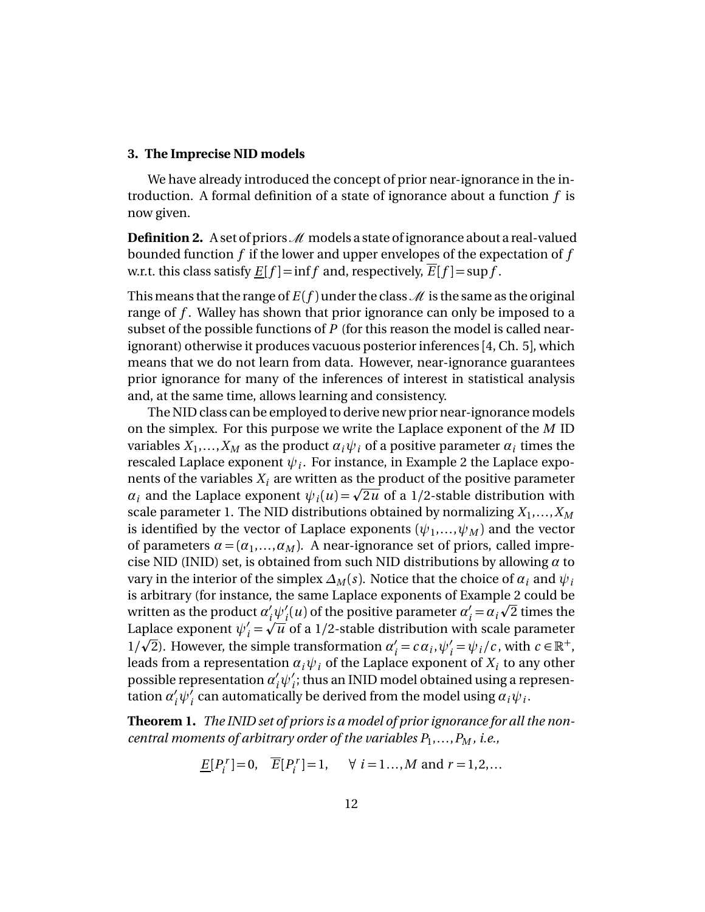## 3. The Imprecise NID models

We have already introduced the concept of prior near-ignorance in the introduction. A formal definition of a state of ignorance about a function $f$ is now given.

**Definition 2.** A set of priors $\mathscr{M}$ models a state of ignorance about a real-valued bounded function $f$ if the lower and upper envelopes of the expectation of $f$ w.r.t. this class satisfy $\underline{E}[f] = \inf f$ and, respectively, $\overline{E}[f] = \sup f$.

This means that the range of $E(f)$ under the class $\mathscr{M}$ is the same as the original range of $f$. Walley has shown that prior ignorance can only be imposed to a subset of the possible functions of $P$ (for this reason the model is called near-ignorant) otherwise it produces vacuous posterior inferences [4, Ch. 5], which means that we do not learn from data. However, near-ignorance guarantees prior ignorance for many of the inferences of interest in statistical analysis and, at the same time, allows learning and consistency.

The NID class can be employed to derive new prior near-ignorance models on the simplex. For this purpose we write the Laplace exponent of the $M$ ID variables $X_1, \ldots, X_M$ as the product $\alpha_i \psi_i$ of a positive parameter $\alpha_i$ times the rescaled Laplace exponent $\psi_i$. For instance, in Example 2 the Laplace exponents of the variables $X_i$ are written as the product of the positive parameter $\alpha_i$ and the Laplace exponent $\psi_i(u) = \sqrt{2u}$ of a 1/2-stable distribution with scale parameter 1. The NID distributions obtained by normalizing $X_1, \ldots, X_M$ is identified by the vector of Laplace exponents $(\psi_1, \ldots, \psi_M)$ and the vector of parameters $\alpha = (\alpha_1, \ldots, \alpha_M)$. A near-ignorance set of priors, called imprecise NID (INID) set, is obtained from such NID distributions by allowing $\alpha$ to vary in the interior of the simplex $\Delta_M(s)$. Notice that the choice of $\alpha_i$ and $\psi_i$ is arbitrary (for instance, the same Laplace exponents of Example 2 could be written as the product $\alpha'_i \psi'_i(u)$ of the positive parameter $\alpha'_i = \alpha_i \sqrt{2}$ times the Laplace exponent $\psi'_i = \sqrt{u}$ of a 1/2-stable distribution with scale parameter $1/\sqrt{2}$). However, the simple transformation $\alpha'_i = c\alpha_i, \psi'_i = \psi_i / c$, with $c \in \mathbb{R}^+$, leads from a representation $\alpha_i \psi_i$ of the Laplace exponent of $X_i$ to any other possible representation $\alpha'_i \psi'_i$; thus an INID model obtained using a representation $\alpha'_i \psi'_i$ can automatically be derived from the model using $\alpha_i \psi_i$.

**Theorem 1.** *The INID set of priors is a model of prior ignorance for all the non-central moments of arbitrary order of the variables $P_1, \ldots, P_M$, i.e.,*

$$\underline{E}[P_i^r] = 0, \quad \overline{E}[P_i^r] = 1, \quad \forall\ i = 1 \ldots, M \text{ and } r = 1, 2, \ldots$$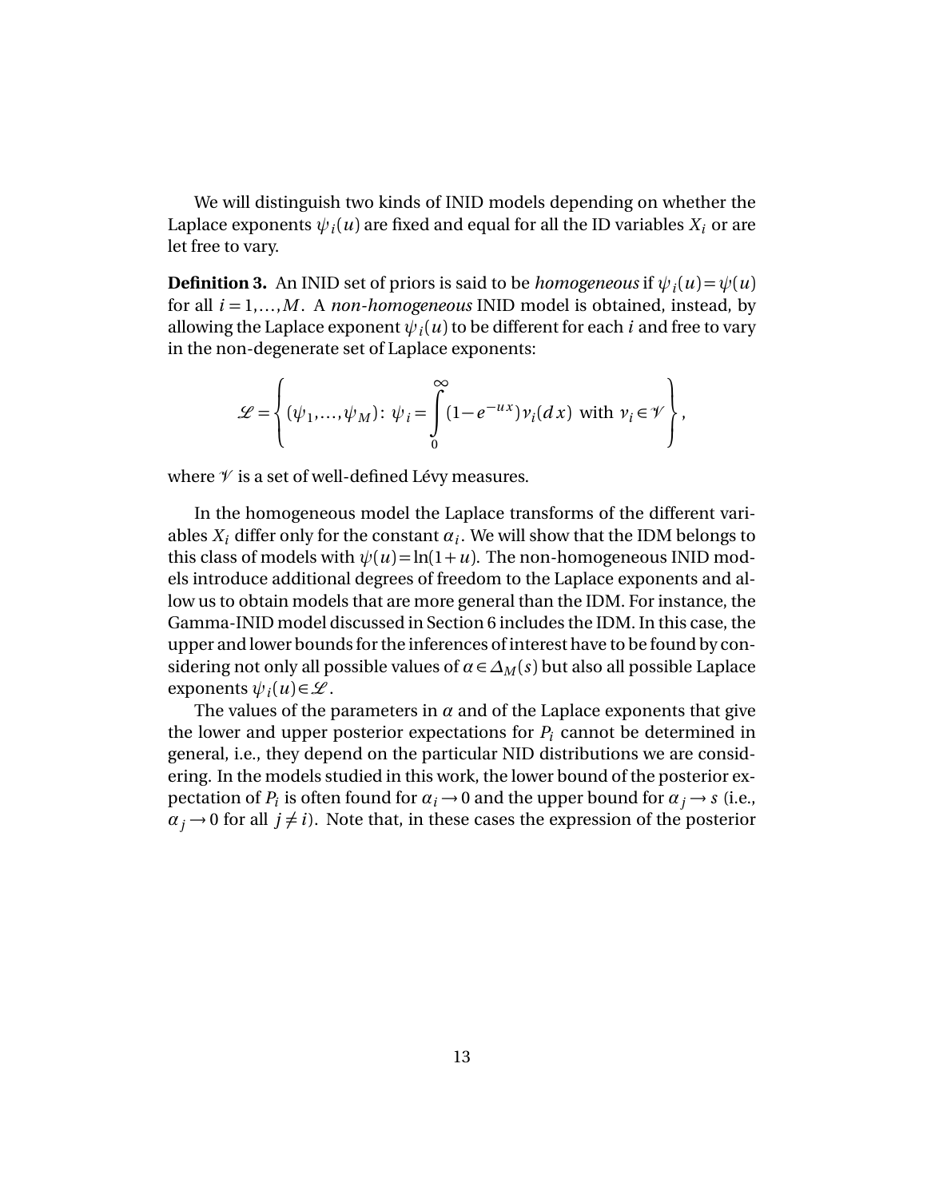We will distinguish two kinds of INID models depending on whether the Laplace exponents $\psi_i(u)$ are fixed and equal for all the ID variables $X_i$ or are let free to vary.

**Definition 3.** An INID set of priors is said to be *homogeneous* if $\psi_i(u) = \psi(u)$ for all $i = 1, \ldots, M$. A *non-homogeneous* INID model is obtained, instead, by allowing the Laplace exponent $\psi_i(u)$ to be different for each $i$ and free to vary in the non-degenerate set of Laplace exponents:

$$\mathscr{L} = \left\{ (\psi_1, \ldots, \psi_M) \colon \psi_i = \int_0^\infty (1 - e^{-ux}) \nu_i(dx) \text{ with } \nu_i \in \mathscr{V} \right\},$$

where $\mathscr{V}$ is a set of well-defined Lévy measures.

In the homogeneous model the Laplace transforms of the different variables $X_i$ differ only for the constant $\alpha_i$. We will show that the IDM belongs to this class of models with $\psi(u) = \ln(1+u)$. The non-homogeneous INID models introduce additional degrees of freedom to the Laplace exponents and allow us to obtain models that are more general than the IDM. For instance, the Gamma-INID model discussed in Section 6 includes the IDM. In this case, the upper and lower bounds for the inferences of interest have to be found by considering not only all possible values of $\alpha \in \Delta_M(s)$ but also all possible Laplace exponents $\psi_i(u) \in \mathscr{L}$.

The values of the parameters in $\alpha$ and of the Laplace exponents that give the lower and upper posterior expectations for $P_i$ cannot be determined in general, i.e., they depend on the particular NID distributions we are considering. In the models studied in this work, the lower bound of the posterior expectation of $P_i$ is often found for $\alpha_i \to 0$ and the upper bound for $\alpha_j \to s$ (i.e., $\alpha_j \to 0$ for all $j \neq i$). Note that, in these cases the expression of the posterior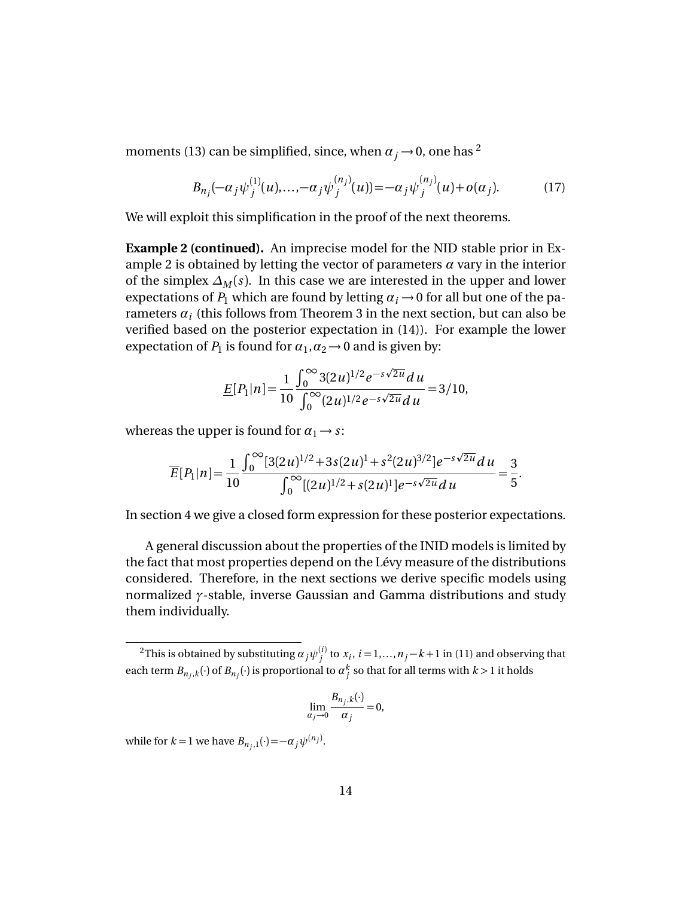moments (13) can be simplified, since, when $\alpha_j \to 0$, one has [2]

$$B_{n_j}(-\alpha_j \psi_j^{(1)}(u), \ldots, -\alpha_j \psi_j^{(n_j)}(u)) = -\alpha_j \psi_j^{(n_j)}(u) + o(\alpha_j). \tag{17}$$

We will exploit this simplification in the proof of the next theorems.

**Example 2 (continued).** An imprecise model for the NID stable prior in Example 2 is obtained by letting the vector of parameters $\alpha$ vary in the interior of the simplex $\Delta_M(s)$. In this case we are interested in the upper and lower expectations of $P_1$ which are found by letting $\alpha_i \to 0$ for all but one of the parameters $\alpha_i$ (this follows from Theorem 3 in the next section, but can also be verified based on the posterior expectation in (14)). For example the lower expectation of $P_1$ is found for $\alpha_1, \alpha_2 \to 0$ and is given by:

$$\underline{E}[P_1|n] = \frac{1}{10} \frac{\int_0^\infty 3(2u)^{1/2} e^{-s\sqrt{2u}} du}{\int_0^\infty (2u)^{1/2} e^{-s\sqrt{2u}} du} = 3/10,$$

whereas the upper is found for $\alpha_1 \to s$:

$$\overline{E}[P_1|n] = \frac{1}{10} \frac{\int_0^\infty [3(2u)^{1/2} + 3s(2u)^1 + s^2(2u)^{3/2}] e^{-s\sqrt{2u}} du}{\int_0^\infty [(2u)^{1/2} + s(2u)^1] e^{-s\sqrt{2u}} du} = \frac{3}{5}.$$

In section 4 we give a closed form expression for these posterior expectations.

A general discussion about the properties of the INID models is limited by the fact that most properties depend on the Lévy measure of the distributions considered. Therefore, in the next sections we derive specific models using normalized $\gamma$-stable, inverse Gaussian and Gamma distributions and study them individually.

---

[2] This is obtained by substituting $\alpha_j \psi_j^{(i)}$ to $x_i$, $i = 1, \ldots, n_j - k + 1$ in (11) and observing that each term $B_{n_j,k}(\cdot)$ of $B_{n_j}(\cdot)$ is proportional to $\alpha_j^k$ so that for all terms with $k > 1$ it holds

$$\lim_{\alpha_j \to 0} \frac{B_{n_j,k}(\cdot)}{\alpha_j} = 0,$$

while for $k = 1$ we have $B_{n_j,1}(\cdot) = -\alpha_j \psi^{(n_j)}$.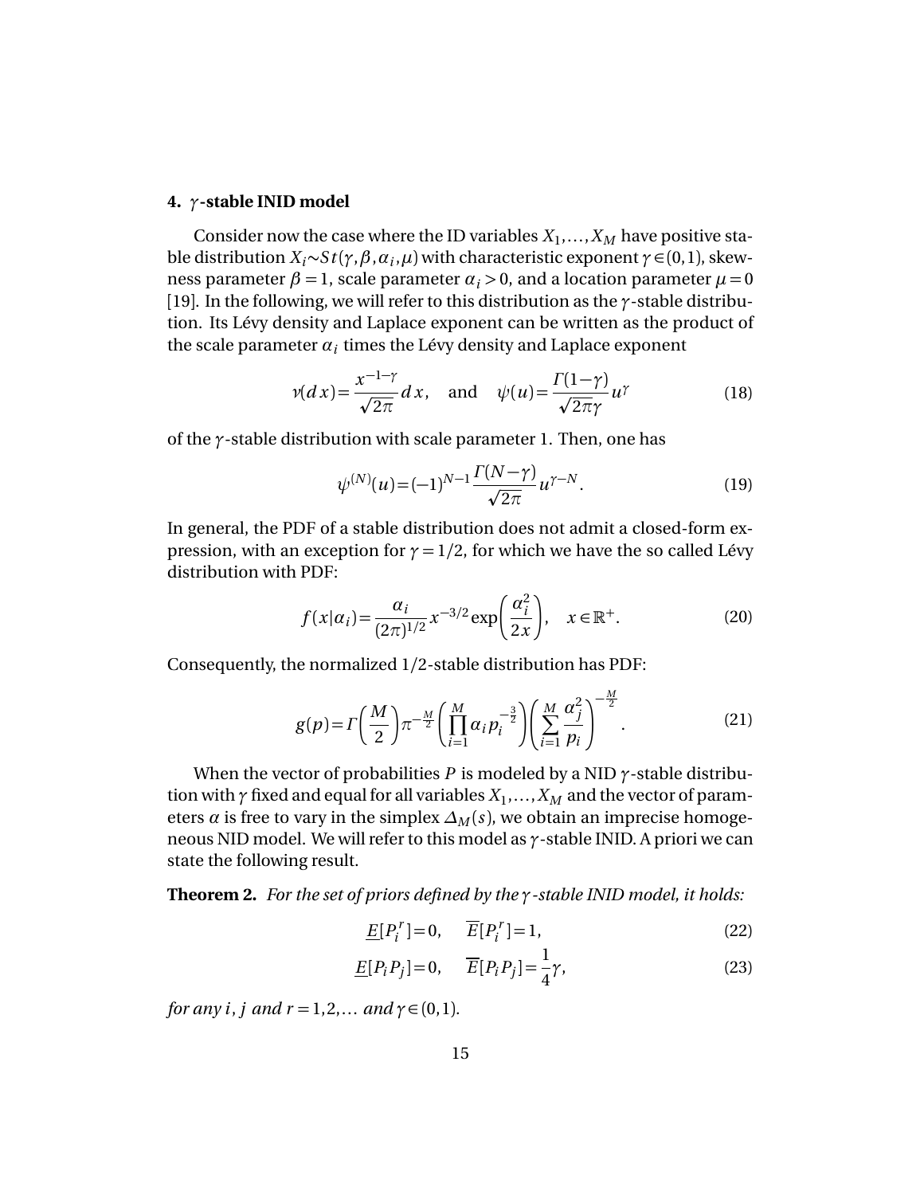## 4. $\gamma$-stable INID model

Consider now the case where the ID variables $X_1,\ldots,X_M$ have positive stable distribution $X_i \sim St(\gamma,\beta,\alpha_i,\mu)$ with characteristic exponent $\gamma \in (0,1)$, skewness parameter $\beta = 1$, scale parameter $\alpha_i > 0$, and a location parameter $\mu = 0$ [19]. In the following, we will refer to this distribution as the $\gamma$-stable distribution. Its Lévy density and Laplace exponent can be written as the product of the scale parameter $\alpha_i$ times the Lévy density and Laplace exponent

$$\nu(dx) = \frac{x^{-1-\gamma}}{\sqrt{2\pi}}\,dx, \quad \text{and} \quad \psi(u) = \frac{\Gamma(1-\gamma)}{\sqrt{2\pi}\gamma}u^{\gamma} \tag{18}$$

of the $\gamma$-stable distribution with scale parameter 1. Then, one has

$$\psi^{(N)}(u) = (-1)^{N-1}\frac{\Gamma(N-\gamma)}{\sqrt{2\pi}}u^{\gamma-N}. \tag{19}$$

In general, the PDF of a stable distribution does not admit a closed-form expression, with an exception for $\gamma = 1/2$, for which we have the so called Lévy distribution with PDF:

$$f(x|\alpha_i) = \frac{\alpha_i}{(2\pi)^{1/2}}x^{-3/2}\exp\left(\frac{\alpha_i^2}{2x}\right), \quad x \in \mathbb{R}^+. \tag{20}$$

Consequently, the normalized 1/2-stable distribution has PDF:

$$g(p) = \Gamma\left(\frac{M}{2}\right)\pi^{-\frac{M}{2}}\left(\prod_{i=1}^{M}\alpha_i p_i^{-\frac{3}{2}}\right)\left(\sum_{i=1}^{M}\frac{\alpha_j^2}{p_i}\right)^{-\frac{M}{2}}. \tag{21}$$

When the vector of probabilities $P$ is modeled by a NID $\gamma$-stable distribution with $\gamma$ fixed and equal for all variables $X_1,\ldots,X_M$ and the vector of parameters $\alpha$ is free to vary in the simplex $\Delta_M(s)$, we obtain an imprecise homogeneous NID model. We will refer to this model as $\gamma$-stable INID. A priori we can state the following result.

**Theorem 2.** *For the set of priors defined by the $\gamma$-stable INID model, it holds:*

$$\underline{E}[P_i^r] = 0, \quad \overline{E}[P_i^r] = 1, \tag{22}$$

$$\underline{E}[P_iP_j] = 0, \quad \overline{E}[P_iP_j] = \frac{1}{4}\gamma, \tag{23}$$

*for any $i$, $j$ and $r = 1,2,\ldots$ and $\gamma \in (0,1)$.*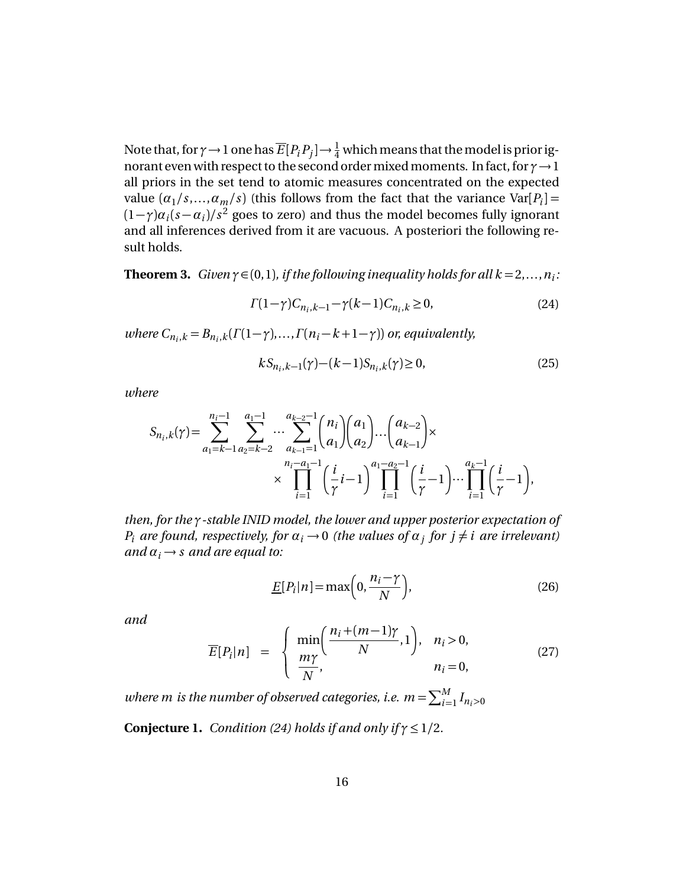Note that, for $\gamma \to 1$ one has $\overline{E}[P_i P_j] \to \frac{1}{4}$ which means that the model is prior ignorant even with respect to the second order mixed moments. In fact, for $\gamma \to 1$ all priors in the set tend to atomic measures concentrated on the expected value $(\alpha_1/s, \ldots, \alpha_m/s)$ (this follows from the fact that the variance $\mathrm{Var}[P_i] = (1-\gamma)\alpha_i(s-\alpha_i)/s^2$ goes to zero) and thus the model becomes fully ignorant and all inferences derived from it are vacuous. A posteriori the following result holds.

**Theorem 3.** *Given $\gamma \in (0,1)$, if the following inequality holds for all $k = 2, \ldots, n_i$:*

$$\Gamma(1-\gamma)C_{n_i,k-1} - \gamma(k-1)C_{n_i,k} \geq 0, \tag{24}$$

*where $C_{n_i,k} = B_{n_i,k}(\Gamma(1-\gamma), \ldots, \Gamma(n_i - k + 1 - \gamma))$ or, equivalently,*

$$kS_{n_i,k-1}(\gamma) - (k-1)S_{n_i,k}(\gamma) \geq 0, \tag{25}$$

*where*

$$S_{n_i,k}(\gamma) = \sum_{a_1=k-1}^{n_i-1} \sum_{a_2=k-2}^{a_1-1} \cdots \sum_{a_{k-1}=1}^{a_{k-2}-1} \binom{n_i}{a_1}\binom{a_1}{a_2} \cdots \binom{a_{k-2}}{a_{k-1}} \times \\ \times \prod_{i=1}^{n_i-a_1-1}\left(\frac{i}{\gamma}i - 1\right) \prod_{i=1}^{a_1-a_2-1}\left(\frac{i}{\gamma} - 1\right) \cdots \prod_{i=1}^{a_k-1}\left(\frac{i}{\gamma} - 1\right),$$

*then, for the $\gamma$-stable INID model, the lower and upper posterior expectation of $P_i$ are found, respectively, for $\alpha_i \to 0$ (the values of $\alpha_j$ for $j \neq i$ are irrelevant) and $\alpha_i \to s$ and are equal to:*

$$\underline{E}[P_i|n] = \max\left(0, \frac{n_i - \gamma}{N}\right), \tag{26}$$

*and*

$$\overline{E}[P_i|n] = \begin{cases} \min\left(\dfrac{n_i + (m-1)\gamma}{N}, 1\right), & n_i > 0, \\ \dfrac{m\gamma}{N}, & n_i = 0, \end{cases} \tag{27}$$

*where $m$ is the number of observed categories, i.e. $m = \sum_{i=1}^{M} I_{n_i>0}$*

**Conjecture 1.** *Condition (24) holds if and only if $\gamma \leq 1/2$.*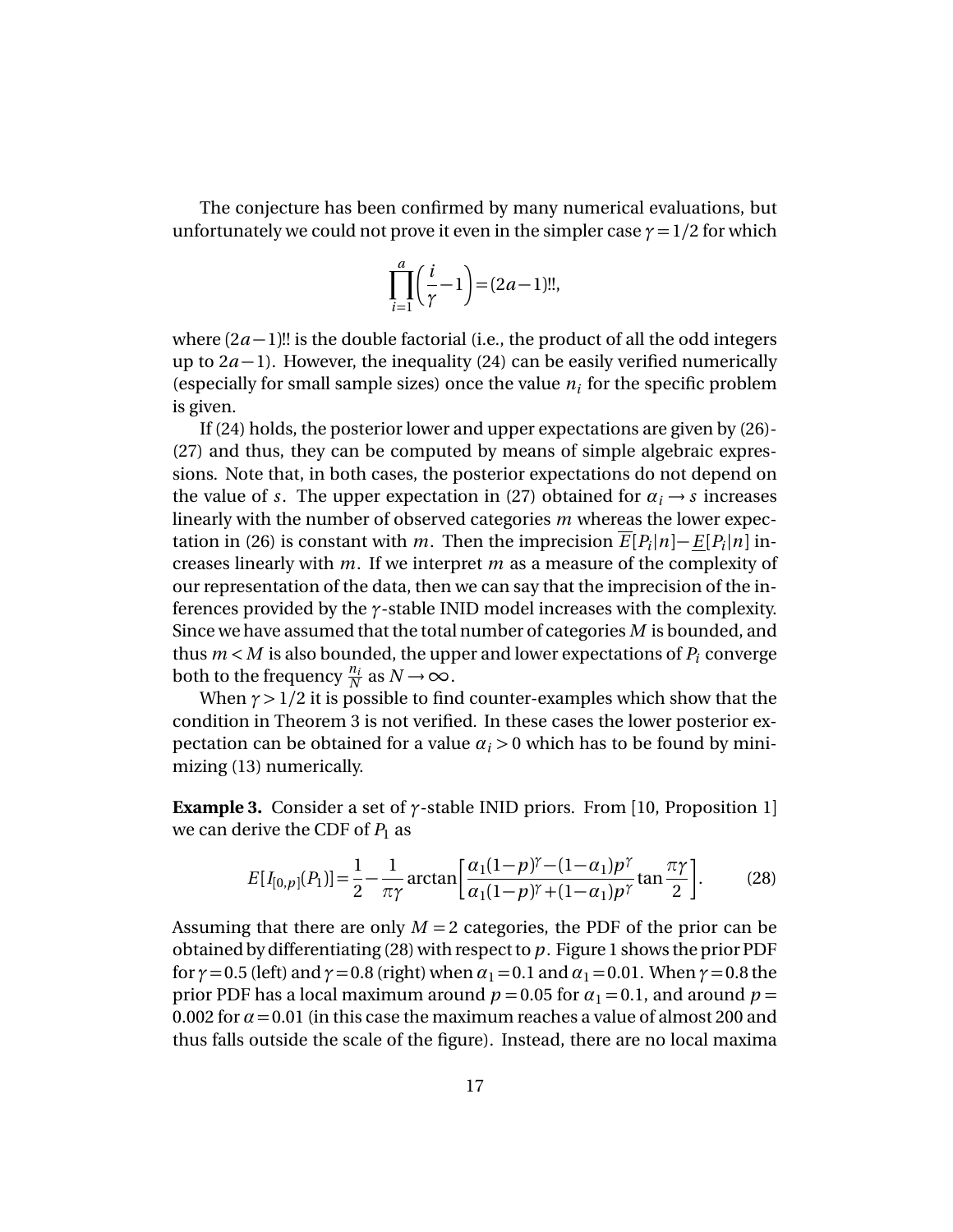The conjecture has been confirmed by many numerical evaluations, but unfortunately we could not prove it even in the simpler case $\gamma = 1/2$ for which

$$\prod_{i=1}^{a}\left(\frac{i}{\gamma}-1\right)=(2a-1)!!,$$

where $(2a-1)!!$ is the double factorial (i.e., the product of all the odd integers up to $2a-1$). However, the inequality (24) can be easily verified numerically (especially for small sample sizes) once the value $n_i$ for the specific problem is given.

If (24) holds, the posterior lower and upper expectations are given by (26)-(27) and thus, they can be computed by means of simple algebraic expressions. Note that, in both cases, the posterior expectations do not depend on the value of $s$. The upper expectation in (27) obtained for $\alpha_i \to s$ increases linearly with the number of observed categories $m$ whereas the lower expectation in (26) is constant with $m$. Then the imprecision $\overline{E}[P_i|n]-\underline{E}[P_i|n]$ increases linearly with $m$. If we interpret $m$ as a measure of the complexity of our representation of the data, then we can say that the imprecision of the inferences provided by the $\gamma$-stable INID model increases with the complexity. Since we have assumed that the total number of categories $M$ is bounded, and thus $m < M$ is also bounded, the upper and lower expectations of $P_i$ converge both to the frequency $\frac{n_i}{N}$ as $N \to \infty$.

When $\gamma > 1/2$ it is possible to find counter-examples which show that the condition in Theorem 3 is not verified. In these cases the lower posterior expectation can be obtained for a value $\alpha_i > 0$ which has to be found by minimizing (13) numerically.

**Example 3.** Consider a set of $\gamma$-stable INID priors. From [10, Proposition 1] we can derive the CDF of $P_1$ as

$$E[I_{[0,p]}(P_1)]=\frac{1}{2}-\frac{1}{\pi\gamma}\arctan\left[\frac{\alpha_1(1-p)^{\gamma}-(1-\alpha_1)p^{\gamma}}{\alpha_1(1-p)^{\gamma}+(1-\alpha_1)p^{\gamma}}\tan\frac{\pi\gamma}{2}\right]. \tag{28}$$

Assuming that there are only $M = 2$ categories, the PDF of the prior can be obtained by differentiating (28) with respect to $p$. Figure 1 shows the prior PDF for $\gamma = 0.5$ (left) and $\gamma = 0.8$ (right) when $\alpha_1 = 0.1$ and $\alpha_1 = 0.01$. When $\gamma = 0.8$ the prior PDF has a local maximum around $p = 0.05$ for $\alpha_1 = 0.1$, and around $p = 0.002$ for $\alpha = 0.01$ (in this case the maximum reaches a value of almost 200 and thus falls outside the scale of the figure). Instead, there are no local maxima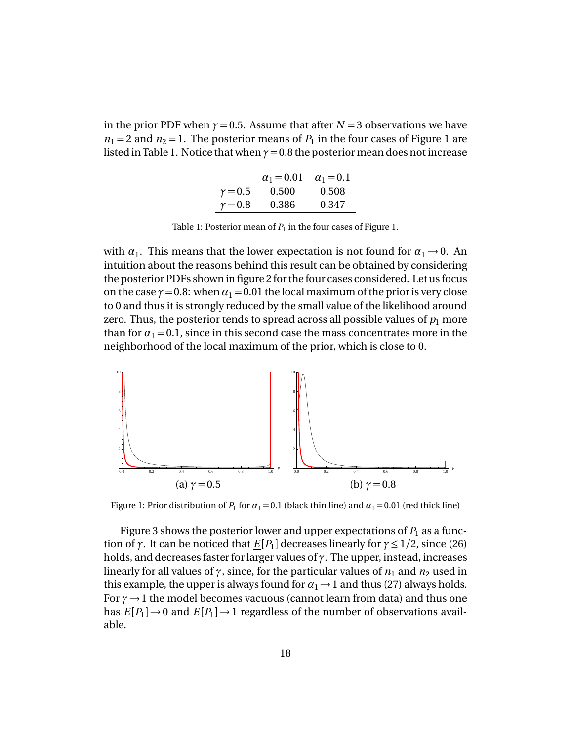in the prior PDF when $\gamma = 0.5$. Assume that after $N = 3$ observations we have $n_1 = 2$ and $n_2 = 1$. The posterior means of $P_1$ in the four cases of Figure 1 are listed in Table 1. Notice that when $\gamma = 0.8$ the posterior mean does not increase

| | $\alpha_1 = 0.01$ | $\alpha_1 = 0.1$ |
|---|---|---|
| $\gamma = 0.5$ | 0.500 | 0.508 |
| $\gamma = 0.8$ | 0.386 | 0.347 |

Table 1: Posterior mean of $P_1$ in the four cases of Figure 1.

with $\alpha_1$. This means that the lower expectation is not found for $\alpha_1 \to 0$. An intuition about the reasons behind this result can be obtained by considering the posterior PDFs shown in figure 2 for the four cases considered. Let us focus on the case $\gamma = 0.8$: when $\alpha_1 = 0.01$ the local maximum of the prior is very close to 0 and thus it is strongly reduced by the small value of the likelihood around zero. Thus, the posterior tends to spread across all possible values of $p_1$ more than for $\alpha_1 = 0.1$, since in this second case the mass concentrates more in the neighborhood of the local maximum of the prior, which is close to 0.

(a) $\gamma = 0.5$

(b) $\gamma = 0.8$

Figure 1: Prior distribution of $P_1$ for $\alpha_1 = 0.1$ (black thin line) and $\alpha_1 = 0.01$ (red thick line)

Figure 3 shows the posterior lower and upper expectations of $P_1$ as a function of $\gamma$. It can be noticed that $\underline{E}[P_1]$ decreases linearly for $\gamma \leq 1/2$, since (26) holds, and decreases faster for larger values of $\gamma$. The upper, instead, increases linearly for all values of $\gamma$, since, for the particular values of $n_1$ and $n_2$ used in this example, the upper is always found for $\alpha_1 \to 1$ and thus (27) always holds. For $\gamma \to 1$ the model becomes vacuous (cannot learn from data) and thus one has $\underline{E}[P_1] \to 0$ and $\overline{E}[P_1] \to 1$ regardless of the number of observations available.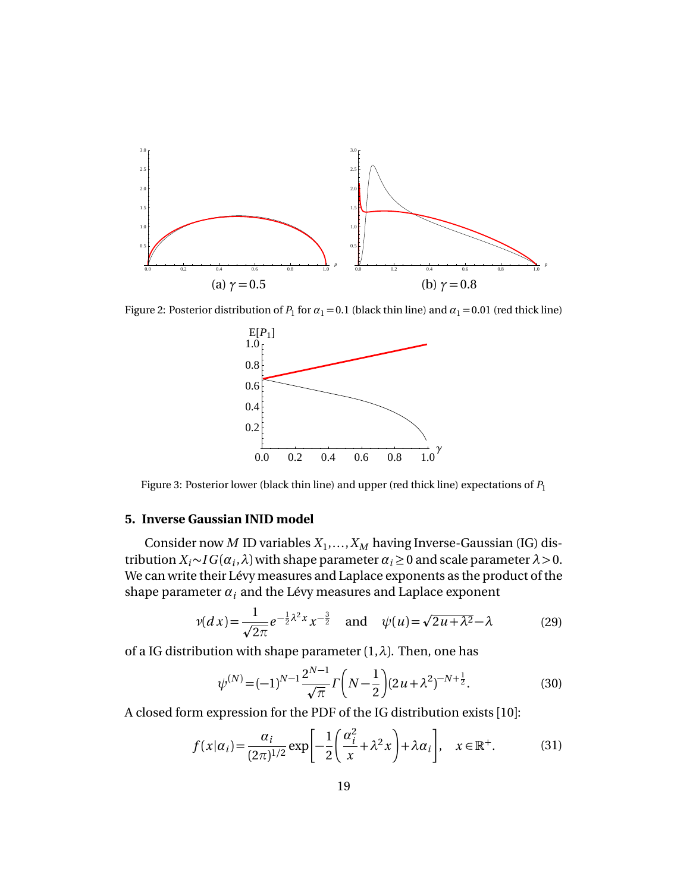(a) $\gamma = 0.5$

(b) $\gamma = 0.8$

Figure 2: Posterior distribution of $P_1$ for $\alpha_1 = 0.1$ (black thin line) and $\alpha_1 = 0.01$ (red thick line)

Figure 3: Posterior lower (black thin line) and upper (red thick line) expectations of $P_1$

## 5. Inverse Gaussian INID model

Consider now $M$ ID variables $X_1, \ldots, X_M$ having Inverse-Gaussian (IG) distribution $X_i \sim IG(\alpha_i, \lambda)$ with shape parameter $\alpha_i \geq 0$ and scale parameter $\lambda > 0$. We can write their Lévy measures and Laplace exponents as the product of the shape parameter $\alpha_i$ and the Lévy measures and Laplace exponent

$$\nu(dx) = \frac{1}{\sqrt{2\pi}} e^{-\frac{1}{2}\lambda^2 x} x^{-\frac{3}{2}} \quad \text{and} \quad \psi(u) = \sqrt{2u + \lambda^2} - \lambda \tag{29}$$

of a IG distribution with shape parameter $(1, \lambda)$. Then, one has

$$\psi^{(N)} = (-1)^{N-1} \frac{2^{N-1}}{\sqrt{\pi}} \Gamma\left(N - \frac{1}{2}\right) (2u + \lambda^2)^{-N + \frac{1}{2}}. \tag{30}$$

A closed form expression for the PDF of the IG distribution exists [10]:

$$f(x|\alpha_i) = \frac{\alpha_i}{(2\pi)^{1/2}} \exp\left[-\frac{1}{2}\left(\frac{\alpha_i^2}{x} + \lambda^2 x\right) + \lambda \alpha_i\right], \quad x \in \mathbb{R}^+. \tag{31}$$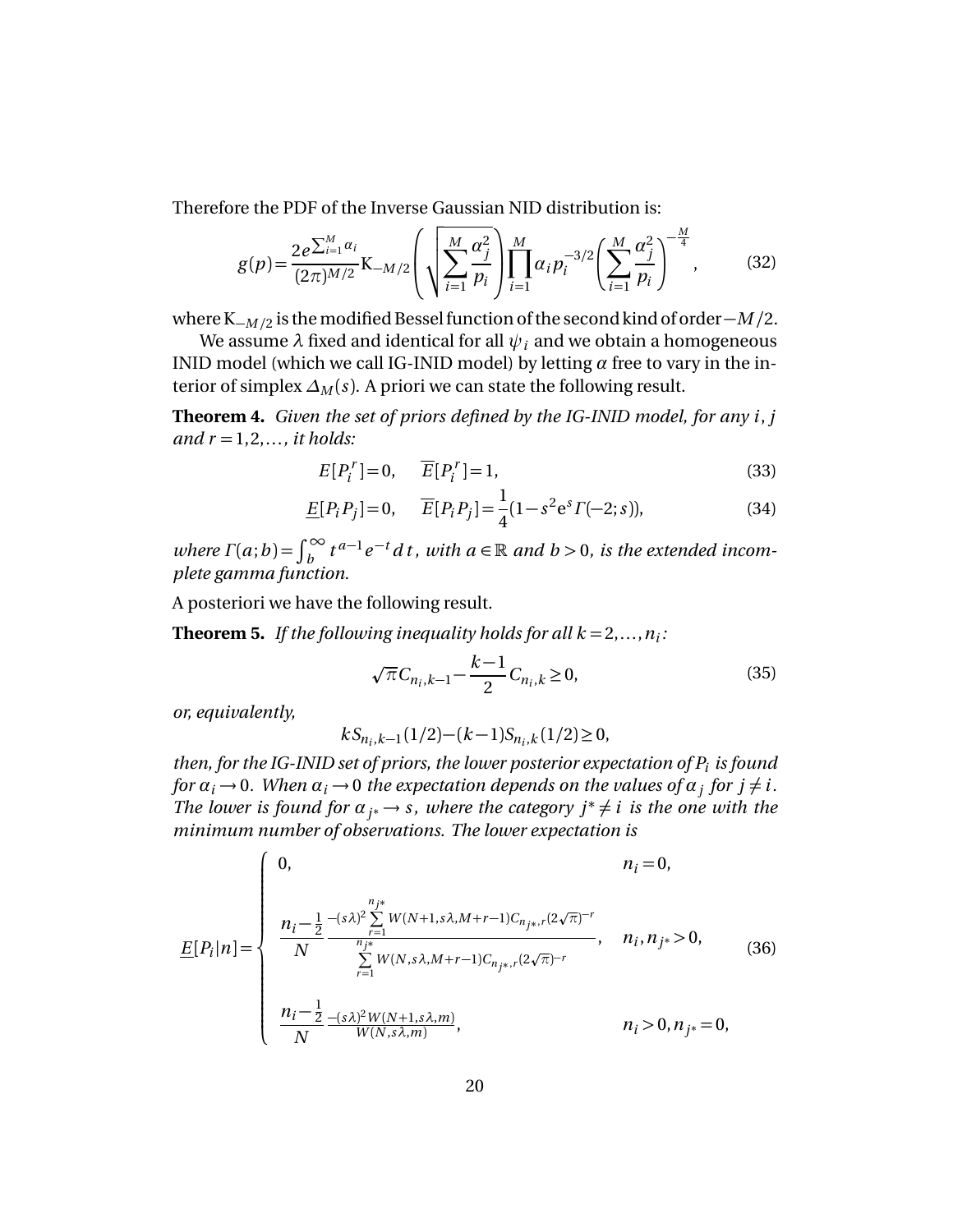Therefore the PDF of the Inverse Gaussian NID distribution is:

$$g(p) = \frac{2e^{\sum_{i=1}^{M}\alpha_i}}{(2\pi)^{M/2}} \mathrm{K}_{-M/2}\left(\sqrt{\sum_{i=1}^{M}\frac{\alpha_j^2}{p_i}}\right)\prod_{i=1}^{M}\alpha_i p_i^{-3/2}\left(\sum_{i=1}^{M}\frac{\alpha_j^2}{p_i}\right)^{-\frac{M}{4}}, \tag{32}$$

where $\mathrm{K}_{-M/2}$ is the modified Bessel function of the second kind of order $-M/2$.

We assume $\lambda$ fixed and identical for all $\psi_i$ and we obtain a homogeneous INID model (which we call IG-INID model) by letting $\alpha$ free to vary in the interior of simplex $\Delta_M(s)$. A priori we can state the following result.

**Theorem 4.** *Given the set of priors defined by the IG-INID model, for any $i, j$ and $r = 1, 2, \ldots$, it holds:*

$$E[P_i^r] = 0, \quad \overline{E}[P_i^r] = 1, \tag{33}$$

$$\underline{E}[P_i P_j] = 0, \quad \overline{E}[P_i P_j] = \frac{1}{4}(1 - s^2 \mathrm{e}^s \Gamma(-2; s)), \tag{34}$$

*where $\Gamma(a; b) = \int_b^\infty t^{a-1}e^{-t}\,dt$, with $a \in \mathbb{R}$ and $b > 0$, is the extended incomplete gamma function.*

A posteriori we have the following result.

**Theorem 5.** *If the following inequality holds for all $k = 2, \ldots, n_i$:*

$$\sqrt{\pi}C_{n_i,k-1} - \frac{k-1}{2}C_{n_i,k} \geq 0, \tag{35}$$

*or, equivalently,*

$$kS_{n_i,k-1}(1/2) - (k-1)S_{n_i,k}(1/2) \geq 0,$$

*then, for the IG-INID set of priors, the lower posterior expectation of $P_i$ is found for $\alpha_i \to 0$. When $\alpha_i \to 0$ the expectation depends on the values of $\alpha_j$ for $j \neq i$. The lower is found for $\alpha_{j^*} \to s$, where the category $j^* \neq i$ is the one with the minimum number of observations. The lower expectation is*

$$\underline{E}[P_i|n] = \begin{cases} 0, & n_i = 0, \\[2ex] \dfrac{n_i - \frac{1}{2}}{N}\dfrac{-(s\lambda)^2\sum\limits_{r=1}^{n_{j*}} W(N+1, s\lambda, M+r-1)C_{n_{j*},r}(2\sqrt{\pi})^{-r}}{\sum\limits_{r=1}^{n_{j*}} W(N, s\lambda, M+r-1)C_{n_{j*},r}(2\sqrt{\pi})^{-r}}, & n_i, n_{j^*} > 0, \\[2ex] \dfrac{n_i - \frac{1}{2}}{N}\dfrac{-(s\lambda)^2 W(N+1, s\lambda, m)}{W(N, s\lambda, m)}, & n_i > 0, n_{j^*} = 0, \end{cases} \tag{36}$$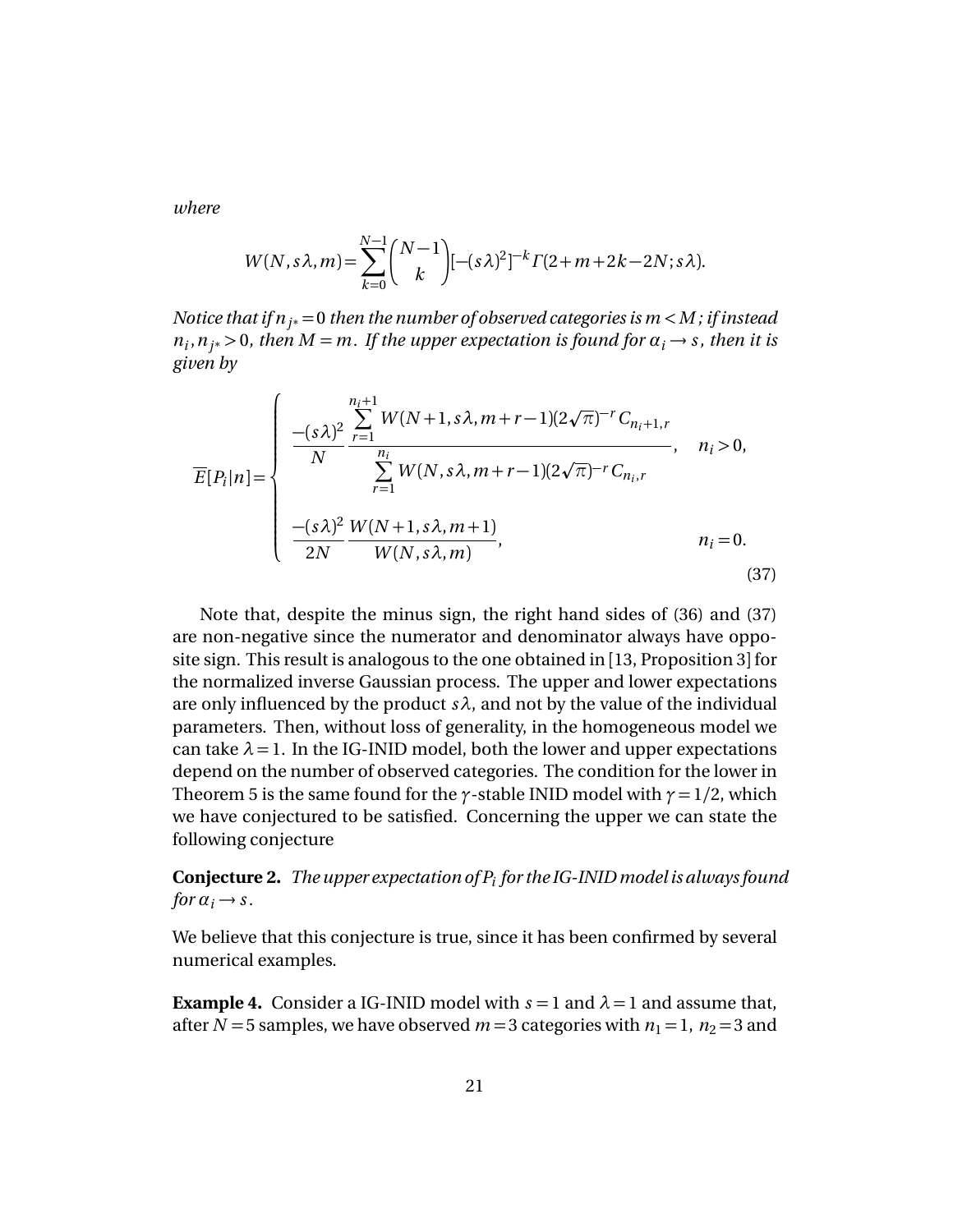*where*

$$W(N,s\lambda,m)=\sum_{k=0}^{N-1}\binom{N-1}{k}[-(s\lambda)^2]^{-k}\Gamma(2+m+2k-2N;s\lambda).$$

*Notice that if $n_{j^*}=0$ then the number of observed categories is $m<M$; if instead $n_i,n_{j^*}>0$, then $M=m$. If the upper expectation is found for $\alpha_i\to s$, then it is given by*

$$\overline{E}[P_i|n]=\begin{cases}\dfrac{-(s\lambda)^2}{N}\dfrac{\sum\limits_{r=1}^{n_i+1}W(N+1,s\lambda,m+r-1)(2\sqrt{\pi})^{-r}C_{n_i+1,r}}{\sum\limits_{r=1}^{n_i}W(N,s\lambda,m+r-1)(2\sqrt{\pi})^{-r}C_{n_i,r}}, & n_i>0,\\[2ex] \dfrac{-(s\lambda)^2}{2N}\dfrac{W(N+1,s\lambda,m+1)}{W(N,s\lambda,m)}, & n_i=0.\end{cases}\tag{37}$$

Note that, despite the minus sign, the right hand sides of (36) and (37) are non-negative since the numerator and denominator always have opposite sign. This result is analogous to the one obtained in [13, Proposition 3] for the normalized inverse Gaussian process. The upper and lower expectations are only influenced by the product $s\lambda$, and not by the value of the individual parameters. Then, without loss of generality, in the homogeneous model we can take $\lambda=1$. In the IG-INID model, both the lower and upper expectations depend on the number of observed categories. The condition for the lower in Theorem 5 is the same found for the $\gamma$-stable INID model with $\gamma=1/2$, which we have conjectured to be satisfied. Concerning the upper we can state the following conjecture

**Conjecture 2.** *The upper expectation of $P_i$ for the IG-INID model is always found for $\alpha_i\to s$.*

We believe that this conjecture is true, since it has been confirmed by several numerical examples.

**Example 4.** Consider a IG-INID model with $s=1$ and $\lambda=1$ and assume that, after $N=5$ samples, we have observed $m=3$ categories with $n_1=1$, $n_2=3$ and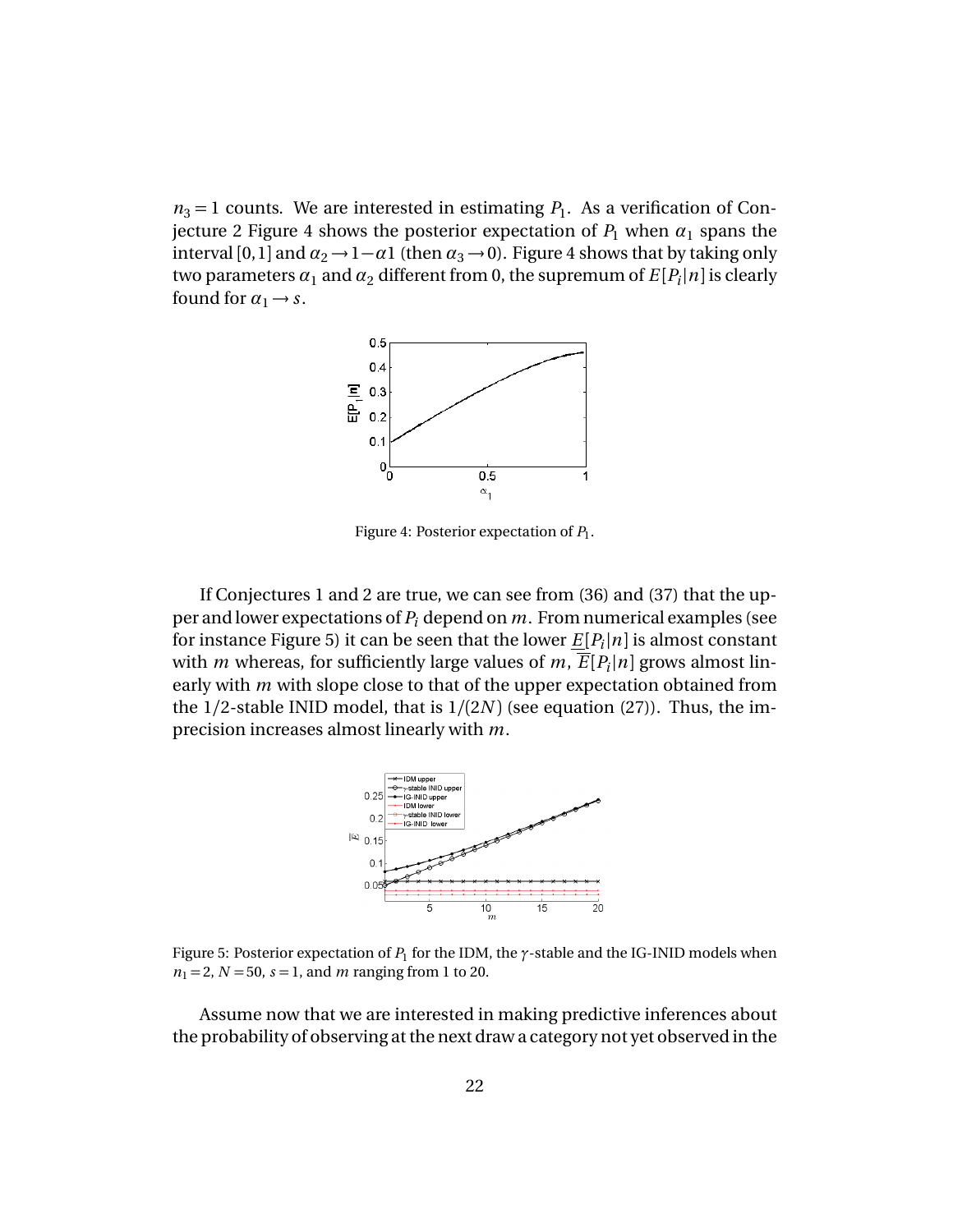$n_3 = 1$ counts. We are interested in estimating $P_1$. As a verification of Conjecture 2 Figure 4 shows the posterior expectation of $P_1$ when $\alpha_1$ spans the interval $[0,1]$ and $\alpha_2 \to 1 - \alpha 1$ (then $\alpha_3 \to 0$). Figure 4 shows that by taking only two parameters $\alpha_1$ and $\alpha_2$ different from 0, the supremum of $E[P_i|n]$ is clearly found for $\alpha_1 \to s$.

Figure 4: Posterior expectation of $P_1$.

If Conjectures 1 and 2 are true, we can see from (36) and (37) that the upper and lower expectations of $P_i$ depend on $m$. From numerical examples (see for instance Figure 5) it can be seen that the lower $\underline{E}[P_i|n]$ is almost constant with $m$ whereas, for sufficiently large values of $m$, $\overline{E}[P_i|n]$ grows almost linearly with $m$ with slope close to that of the upper expectation obtained from the 1/2-stable INID model, that is $1/(2N)$ (see equation (27)). Thus, the imprecision increases almost linearly with $m$.

Figure 5: Posterior expectation of $P_1$ for the IDM, the $\gamma$-stable and the IG-INID models when $n_1 = 2$, $N = 50$, $s = 1$, and $m$ ranging from 1 to 20.

Assume now that we are interested in making predictive inferences about the probability of observing at the next draw a category not yet observed in the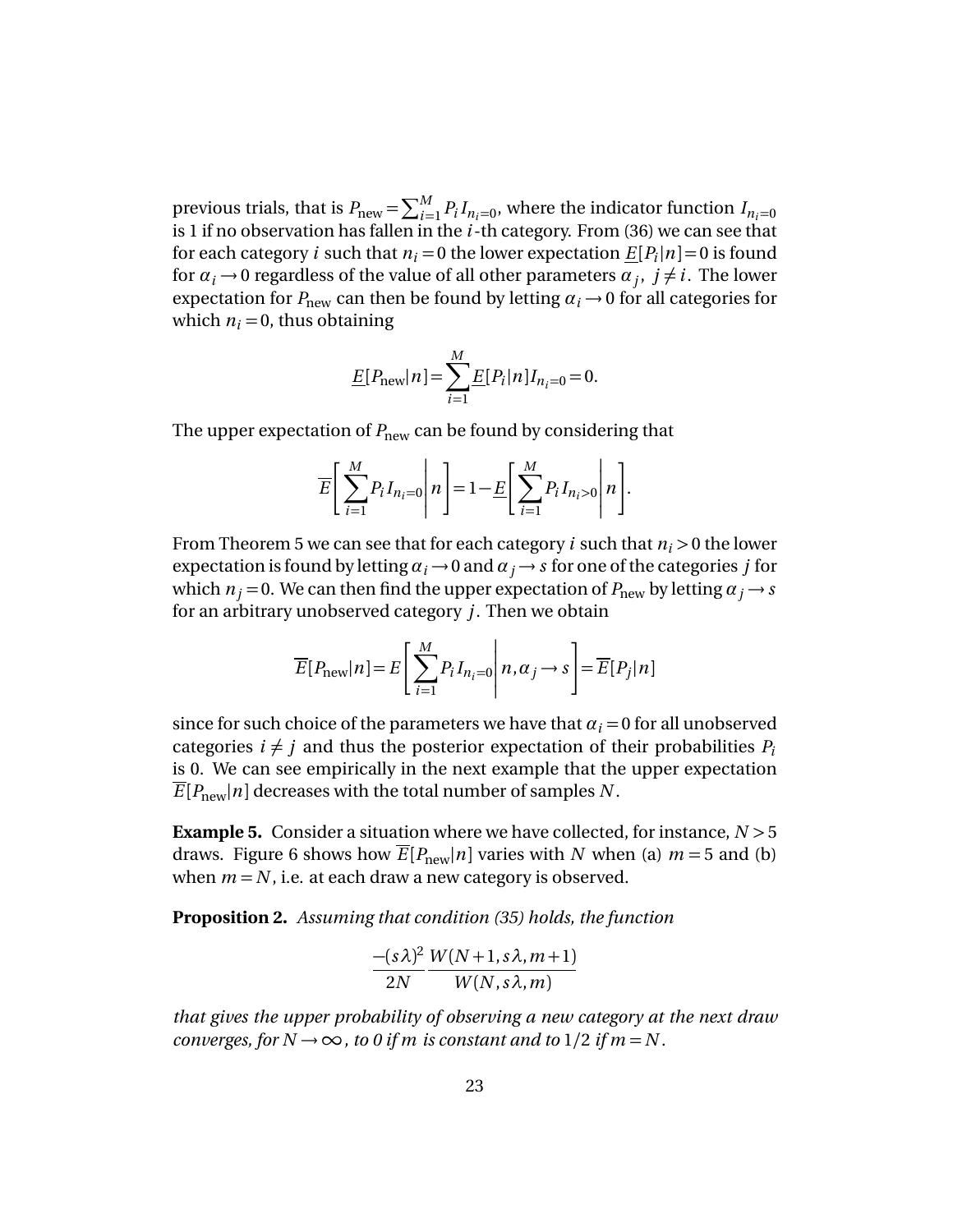previous trials, that is $P_{\text{new}} = \sum_{i=1}^{M} P_i I_{n_i=0}$, where the indicator function $I_{n_i=0}$ is 1 if no observation has fallen in the $i$-th category. From (36) we can see that for each category $i$ such that $n_i = 0$ the lower expectation $\underline{E}[P_i|n] = 0$ is found for $\alpha_i \to 0$ regardless of the value of all other parameters $\alpha_j$, $j \neq i$. The lower expectation for $P_{\text{new}}$ can then be found by letting $\alpha_i \to 0$ for all categories for which $n_i = 0$, thus obtaining

$$\underline{E}[P_{\text{new}}|n] = \sum_{i=1}^{M} \underline{E}[P_i|n] I_{n_i=0} = 0.$$

The upper expectation of $P_{\text{new}}$ can be found by considering that

$$\overline{E}\left[\sum_{i=1}^{M} P_i I_{n_i=0} \middle| n\right] = 1 - \underline{E}\left[\sum_{i=1}^{M} P_i I_{n_i>0} \middle| n\right].$$

From Theorem 5 we can see that for each category $i$ such that $n_i > 0$ the lower expectation is found by letting $\alpha_i \to 0$ and $\alpha_j \to s$ for one of the categories $j$ for which $n_j = 0$. We can then find the upper expectation of $P_{\text{new}}$ by letting $\alpha_j \to s$ for an arbitrary unobserved category $j$. Then we obtain

$$\overline{E}[P_{\text{new}}|n] = E\left[\sum_{i=1}^{M} P_i I_{n_i=0} \middle| n, \alpha_j \to s\right] = \overline{E}[P_j|n]$$

since for such choice of the parameters we have that $\alpha_i = 0$ for all unobserved categories $i \neq j$ and thus the posterior expectation of their probabilities $P_i$ is 0. We can see empirically in the next example that the upper expectation $\overline{E}[P_{\text{new}}|n]$ decreases with the total number of samples $N$.

**Example 5.** Consider a situation where we have collected, for instance, $N > 5$ draws. Figure 6 shows how $\overline{E}[P_{\text{new}}|n]$ varies with $N$ when (a) $m = 5$ and (b) when $m = N$, i.e. at each draw a new category is observed.

**Proposition 2.** *Assuming that condition (35) holds, the function*

$$\frac{-(s\lambda)^2}{2N} \frac{W(N+1, s\lambda, m+1)}{W(N, s\lambda, m)}$$

*that gives the upper probability of observing a new category at the next draw converges, for $N \to \infty$, to 0 if $m$ is constant and to $1/2$ if $m = N$.*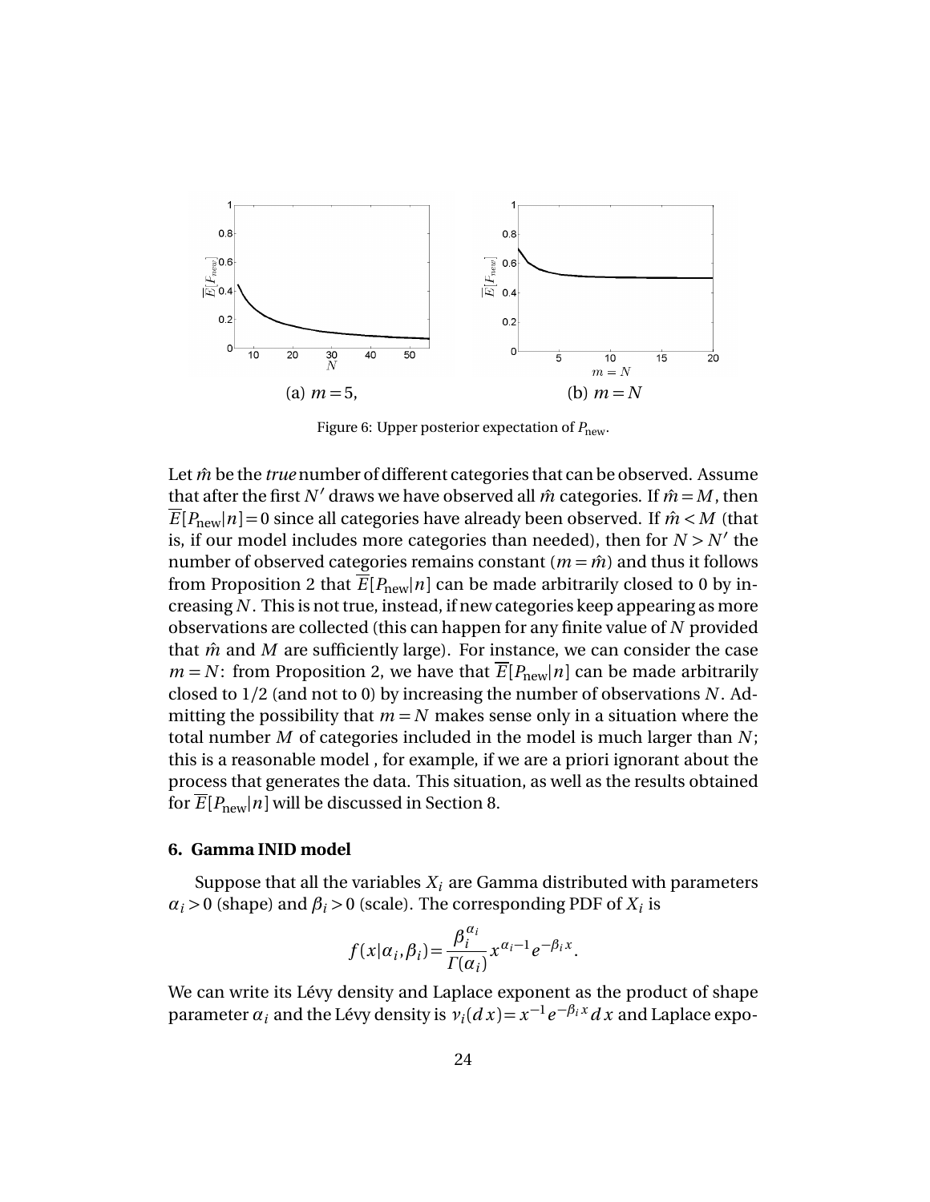(a) $m=5$, (b) $m=N$

Figure 6: Upper posterior expectation of $P_{\text{new}}$.

Let $\hat{m}$ be the *true* number of different categories that can be observed. Assume that after the first $N'$ draws we have observed all $\hat{m}$ categories. If $\hat{m}=M$, then $\overline{E}[P_{\text{new}}|n]=0$ since all categories have already been observed. If $\hat{m}<M$ (that is, if our model includes more categories than needed), then for $N>N'$ the number of observed categories remains constant ($m=\hat{m}$) and thus it follows from Proposition 2 that $\overline{E}[P_{\text{new}}|n]$ can be made arbitrarily closed to 0 by increasing $N$. This is not true, instead, if new categories keep appearing as more observations are collected (this can happen for any finite value of $N$ provided that $\hat{m}$ and $M$ are sufficiently large). For instance, we can consider the case $m=N$: from Proposition 2, we have that $\overline{E}[P_{\text{new}}|n]$ can be made arbitrarily closed to $1/2$ (and not to 0) by increasing the number of observations $N$. Admitting the possibility that $m=N$ makes sense only in a situation where the total number $M$ of categories included in the model is much larger than $N$; this is a reasonable model , for example, if we are a priori ignorant about the process that generates the data. This situation, as well as the results obtained for $\overline{E}[P_{\text{new}}|n]$ will be discussed in Section 8.

### 6. Gamma INID model

Suppose that all the variables $X_i$ are Gamma distributed with parameters $\alpha_i>0$ (shape) and $\beta_i>0$ (scale). The corresponding PDF of $X_i$ is

$$f(x|\alpha_i,\beta_i)=\frac{\beta_i^{\alpha_i}}{\Gamma(\alpha_i)}x^{\alpha_i-1}e^{-\beta_i x}.$$

We can write its Lévy density and Laplace exponent as the product of shape parameter $\alpha_i$ and the Lévy density is $\nu_i(dx)=x^{-1}e^{-\beta_i x}dx$ and Laplace expo-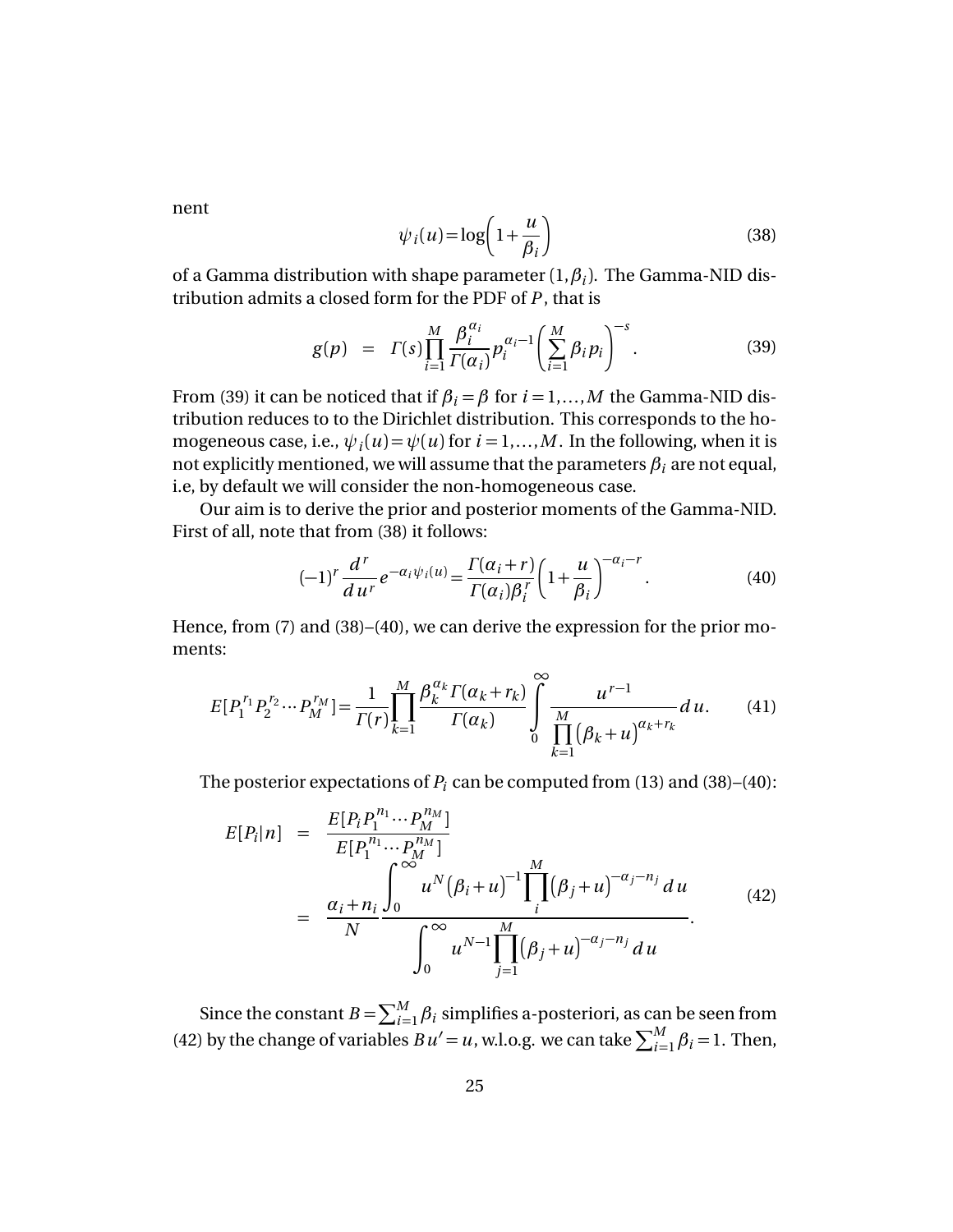nent

$$\psi_i(u) = \log\left(1 + \frac{u}{\beta_i}\right) \tag{38}$$

of a Gamma distribution with shape parameter $(1, \beta_i)$. The Gamma-NID distribution admits a closed form for the PDF of $P$, that is

$$g(p) \;=\; \Gamma(s) \prod_{i=1}^{M} \frac{\beta_i^{\alpha_i}}{\Gamma(\alpha_i)} p_i^{\alpha_i - 1} \left( \sum_{i=1}^{M} \beta_i p_i \right)^{-s}. \tag{39}$$

From (39) it can be noticed that if $\beta_i = \beta$ for $i = 1, \ldots, M$ the Gamma-NID distribution reduces to to the Dirichlet distribution. This corresponds to the homogeneous case, i.e., $\psi_i(u) = \psi(u)$ for $i = 1, \ldots, M$. In the following, when it is not explicitly mentioned, we will assume that the parameters $\beta_i$ are not equal, i.e, by default we will consider the non-homogeneous case.

Our aim is to derive the prior and posterior moments of the Gamma-NID. First of all, note that from (38) it follows:

$$(-1)^r \frac{d^r}{du^r} e^{-\alpha_i \psi_i(u)} = \frac{\Gamma(\alpha_i + r)}{\Gamma(\alpha_i) \beta_i^r} \left(1 + \frac{u}{\beta_i}\right)^{-\alpha_i - r}. \tag{40}$$

Hence, from (7) and (38)–(40), we can derive the expression for the prior moments:

$$E[P_1^{r_1} P_2^{r_2} \cdots P_M^{r_M}] = \frac{1}{\Gamma(r)} \prod_{k=1}^{M} \frac{\beta_k^{\alpha_k} \Gamma(\alpha_k + r_k)}{\Gamma(\alpha_k)} \int_0^{\infty} \frac{u^{r-1}}{\prod_{k=1}^{M} \left(\beta_k + u\right)^{\alpha_k + r_k}} du. \tag{41}$$

The posterior expectations of $P_i$ can be computed from (13) and (38)–(40):

$$\begin{aligned} E[P_i|n] &= \frac{E[P_i P_1^{n_1} \cdots P_M^{n_M}]}{E[P_1^{n_1} \cdots P_M^{n_M}]} \\ &= \frac{\alpha_i + n_i}{N} \frac{\int_0^{\infty} u^N \left(\beta_i + u\right)^{-1} \prod_{i}^{M} \left(\beta_j + u\right)^{-\alpha_j - n_j} du}{\int_0^{\infty} u^{N-1} \prod_{j=1}^{M} \left(\beta_j + u\right)^{-\alpha_j - n_j} du}. \end{aligned} \tag{42}$$

Since the constant $B = \sum_{i=1}^{M} \beta_i$ simplifies a-posteriori, as can be seen from (42) by the change of variables $Bu' = u$, w.l.o.g. we can take $\sum_{i=1}^{M} \beta_i = 1$. Then,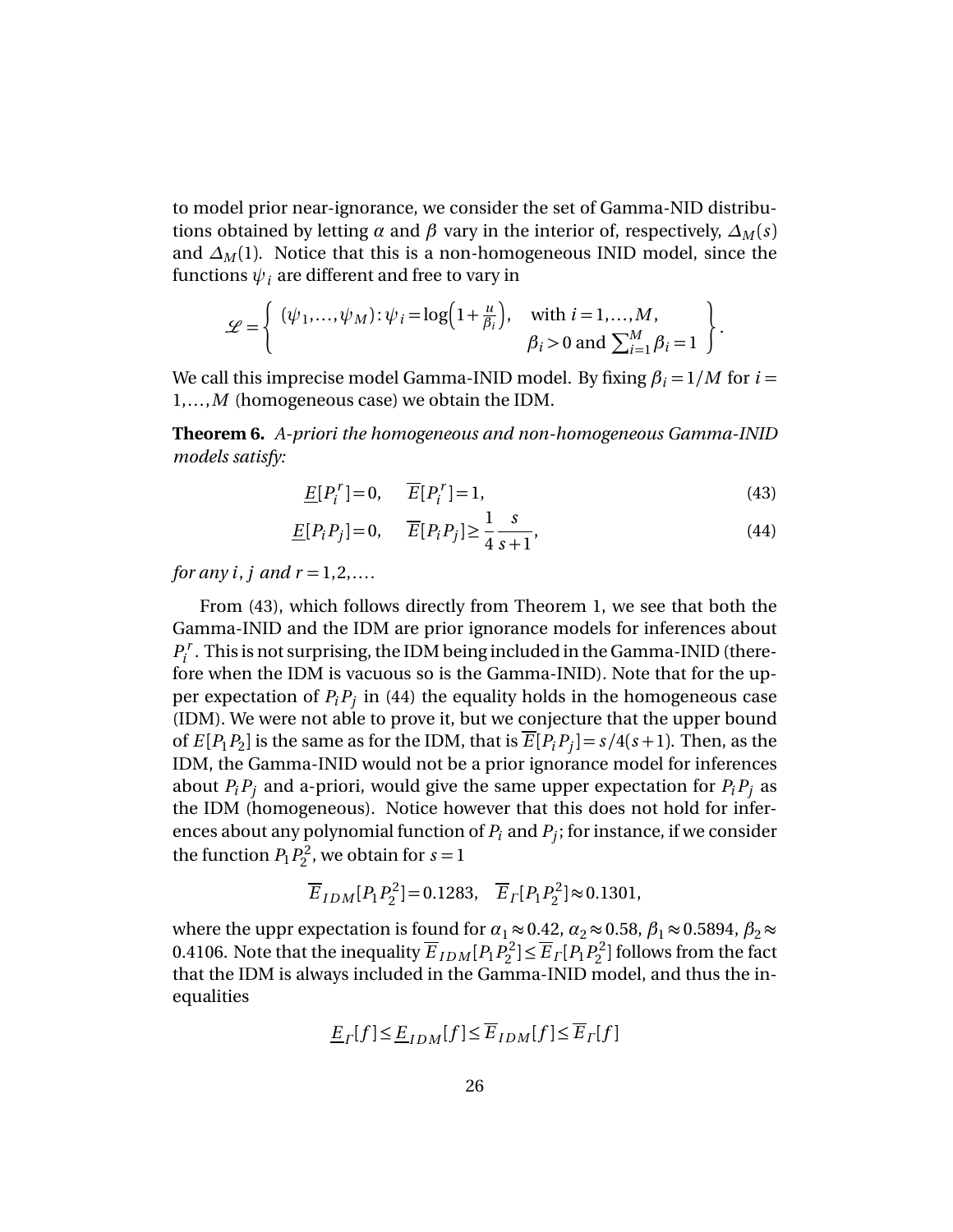to model prior near-ignorance, we consider the set of Gamma-NID distributions obtained by letting $\alpha$ and $\beta$ vary in the interior of, respectively, $\Delta_M(s)$ and $\Delta_M(1)$. Notice that this is a non-homogeneous INID model, since the functions $\psi_i$ are different and free to vary in

$$\mathscr{L} = \left\{ \begin{array}{ll} (\psi_1, \ldots, \psi_M) : \psi_i = \log\left(1 + \frac{u}{\beta_i}\right), & \text{with } i = 1, \ldots, M, \\ & \beta_i > 0 \text{ and } \sum_{i=1}^{M} \beta_i = 1 \end{array} \right\}.$$

We call this imprecise model Gamma-INID model. By fixing $\beta_i = 1/M$ for $i = 1, \ldots, M$ (homogeneous case) we obtain the IDM.

**Theorem 6.** *A-priori the homogeneous and non-homogeneous Gamma-INID models satisfy:*

$$\underline{E}[P_i^r] = 0, \quad \overline{E}[P_i^r] = 1, \tag{43}$$

$$\underline{E}[P_i P_j] = 0, \quad \overline{E}[P_i P_j] \geq \frac{1}{4} \frac{s}{s+1}, \tag{44}$$

*for any $i, j$ and $r = 1, 2, \ldots$.*

From (43), which follows directly from Theorem 1, we see that both the Gamma-INID and the IDM are prior ignorance models for inferences about $P_i^r$. This is not surprising, the IDM being included in the Gamma-INID (therefore when the IDM is vacuous so is the Gamma-INID). Note that for the upper expectation of $P_i P_j$ in (44) the equality holds in the homogeneous case (IDM). We were not able to prove it, but we conjecture that the upper bound of $E[P_1 P_2]$ is the same as for the IDM, that is $\overline{E}[P_i P_j] = s/4(s+1)$. Then, as the IDM, the Gamma-INID would not be a prior ignorance model for inferences about $P_i P_j$ and a-priori, would give the same upper expectation for $P_i P_j$ as the IDM (homogeneous). Notice however that this does not hold for inferences about any polynomial function of $P_i$ and $P_j$; for instance, if we consider the function $P_1 P_2^2$, we obtain for $s = 1$

$$\overline{E}_{IDM}[P_1 P_2^2] = 0.1283, \quad \overline{E}_{\Gamma}[P_1 P_2^2] \approx 0.1301,$$

where the uppr expectation is found for $\alpha_1 \approx 0.42$, $\alpha_2 \approx 0.58$, $\beta_1 \approx 0.5894$, $\beta_2 \approx 0.4106$. Note that the inequality $\overline{E}_{IDM}[P_1 P_2^2] \leq \overline{E}_{\Gamma}[P_1 P_2^2]$ follows from the fact that the IDM is always included in the Gamma-INID model, and thus the inequalities

$$\underline{E}_{\Gamma}[f] \leq \underline{E}_{IDM}[f] \leq \overline{E}_{IDM}[f] \leq \overline{E}_{\Gamma}[f]$$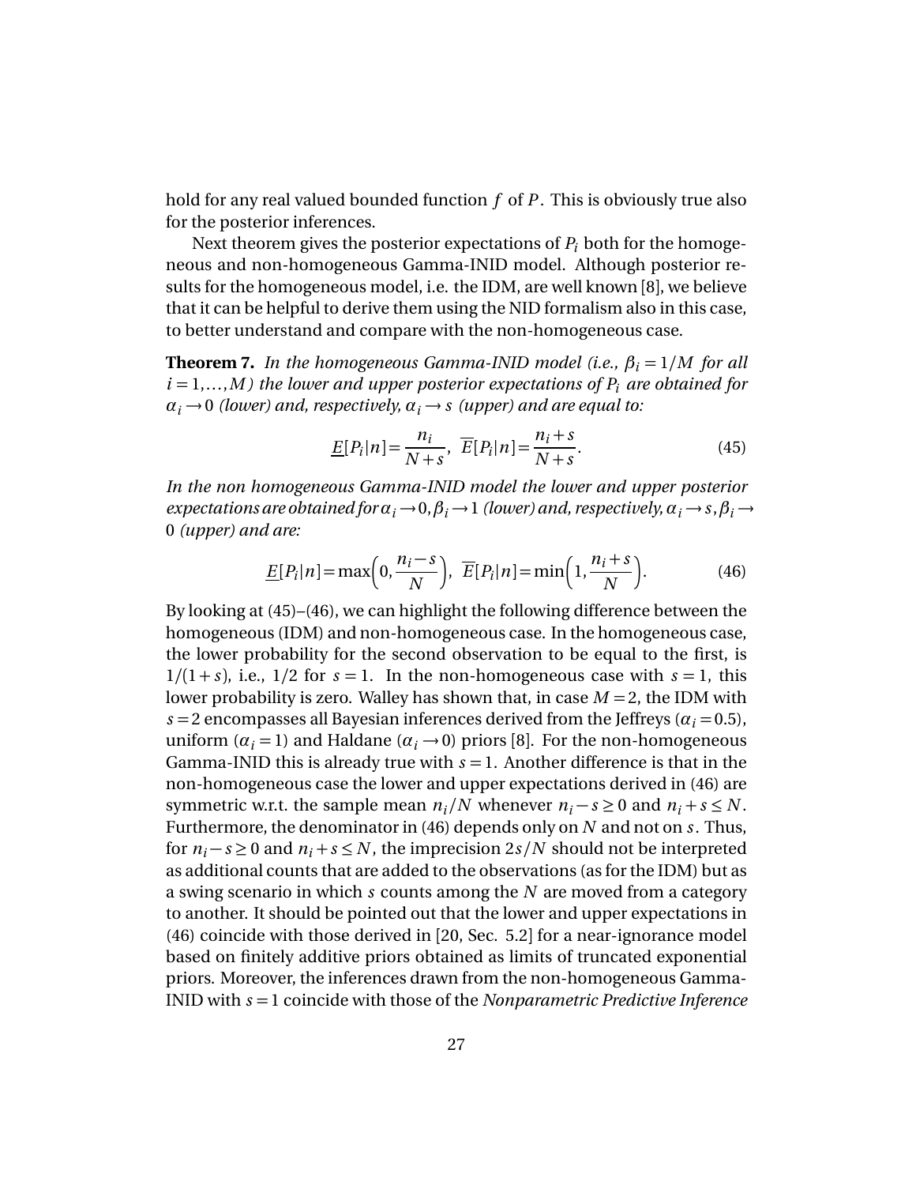hold for any real valued bounded function $f$ of $P$. This is obviously true also for the posterior inferences.

Next theorem gives the posterior expectations of $P_i$ both for the homogeneous and non-homogeneous Gamma-INID model. Although posterior results for the homogeneous model, i.e. the IDM, are well known [8], we believe that it can be helpful to derive them using the NID formalism also in this case, to better understand and compare with the non-homogeneous case.

**Theorem 7.** *In the homogeneous Gamma-INID model (i.e., $\beta_i = 1/M$ for all $i = 1, \ldots, M$) the lower and upper posterior expectations of $P_i$ are obtained for $\alpha_i \to 0$ (lower) and, respectively, $\alpha_i \to s$ (upper) and are equal to:*

$$\underline{E}[P_i|n] = \frac{n_i}{N+s}, \quad \overline{E}[P_i|n] = \frac{n_i + s}{N+s}. \tag{45}$$

*In the non homogeneous Gamma-INID model the lower and upper posterior expectations are obtained for $\alpha_i \to 0, \beta_i \to 1$ (lower) and, respectively, $\alpha_i \to s, \beta_i \to 0$ (upper) and are:*

$$\underline{E}[P_i|n] = \max\left(0, \frac{n_i - s}{N}\right), \quad \overline{E}[P_i|n] = \min\left(1, \frac{n_i + s}{N}\right). \tag{46}$$

By looking at (45)–(46), we can highlight the following difference between the homogeneous (IDM) and non-homogeneous case. In the homogeneous case, the lower probability for the second observation to be equal to the first, is $1/(1+s)$, i.e., $1/2$ for $s = 1$. In the non-homogeneous case with $s = 1$, this lower probability is zero. Walley has shown that, in case $M = 2$, the IDM with $s = 2$ encompasses all Bayesian inferences derived from the Jeffreys ($\alpha_i = 0.5$), uniform ($\alpha_i = 1$) and Haldane ($\alpha_i \to 0$) priors [8]. For the non-homogeneous Gamma-INID this is already true with $s = 1$. Another difference is that in the non-homogeneous case the lower and upper expectations derived in (46) are symmetric w.r.t. the sample mean $n_i/N$ whenever $n_i - s \geq 0$ and $n_i + s \leq N$. Furthermore, the denominator in (46) depends only on $N$ and not on $s$. Thus, for $n_i - s \geq 0$ and $n_i + s \leq N$, the imprecision $2s/N$ should not be interpreted as additional counts that are added to the observations (as for the IDM) but as a swing scenario in which $s$ counts among the $N$ are moved from a category to another. It should be pointed out that the lower and upper expectations in (46) coincide with those derived in [20, Sec. 5.2] for a near-ignorance model based on finitely additive priors obtained as limits of truncated exponential priors. Moreover, the inferences drawn from the non-homogeneous Gamma-INID with $s = 1$ coincide with those of the *Nonparametric Predictive Inference*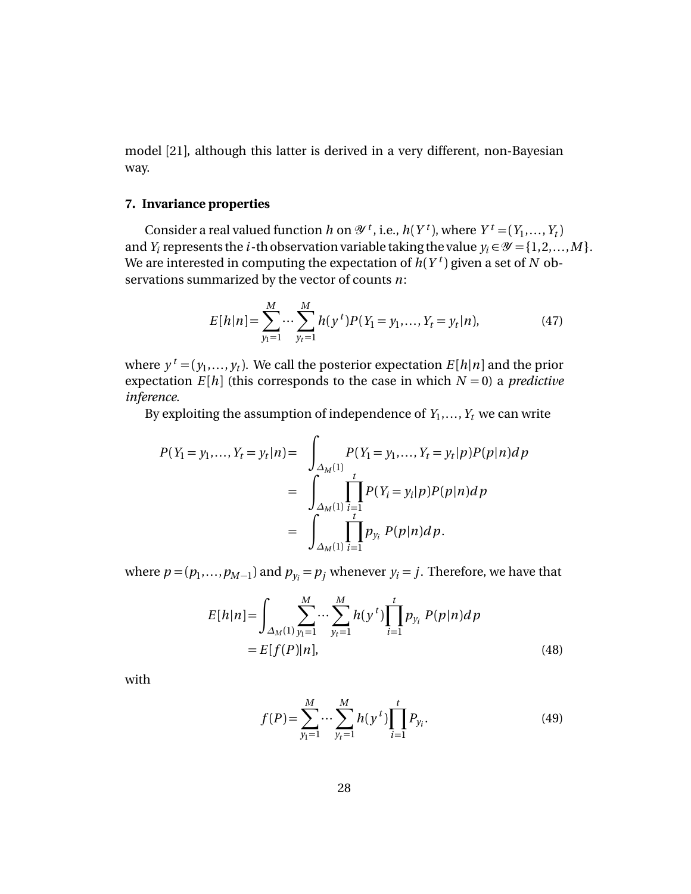model [21], although this latter is derived in a very different, non-Bayesian way.

## 7. Invariance properties

Consider a real valued function $h$ on $\mathscr{Y}^t$, i.e., $h(Y^t)$, where $Y^t = (Y_1, \ldots, Y_t)$ and $Y_i$ represents the $i$-th observation variable taking the value $y_i \in \mathscr{Y} = \{1, 2, \ldots, M\}$. We are interested in computing the expectation of $h(Y^t)$ given a set of $N$ observations summarized by the vector of counts $n$:

$$E[h|n] = \sum_{y_1=1}^{M} \cdots \sum_{y_t=1}^{M} h(y^t) P(Y_1 = y_1, \ldots, Y_t = y_t | n), \tag{47}$$

where $y^t = (y_1, \ldots, y_t)$. We call the posterior expectation $E[h|n]$ and the prior expectation $E[h]$ (this corresponds to the case in which $N = 0$) a *predictive inference*.

By exploiting the assumption of independence of $Y_1, \ldots, Y_t$ we can write

$$\begin{aligned}
P(Y_1 = y_1, \ldots, Y_t = y_t | n) &= \int_{\Delta_M(1)} P(Y_1 = y_1, \ldots, Y_t = y_t | p) P(p|n) dp \\
&= \int_{\Delta_M(1)} \prod_{i=1}^{t} P(Y_i = y_i | p) P(p|n) dp \\
&= \int_{\Delta_M(1)} \prod_{i=1}^{t} p_{y_i} \, P(p|n) dp.
\end{aligned}$$

where $p = (p_1, \ldots, p_{M-1})$ and $p_{y_i} = p_j$ whenever $y_i = j$. Therefore, we have that

$$\begin{aligned}
E[h|n] &= \int_{\Delta_M(1)} \sum_{y_1=1}^{M} \cdots \sum_{y_t=1}^{M} h(y^t) \prod_{i=1}^{t} p_{y_i} \, P(p|n) dp \\
&= E[f(P)|n],
\end{aligned} \tag{48}$$

with

$$f(P) = \sum_{y_1=1}^{M} \cdots \sum_{y_t=1}^{M} h(y^t) \prod_{i=1}^{t} P_{y_i}. \tag{49}$$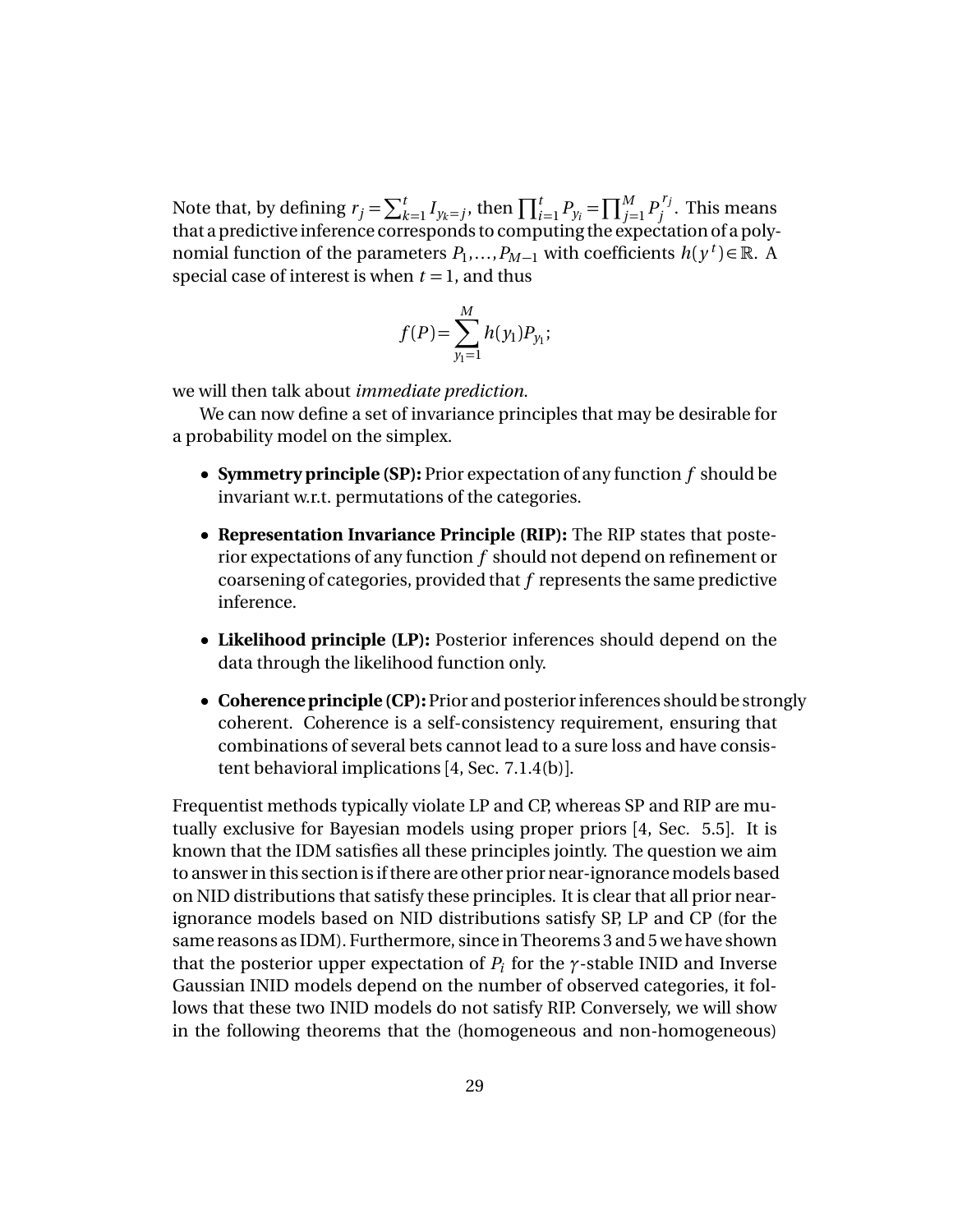Note that, by defining $r_j = \sum_{k=1}^{t} I_{y_k=j}$, then $\prod_{i=1}^{t} P_{y_i} = \prod_{j=1}^{M} P_j^{r_j}$. This means that a predictive inference corresponds to computing the expectation of a polynomial function of the parameters $P_1, \ldots, P_{M-1}$ with coefficients $h(y^t) \in \mathbb{R}$. A special case of interest is when $t = 1$, and thus

$$f(P) = \sum_{y_1=1}^{M} h(y_1) P_{y_1};$$

we will then talk about *immediate prediction*.

We can now define a set of invariance principles that may be desirable for a probability model on the simplex.

- **Symmetry principle (SP):** Prior expectation of any function $f$ should be invariant w.r.t. permutations of the categories.
- **Representation Invariance Principle (RIP):** The RIP states that posterior expectations of any function $f$ should not depend on refinement or coarsening of categories, provided that $f$ represents the same predictive inference.
- **Likelihood principle (LP):** Posterior inferences should depend on the data through the likelihood function only.
- **Coherence principle (CP):** Prior and posterior inferences should be strongly coherent. Coherence is a self-consistency requirement, ensuring that combinations of several bets cannot lead to a sure loss and have consistent behavioral implications [4, Sec. 7.1.4(b)].

Frequentist methods typically violate LP and CP, whereas SP and RIP are mutually exclusive for Bayesian models using proper priors [4, Sec. 5.5]. It is known that the IDM satisfies all these principles jointly. The question we aim to answer in this section is if there are other prior near-ignorance models based on NID distributions that satisfy these principles. It is clear that all prior near-ignorance models based on NID distributions satisfy SP, LP and CP (for the same reasons as IDM). Furthermore, since in Theorems 3 and 5 we have shown that the posterior upper expectation of $P_i$ for the $\gamma$-stable INID and Inverse Gaussian INID models depend on the number of observed categories, it follows that these two INID models do not satisfy RIP. Conversely, we will show in the following theorems that the (homogeneous and non-homogeneous)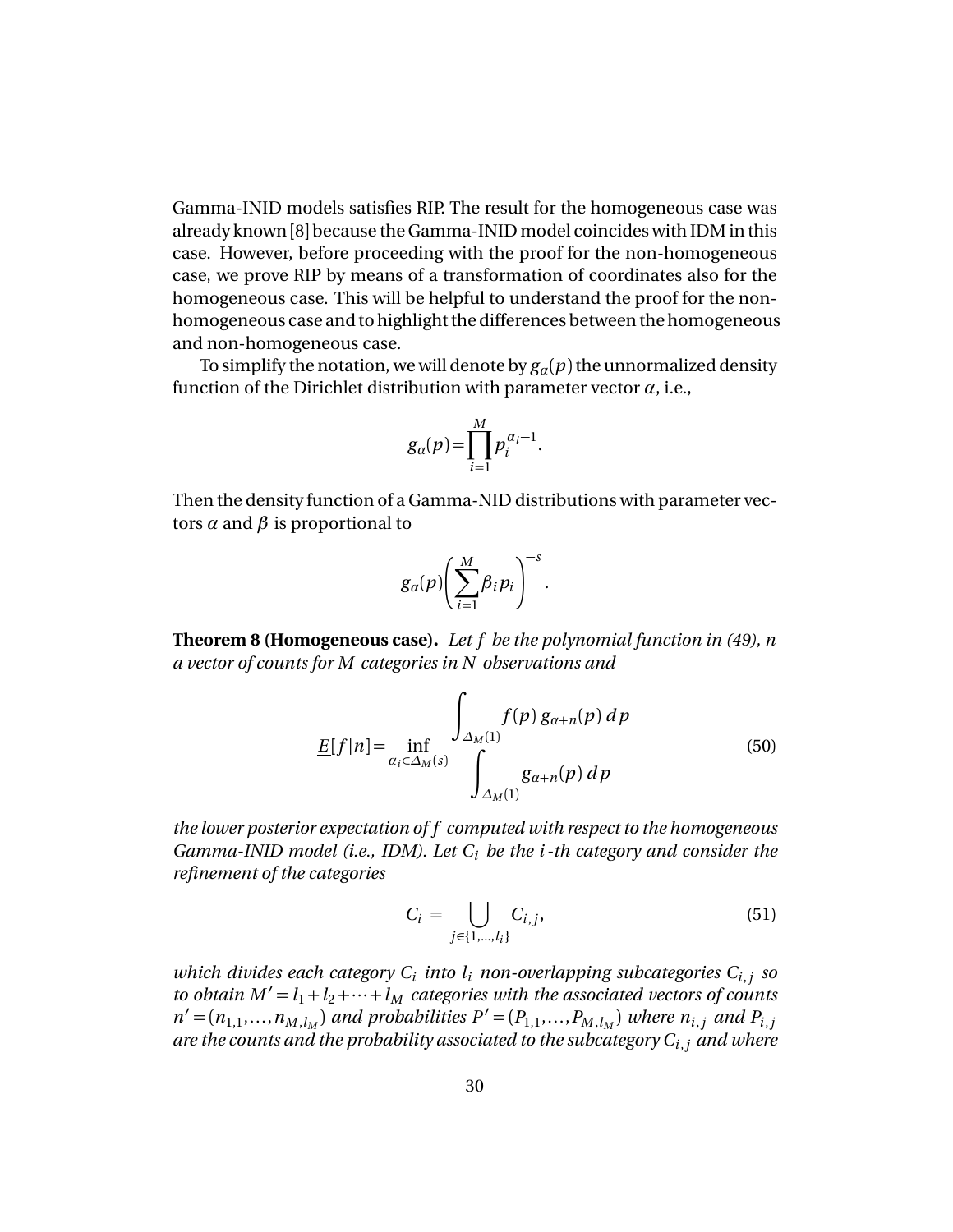Gamma-INID models satisfies RIP. The result for the homogeneous case was already known [8] because the Gamma-INID model coincides with IDM in this case. However, before proceeding with the proof for the non-homogeneous case, we prove RIP by means of a transformation of coordinates also for the homogeneous case. This will be helpful to understand the proof for the non-homogeneous case and to highlight the differences between the homogeneous and non-homogeneous case.

To simplify the notation, we will denote by $g_\alpha(p)$ the unnormalized density function of the Dirichlet distribution with parameter vector $\alpha$, i.e.,

$$g_\alpha(p) = \prod_{i=1}^{M} p_i^{\alpha_i - 1}.$$

Then the density function of a Gamma-NID distributions with parameter vectors $\alpha$ and $\beta$ is proportional to

$$g_\alpha(p) \left( \sum_{i=1}^{M} \beta_i p_i \right)^{-s}.$$

**Theorem 8 (Homogeneous case).** *Let $f$ be the polynomial function in (49), $n$ a vector of counts for $M$ categories in $N$ observations and*

$$\underline{E}[f|n] = \inf_{\alpha_i \in \Delta_M(s)} \frac{\displaystyle\int_{\Delta_M(1)} f(p)\, g_{\alpha+n}(p)\, dp}{\displaystyle\int_{\Delta_M(1)} g_{\alpha+n}(p)\, dp} \tag{50}$$

*the lower posterior expectation of $f$ computed with respect to the homogeneous Gamma-INID model (i.e., IDM). Let $C_i$ be the $i$-th category and consider the refinement of the categories*

$$C_i = \bigcup_{j \in \{1,\ldots,l_i\}} C_{i,j}, \tag{51}$$

*which divides each category $C_i$ into $l_i$ non-overlapping subcategories $C_{i,j}$ so to obtain $M' = l_1 + l_2 + \cdots + l_M$ categories with the associated vectors of counts $n' = (n_{1,1}, \ldots, n_{M,l_M})$ and probabilities $P' = (P_{1,1}, \ldots, P_{M,l_M})$ where $n_{i,j}$ and $P_{i,j}$ are the counts and the probability associated to the subcategory $C_{i,j}$ and where*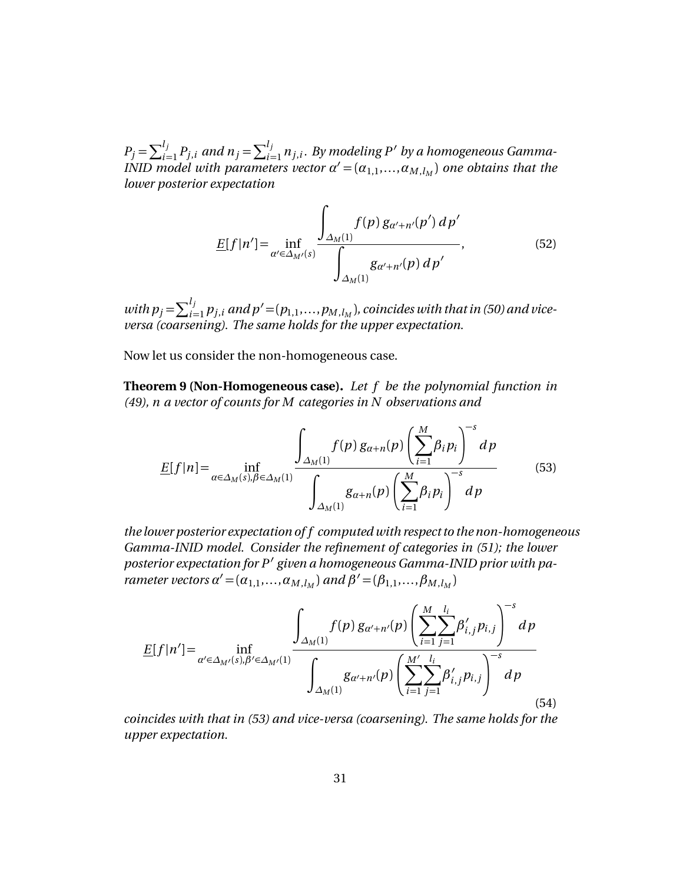*$P_j = \sum_{i=1}^{l_j} P_{j,i}$ and $n_j = \sum_{i=1}^{l_j} n_{j,i}$. By modeling $P'$ by a homogeneous Gamma-INID model with parameters vector $\alpha' = (\alpha_{1,1}, \ldots, \alpha_{M,l_M})$ one obtains that the lower posterior expectation*

$$\underline{E}[f|n'] = \inf_{\alpha' \in \Delta_{M'}(s)} \frac{\displaystyle\int_{\Delta_M(1)} f(p)\, g_{\alpha'+n'}(p')\, dp'}{\displaystyle\int_{\Delta_M(1)} g_{\alpha'+n'}(p)\, dp'}, \tag{52}$$

*with $p_j = \sum_{i=1}^{l_j} p_{j,i}$ and $p' = (p_{1,1}, \ldots, p_{M,l_M})$, coincides with that in (50) and vice-versa (coarsening). The same holds for the upper expectation.*

Now let us consider the non-homogeneous case.

**Theorem 9 (Non-Homogeneous case).** *Let $f$ be the polynomial function in (49), $n$ a vector of counts for $M$ categories in $N$ observations and*

$$\underline{E}[f|n] = \inf_{\alpha \in \Delta_M(s), \beta \in \Delta_M(1)} \frac{\displaystyle\int_{\Delta_M(1)} f(p)\, g_{\alpha+n}(p) \left(\sum_{i=1}^{M} \beta_i p_i\right)^{-s} dp}{\displaystyle\int_{\Delta_M(1)} g_{\alpha+n}(p) \left(\sum_{i=1}^{M} \beta_i p_i\right)^{-s} dp} \tag{53}$$

*the lower posterior expectation of $f$ computed with respect to the non-homogeneous Gamma-INID model. Consider the refinement of categories in (51); the lower posterior expectation for $P'$ given a homogeneous Gamma-INID prior with parameter vectors $\alpha' = (\alpha_{1,1}, \ldots, \alpha_{M,l_M})$ and $\beta' = (\beta_{1,1}, \ldots, \beta_{M,l_M})$*

$$\underline{E}[f|n'] = \inf_{\alpha' \in \Delta_{M'}(s), \beta' \in \Delta_{M'}(1)} \frac{\displaystyle\int_{\Delta_M(1)} f(p)\, g_{\alpha'+n'}(p) \left(\sum_{i=1}^{M} \sum_{j=1}^{l_i} \beta'_{i,j} p_{i,j}\right)^{-s} dp}{\displaystyle\int_{\Delta_M(1)} g_{\alpha'+n'}(p) \left(\sum_{i=1}^{M'} \sum_{j=1}^{l_i} \beta'_{i,j} p_{i,j}\right)^{-s} dp} \tag{54}$$

*coincides with that in (53) and vice-versa (coarsening). The same holds for the upper expectation.*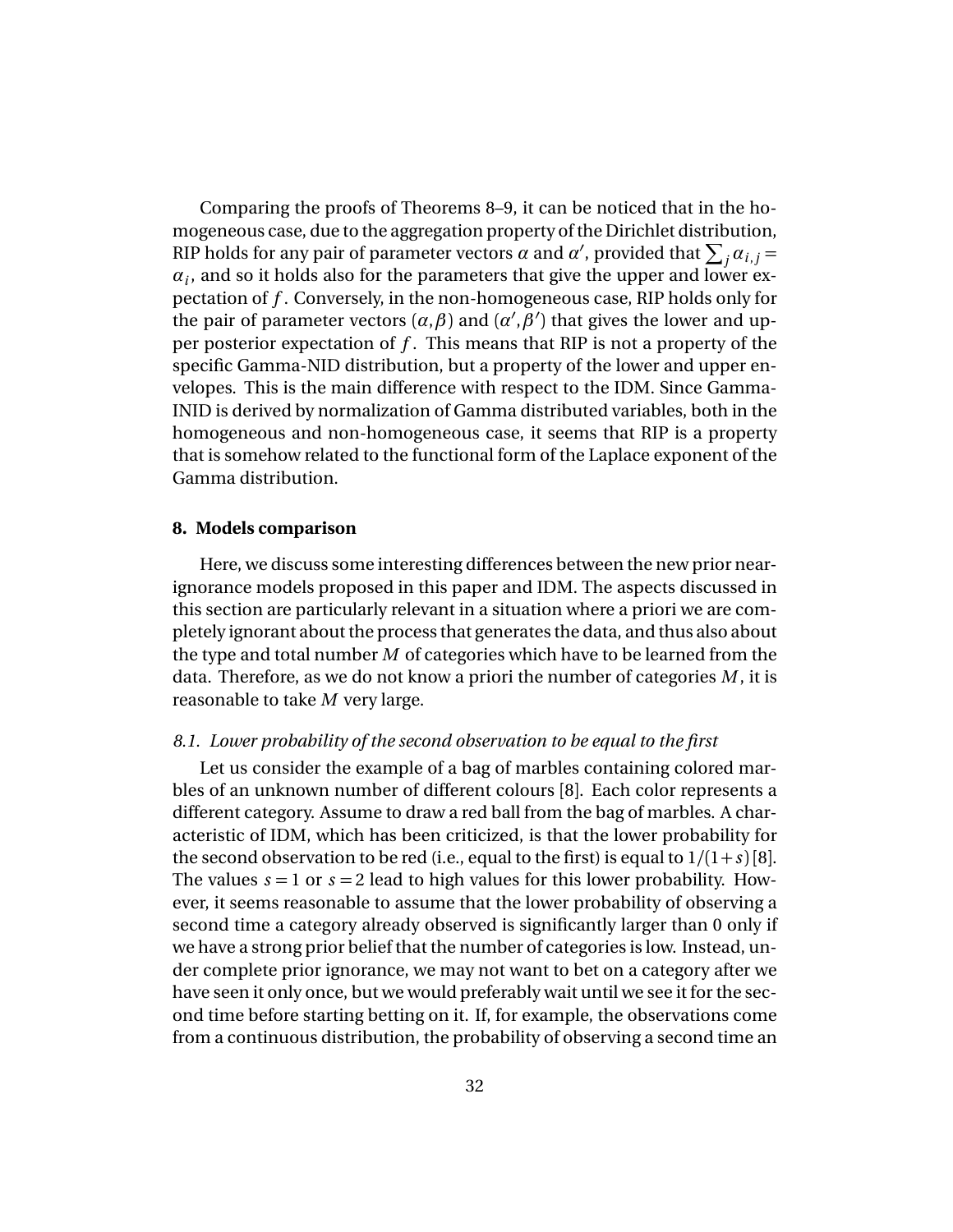Comparing the proofs of Theorems 8–9, it can be noticed that in the homogeneous case, due to the aggregation property of the Dirichlet distribution, RIP holds for any pair of parameter vectors $\alpha$ and $\alpha'$, provided that $\sum_j \alpha_{i,j} = \alpha_i$, and so it holds also for the parameters that give the upper and lower expectation of $f$. Conversely, in the non-homogeneous case, RIP holds only for the pair of parameter vectors $(\alpha, \beta)$ and $(\alpha', \beta')$ that gives the lower and upper posterior expectation of $f$. This means that RIP is not a property of the specific Gamma-NID distribution, but a property of the lower and upper envelopes. This is the main difference with respect to the IDM. Since Gamma-INID is derived by normalization of Gamma distributed variables, both in the homogeneous and non-homogeneous case, it seems that RIP is a property that is somehow related to the functional form of the Laplace exponent of the Gamma distribution.

## 8. Models comparison

Here, we discuss some interesting differences between the new prior near-ignorance models proposed in this paper and IDM. The aspects discussed in this section are particularly relevant in a situation where a priori we are completely ignorant about the process that generates the data, and thus also about the type and total number $M$ of categories which have to be learned from the data. Therefore, as we do not know a priori the number of categories $M$, it is reasonable to take $M$ very large.

### 8.1. Lower probability of the second observation to be equal to the first

Let us consider the example of a bag of marbles containing colored marbles of an unknown number of different colours [8]. Each color represents a different category. Assume to draw a red ball from the bag of marbles. A characteristic of IDM, which has been criticized, is that the lower probability for the second observation to be red (i.e., equal to the first) is equal to $1/(1+s)$ [8]. The values $s = 1$ or $s = 2$ lead to high values for this lower probability. However, it seems reasonable to assume that the lower probability of observing a second time a category already observed is significantly larger than 0 only if we have a strong prior belief that the number of categories is low. Instead, under complete prior ignorance, we may not want to bet on a category after we have seen it only once, but we would preferably wait until we see it for the second time before starting betting on it. If, for example, the observations come from a continuous distribution, the probability of observing a second time an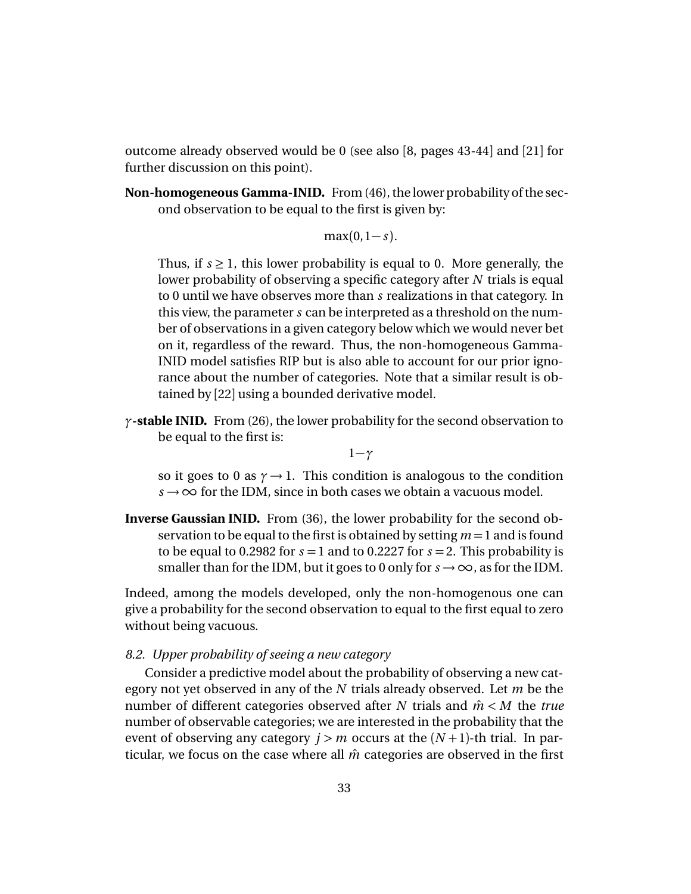outcome already observed would be 0 (see also [8, pages 43-44] and [21] for further discussion on this point).

**Non-homogeneous Gamma-INID.** From (46), the lower probability of the second observation to be equal to the first is given by:

$$\max(0, 1-s).$$

Thus, if $s \geq 1$, this lower probability is equal to 0. More generally, the lower probability of observing a specific category after $N$ trials is equal to 0 until we have observes more than $s$ realizations in that category. In this view, the parameter $s$ can be interpreted as a threshold on the number of observations in a given category below which we would never bet on it, regardless of the reward. Thus, the non-homogeneous Gamma-INID model satisfies RIP but is also able to account for our prior ignorance about the number of categories. Note that a similar result is obtained by [22] using a bounded derivative model.

**$\gamma$-stable INID.** From (26), the lower probability for the second observation to be equal to the first is:

$$1-\gamma$$

so it goes to 0 as $\gamma \to 1$. This condition is analogous to the condition $s \to \infty$ for the IDM, since in both cases we obtain a vacuous model.

**Inverse Gaussian INID.** From (36), the lower probability for the second observation to be equal to the first is obtained by setting $m = 1$ and is found to be equal to 0.2982 for $s = 1$ and to 0.2227 for $s = 2$. This probability is smaller than for the IDM, but it goes to 0 only for $s \to \infty$, as for the IDM.

Indeed, among the models developed, only the non-homogenous one can give a probability for the second observation to equal to the first equal to zero without being vacuous.

### 8.2. *Upper probability of seeing a new category*

Consider a predictive model about the probability of observing a new category not yet observed in any of the $N$ trials already observed. Let $m$ be the number of different categories observed after $N$ trials and $\hat{m} < M$ the *true* number of observable categories; we are interested in the probability that the event of observing any category $j > m$ occurs at the $(N+1)$-th trial. In particular, we focus on the case where all $\hat{m}$ categories are observed in the first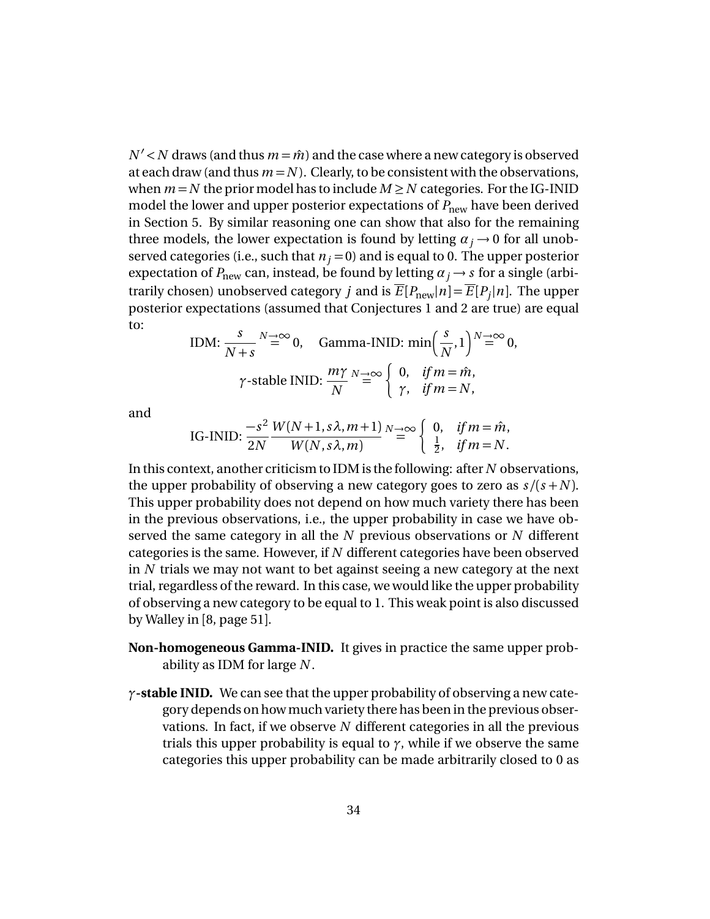$N' < N$ draws (and thus $m = \hat{m}$) and the case where a new category is observed at each draw (and thus $m = N$). Clearly, to be consistent with the observations, when $m = N$ the prior model has to include $M \geq N$ categories. For the IG-INID model the lower and upper posterior expectations of $P_{\text{new}}$ have been derived in Section 5. By similar reasoning one can show that also for the remaining three models, the lower expectation is found by letting $\alpha_j \to 0$ for all unobserved categories (i.e., such that $n_j = 0$) and is equal to 0. The upper posterior expectation of $P_{\text{new}}$ can, instead, be found by letting $\alpha_j \to s$ for a single (arbitrarily chosen) unobserved category $j$ and is $\overline{E}[P_{\text{new}}|n] = \overline{E}[P_j|n]$. The upper posterior expectations (assumed that Conjectures 1 and 2 are true) are equal to:

$$\text{IDM: } \frac{s}{N+s} \overset{N\to\infty}{=} 0, \quad \text{Gamma-INID: } \min\left(\frac{s}{N}, 1\right) \overset{N\to\infty}{=} 0,$$

$$\gamma\text{-stable INID: } \frac{m\gamma}{N} \overset{N\to\infty}{=} \begin{cases} 0, & \text{if } m = \hat{m}, \\ \gamma, & \text{if } m = N, \end{cases}$$

and

$$\text{IG-INID: } \frac{-s^2}{2N} \frac{W(N+1, s\lambda, m+1)}{W(N, s\lambda, m)} \overset{N\to\infty}{=} \begin{cases} 0, & \text{if } m = \hat{m}, \\ \frac{1}{2}, & \text{if } m = N. \end{cases}$$

In this context, another criticism to IDM is the following: after $N$ observations, the upper probability of observing a new category goes to zero as $s/(s+N)$. This upper probability does not depend on how much variety there has been in the previous observations, i.e., the upper probability in case we have observed the same category in all the $N$ previous observations or $N$ different categories is the same. However, if $N$ different categories have been observed in $N$ trials we may not want to bet against seeing a new category at the next trial, regardless of the reward. In this case, we would like the upper probability of observing a new category to be equal to 1. This weak point is also discussed by Walley in [8, page 51].

**Non-homogeneous Gamma-INID.** It gives in practice the same upper probability as IDM for large $N$.

**$\gamma$-stable INID.** We can see that the upper probability of observing a new category depends on how much variety there has been in the previous observations. In fact, if we observe $N$ different categories in all the previous trials this upper probability is equal to $\gamma$, while if we observe the same categories this upper probability can be made arbitrarily closed to 0 as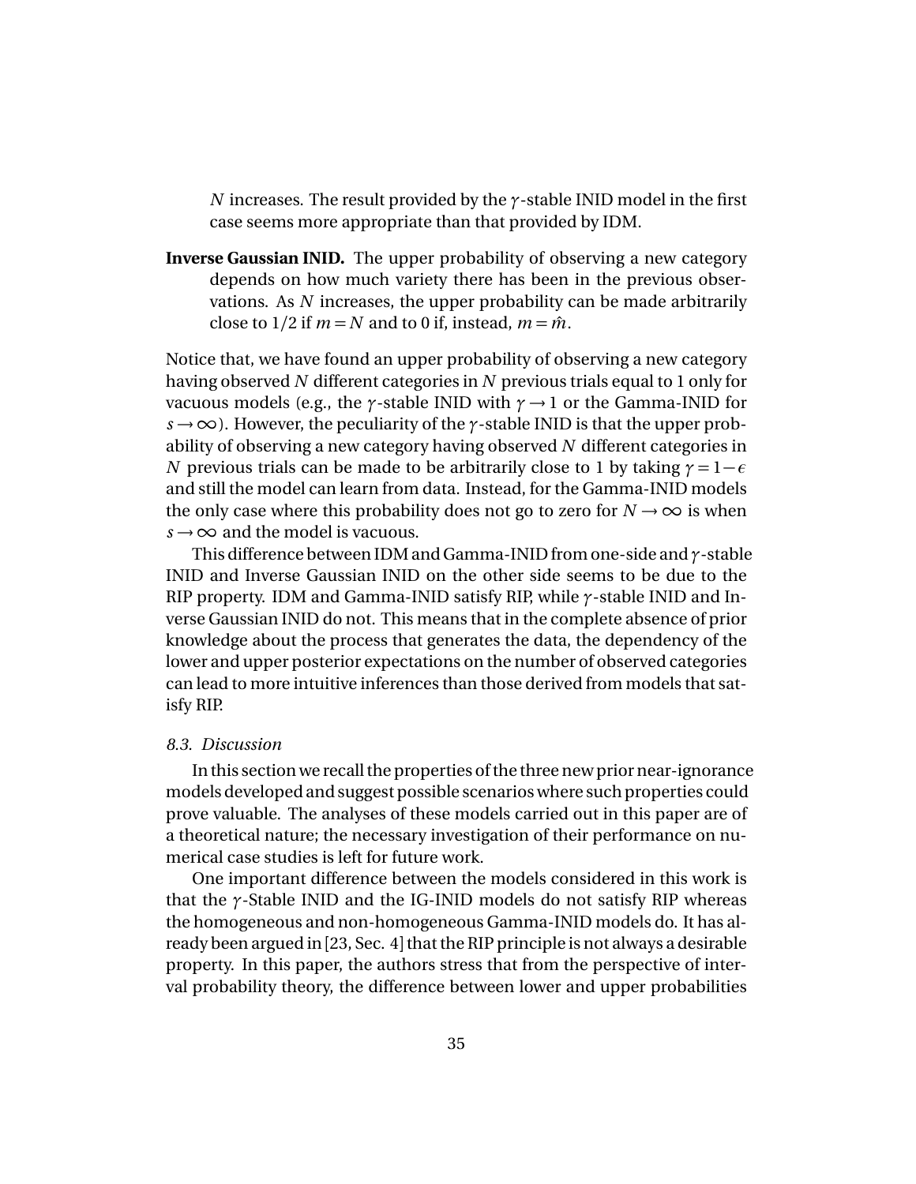$N$ increases. The result provided by the $\gamma$-stable INID model in the first case seems more appropriate than that provided by IDM.

**Inverse Gaussian INID.** The upper probability of observing a new category depends on how much variety there has been in the previous observations. As $N$ increases, the upper probability can be made arbitrarily close to 1/2 if $m = N$ and to 0 if, instead, $m = \hat{m}$.

Notice that, we have found an upper probability of observing a new category having observed $N$ different categories in $N$ previous trials equal to 1 only for vacuous models (e.g., the $\gamma$-stable INID with $\gamma \to 1$ or the Gamma-INID for $s \to \infty$). However, the peculiarity of the $\gamma$-stable INID is that the upper probability of observing a new category having observed $N$ different categories in $N$ previous trials can be made to be arbitrarily close to 1 by taking $\gamma = 1 - \epsilon$ and still the model can learn from data. Instead, for the Gamma-INID models the only case where this probability does not go to zero for $N \to \infty$ is when $s \to \infty$ and the model is vacuous.

This difference between IDM and Gamma-INID from one-side and $\gamma$-stable INID and Inverse Gaussian INID on the other side seems to be due to the RIP property. IDM and Gamma-INID satisfy RIP, while $\gamma$-stable INID and Inverse Gaussian INID do not. This means that in the complete absence of prior knowledge about the process that generates the data, the dependency of the lower and upper posterior expectations on the number of observed categories can lead to more intuitive inferences than those derived from models that satisfy RIP.

### *8.3. Discussion*

In this section we recall the properties of the three new prior near-ignorance models developed and suggest possible scenarios where such properties could prove valuable. The analyses of these models carried out in this paper are of a theoretical nature; the necessary investigation of their performance on numerical case studies is left for future work.

One important difference between the models considered in this work is that the $\gamma$-Stable INID and the IG-INID models do not satisfy RIP whereas the homogeneous and non-homogeneous Gamma-INID models do. It has already been argued in [23, Sec. 4] that the RIP principle is not always a desirable property. In this paper, the authors stress that from the perspective of interval probability theory, the difference between lower and upper probabilities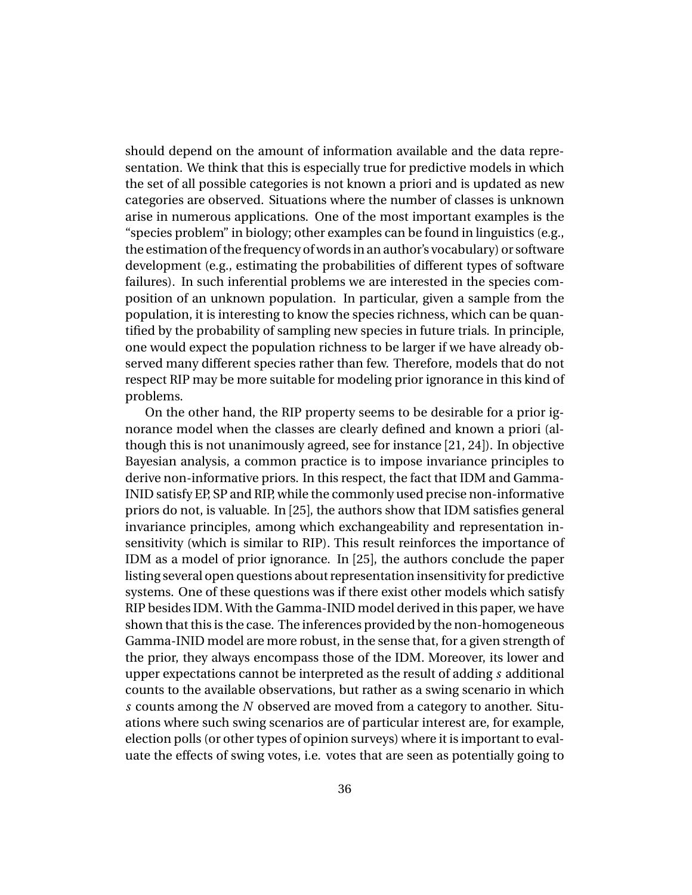should depend on the amount of information available and the data representation. We think that this is especially true for predictive models in which the set of all possible categories is not known a priori and is updated as new categories are observed. Situations where the number of classes is unknown arise in numerous applications. One of the most important examples is the "species problem" in biology; other examples can be found in linguistics (e.g., the estimation of the frequency of words in an author's vocabulary) or software development (e.g., estimating the probabilities of different types of software failures). In such inferential problems we are interested in the species composition of an unknown population. In particular, given a sample from the population, it is interesting to know the species richness, which can be quantified by the probability of sampling new species in future trials. In principle, one would expect the population richness to be larger if we have already observed many different species rather than few. Therefore, models that do not respect RIP may be more suitable for modeling prior ignorance in this kind of problems.

On the other hand, the RIP property seems to be desirable for a prior ignorance model when the classes are clearly defined and known a priori (although this is not unanimously agreed, see for instance [21, 24]). In objective Bayesian analysis, a common practice is to impose invariance principles to derive non-informative priors. In this respect, the fact that IDM and Gamma-INID satisfy EP, SP and RIP, while the commonly used precise non-informative priors do not, is valuable. In [25], the authors show that IDM satisfies general invariance principles, among which exchangeability and representation insensitivity (which is similar to RIP). This result reinforces the importance of IDM as a model of prior ignorance. In [25], the authors conclude the paper listing several open questions about representation insensitivity for predictive systems. One of these questions was if there exist other models which satisfy RIP besides IDM. With the Gamma-INID model derived in this paper, we have shown that this is the case. The inferences provided by the non-homogeneous Gamma-INID model are more robust, in the sense that, for a given strength of the prior, they always encompass those of the IDM. Moreover, its lower and upper expectations cannot be interpreted as the result of adding $s$ additional counts to the available observations, but rather as a swing scenario in which $s$ counts among the $N$ observed are moved from a category to another. Situations where such swing scenarios are of particular interest are, for example, election polls (or other types of opinion surveys) where it is important to evaluate the effects of swing votes, i.e. votes that are seen as potentially going to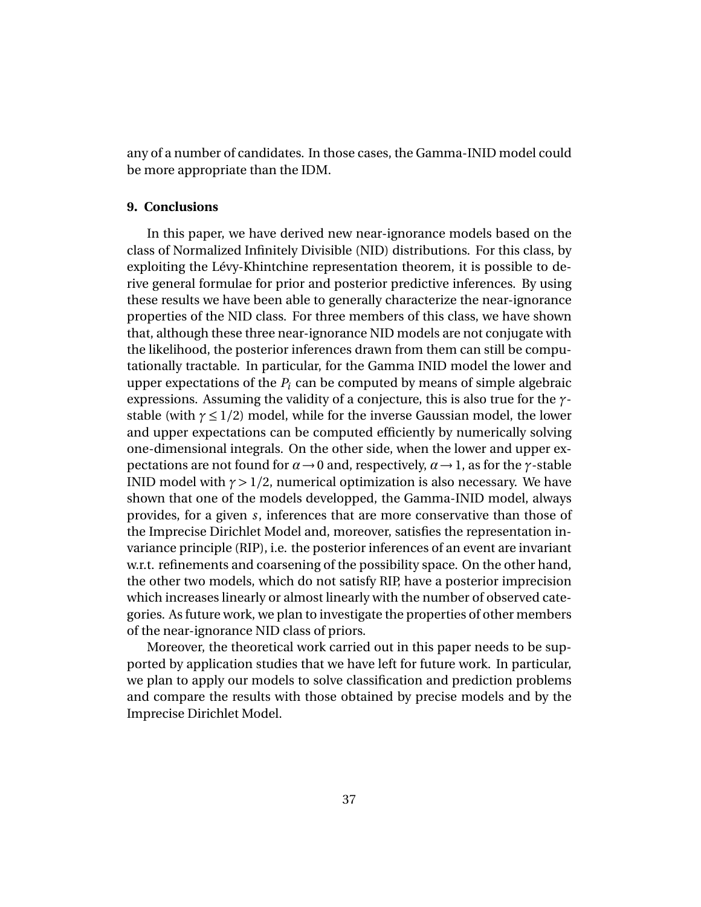any of a number of candidates. In those cases, the Gamma-INID model could be more appropriate than the IDM.

## 9. Conclusions

In this paper, we have derived new near-ignorance models based on the class of Normalized Infinitely Divisible (NID) distributions. For this class, by exploiting the Lévy-Khintchine representation theorem, it is possible to derive general formulae for prior and posterior predictive inferences. By using these results we have been able to generally characterize the near-ignorance properties of the NID class. For three members of this class, we have shown that, although these three near-ignorance NID models are not conjugate with the likelihood, the posterior inferences drawn from them can still be computationally tractable. In particular, for the Gamma INID model the lower and upper expectations of the $P_i$ can be computed by means of simple algebraic expressions. Assuming the validity of a conjecture, this is also true for the $\gamma$-stable (with $\gamma \leq 1/2$) model, while for the inverse Gaussian model, the lower and upper expectations can be computed efficiently by numerically solving one-dimensional integrals. On the other side, when the lower and upper expectations are not found for $\alpha \to 0$ and, respectively, $\alpha \to 1$, as for the $\gamma$-stable INID model with $\gamma > 1/2$, numerical optimization is also necessary. We have shown that one of the models developped, the Gamma-INID model, always provides, for a given $s$, inferences that are more conservative than those of the Imprecise Dirichlet Model and, moreover, satisfies the representation invariance principle (RIP), i.e. the posterior inferences of an event are invariant w.r.t. refinements and coarsening of the possibility space. On the other hand, the other two models, which do not satisfy RIP, have a posterior imprecision which increases linearly or almost linearly with the number of observed categories. As future work, we plan to investigate the properties of other members of the near-ignorance NID class of priors.

Moreover, the theoretical work carried out in this paper needs to be supported by application studies that we have left for future work. In particular, we plan to apply our models to solve classification and prediction problems and compare the results with those obtained by precise models and by the Imprecise Dirichlet Model.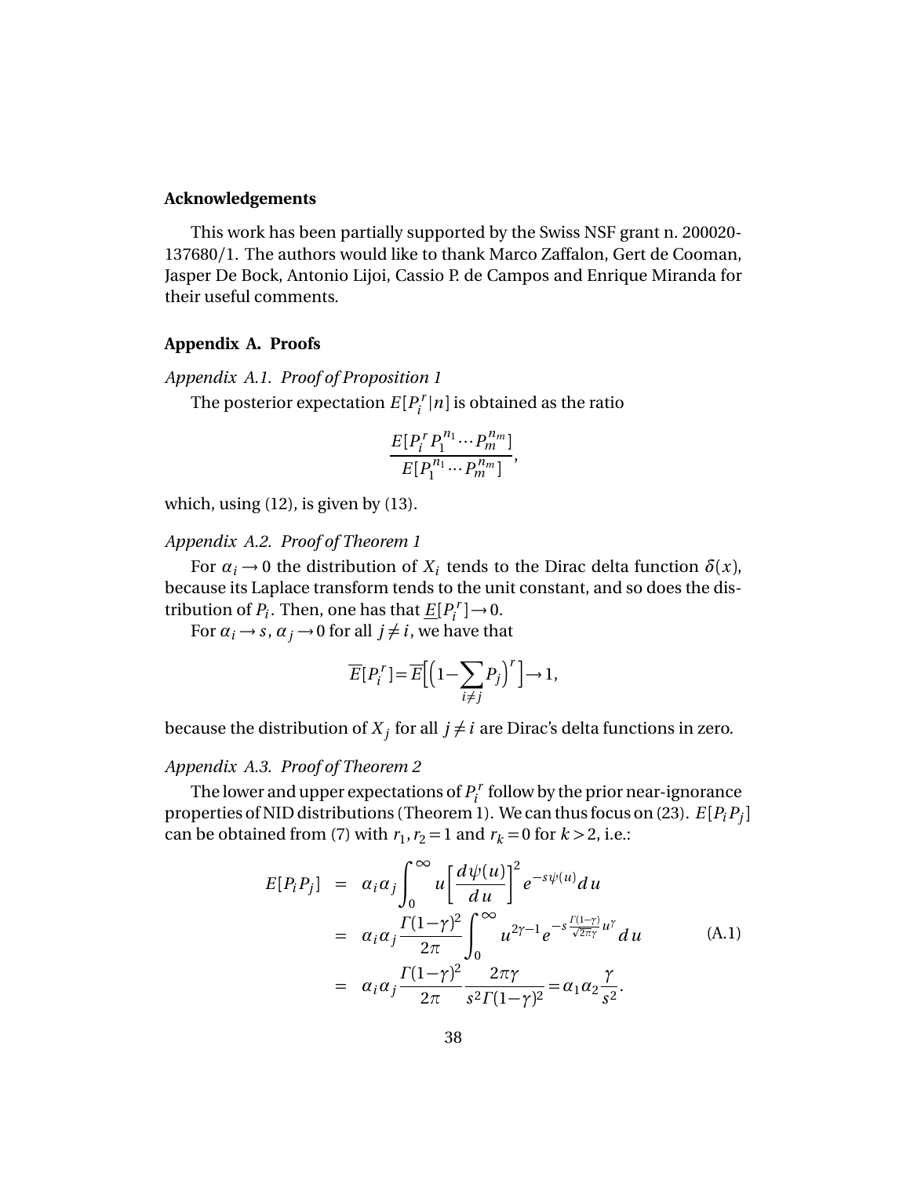## Acknowledgements

This work has been partially supported by the Swiss NSF grant n. 200020-137680/1. The authors would like to thank Marco Zaffalon, Gert de Cooman, Jasper De Bock, Antonio Lijoi, Cassio P. de Campos and Enrique Miranda for their useful comments.

## Appendix A. Proofs

### *Appendix A.1. Proof of Proposition 1*

The posterior expectation $E[P_i^r|n]$ is obtained as the ratio

$$\frac{E[P_i^r P_1^{n_1} \cdots P_m^{n_m}]}{E[P_1^{n_1} \cdots P_m^{n_m}]},$$

which, using (12), is given by (13).

### *Appendix A.2. Proof of Theorem 1*

For $\alpha_i \to 0$ the distribution of $X_i$ tends to the Dirac delta function $\delta(x)$, because its Laplace transform tends to the unit constant, and so does the distribution of $P_i$. Then, one has that $\underline{E}[P_i^r] \to 0$.

For $\alpha_i \to s$, $\alpha_j \to 0$ for all $j \neq i$, we have that

$$\overline{E}[P_i^r] = \overline{E}\Big[\Big(1 - \sum_{i \neq j} P_j\Big)^r\Big] \to 1,$$

because the distribution of $X_j$ for all $j \neq i$ are Dirac's delta functions in zero.

### *Appendix A.3. Proof of Theorem 2*

The lower and upper expectations of $P_i^r$ follow by the prior near-ignorance properties of NID distributions (Theorem 1). We can thus focus on (23). $E[P_i P_j]$ can be obtained from (7) with $r_1, r_2 = 1$ and $r_k = 0$ for $k > 2$, i.e.:

$$\begin{aligned}
E[P_i P_j] &= \alpha_i \alpha_j \int_0^\infty u \left[\frac{d\psi(u)}{du}\right]^2 e^{-s\psi(u)} du \\
&= \alpha_i \alpha_j \frac{\Gamma(1-\gamma)^2}{2\pi} \int_0^\infty u^{2\gamma-1} e^{-s\frac{\Gamma(1-\gamma)}{\sqrt{2\pi}\gamma} u^\gamma} du \\
&= \alpha_i \alpha_j \frac{\Gamma(1-\gamma)^2}{2\pi} \frac{2\pi\gamma}{s^2 \Gamma(1-\gamma)^2} = \alpha_1 \alpha_2 \frac{\gamma}{s^2}.
\end{aligned} \tag{A.1}$$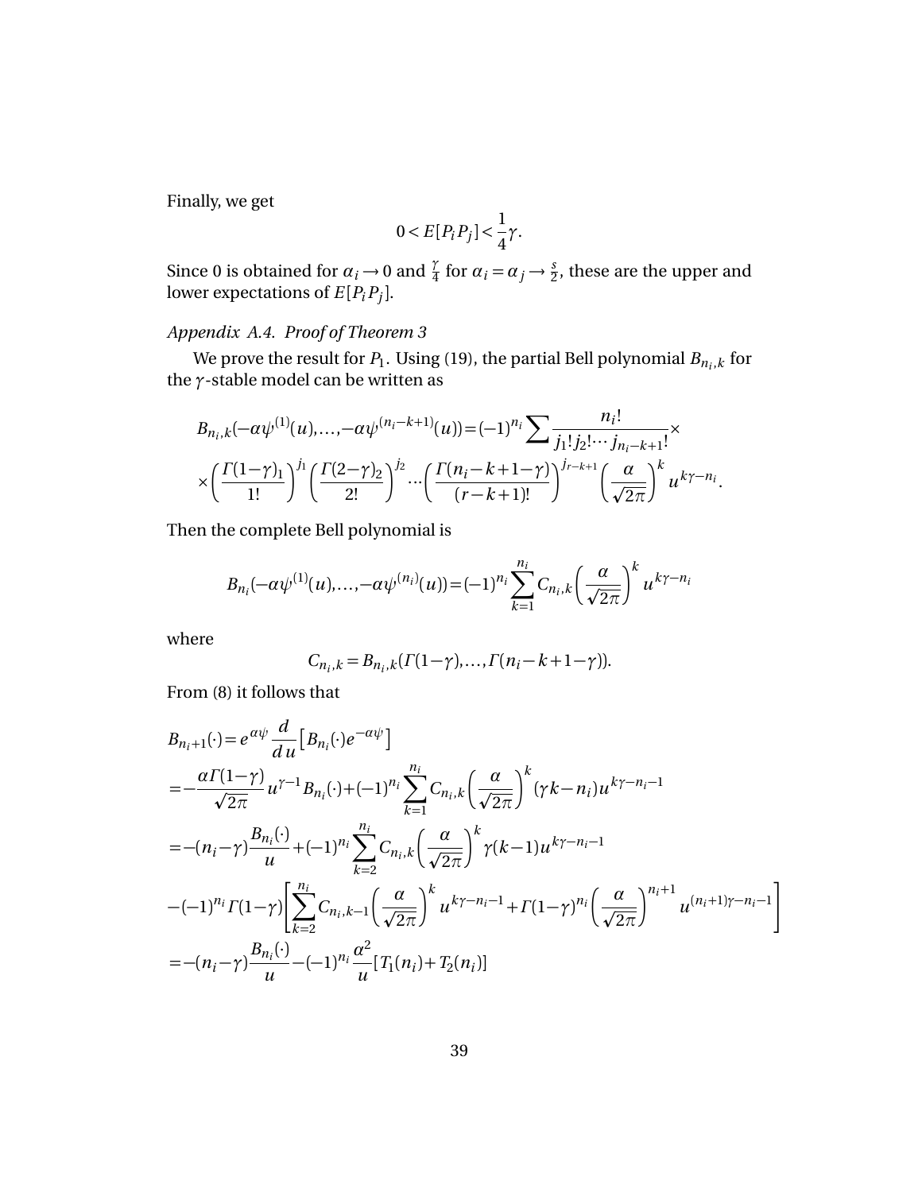Finally, we get

$$0 < E[P_i P_j] < \frac{1}{4}\gamma.$$

Since 0 is obtained for $\alpha_i \to 0$ and $\frac{\gamma}{4}$ for $\alpha_i = \alpha_j \to \frac{s}{2}$, these are the upper and lower expectations of $E[P_i P_j]$.

*Appendix A.4. Proof of Theorem 3*

We prove the result for $P_1$. Using (19), the partial Bell polynomial $B_{n_i,k}$ for the $\gamma$-stable model can be written as

$$B_{n_i,k}(-\alpha\psi^{(1)}(u),\ldots,-\alpha\psi^{(n_i-k+1)}(u)) = (-1)^{n_i}\sum \frac{n_i!}{j_1!j_2!\cdots j_{n_i-k+1}!}\times$$
$$\times\left(\frac{\Gamma(1-\gamma)_1}{1!}\right)^{j_1}\left(\frac{\Gamma(2-\gamma)_2}{2!}\right)^{j_2}\cdots\left(\frac{\Gamma(n_i-k+1-\gamma)}{(r-k+1)!}\right)^{j_{r-k+1}}\left(\frac{\alpha}{\sqrt{2\pi}}\right)^k u^{k\gamma-n_i}.$$

Then the complete Bell polynomial is

$$B_{n_i}(-\alpha\psi^{(1)}(u),\ldots,-\alpha\psi^{(n_i)}(u)) = (-1)^{n_i}\sum_{k=1}^{n_i} C_{n_i,k}\left(\frac{\alpha}{\sqrt{2\pi}}\right)^k u^{k\gamma-n_i}$$

where

$$C_{n_i,k} = B_{n_i,k}(\Gamma(1-\gamma),\ldots,\Gamma(n_i-k+1-\gamma)).$$

From (8) it follows that

$$\begin{aligned}
B_{n_i+1}(\cdot) &= e^{\alpha\psi}\frac{d}{du}\left[B_{n_i}(\cdot)e^{-\alpha\psi}\right] \\
&= -\frac{\alpha\Gamma(1-\gamma)}{\sqrt{2\pi}}u^{\gamma-1}B_{n_i}(\cdot) + (-1)^{n_i}\sum_{k=1}^{n_i} C_{n_i,k}\left(\frac{\alpha}{\sqrt{2\pi}}\right)^k(\gamma k - n_i)u^{k\gamma-n_i-1} \\
&= -(n_i-\gamma)\frac{B_{n_i}(\cdot)}{u} + (-1)^{n_i}\sum_{k=2}^{n_i} C_{n_i,k}\left(\frac{\alpha}{\sqrt{2\pi}}\right)^k\gamma(k-1)u^{k\gamma-n_i-1} \\
&\quad -(-1)^{n_i}\Gamma(1-\gamma)\left[\sum_{k=2}^{n_i} C_{n_i,k-1}\left(\frac{\alpha}{\sqrt{2\pi}}\right)^k u^{k\gamma-n_i-1} + \Gamma(1-\gamma)^{n_i}\left(\frac{\alpha}{\sqrt{2\pi}}\right)^{n_i+1}u^{(n_i+1)\gamma-n_i-1}\right] \\
&= -(n_i-\gamma)\frac{B_{n_i}(\cdot)}{u} - (-1)^{n_i}\frac{\alpha^2}{u}[T_1(n_i)+T_2(n_i)]
\end{aligned}$$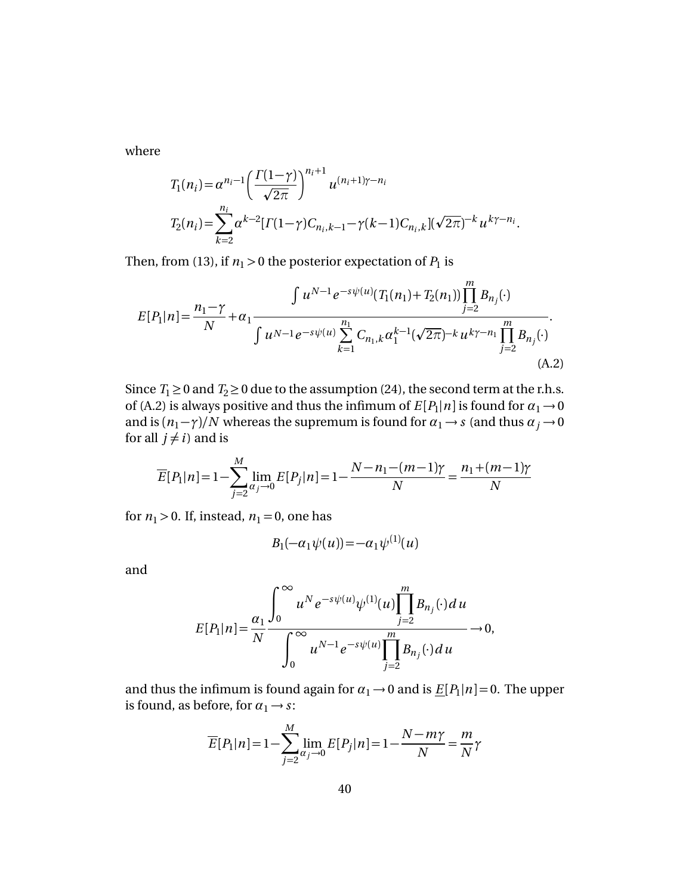where

$$T_1(n_i) = \alpha^{n_i - 1} \left( \frac{\Gamma(1-\gamma)}{\sqrt{2\pi}} \right)^{n_i+1} u^{(n_i+1)\gamma - n_i}$$

$$T_2(n_i) = \sum_{k=2}^{n_i} \alpha^{k-2} [\Gamma(1-\gamma) C_{n_i,k-1} - \gamma(k-1) C_{n_i,k}] (\sqrt{2\pi})^{-k} u^{k\gamma - n_i}.$$

Then, from (13), if $n_1 > 0$ the posterior expectation of $P_1$ is

$$E[P_1|n] = \frac{n_1 - \gamma}{N} + \alpha_1 \frac{\int u^{N-1} e^{-s\psi(u)} (T_1(n_1) + T_2(n_1)) \prod_{j=2}^{m} B_{n_j}(\cdot)}{\int u^{N-1} e^{-s\psi(u)} \sum_{k=1}^{n_1} C_{n_1,k} \alpha_1^{k-1} (\sqrt{2\pi})^{-k} u^{k\gamma - n_1} \prod_{j=2}^{m} B_{n_j}(\cdot)}. \tag{A.2}$$

Since $T_1 \geq 0$ and $T_2 \geq 0$ due to the assumption (24), the second term at the r.h.s. of (A.2) is always positive and thus the infimum of $E[P_1|n]$ is found for $\alpha_1 \to 0$ and is $(n_1 - \gamma)/N$ whereas the supremum is found for $\alpha_1 \to s$ (and thus $\alpha_j \to 0$ for all $j \neq i$) and is

$$\overline{E}[P_1|n] = 1 - \sum_{j=2}^{M} \lim_{\alpha_j \to 0} E[P_j|n] = 1 - \frac{N - n_1 - (m-1)\gamma}{N} = \frac{n_1 + (m-1)\gamma}{N}$$

for $n_1 > 0$. If, instead, $n_1 = 0$, one has

$$B_1(-\alpha_1 \psi(u)) = -\alpha_1 \psi^{(1)}(u)$$

and

$$E[P_1|n] = \frac{\alpha_1}{N} \frac{\int_0^\infty u^N e^{-s\psi(u)} \psi^{(1)}(u) \prod_{j=2}^{m} B_{n_j}(\cdot) \, du}{\int_0^\infty u^{N-1} e^{-s\psi(u)} \prod_{j=2}^{m} B_{n_j}(\cdot) \, du} \to 0,$$

and thus the infimum is found again for $\alpha_1 \to 0$ and is $\underline{E}[P_1|n] = 0$. The upper is found, as before, for $\alpha_1 \to s$:

$$\overline{E}[P_1|n] = 1 - \sum_{j=2}^{M} \lim_{\alpha_j \to 0} E[P_j|n] = 1 - \frac{N - m\gamma}{N} = \frac{m}{N}\gamma$$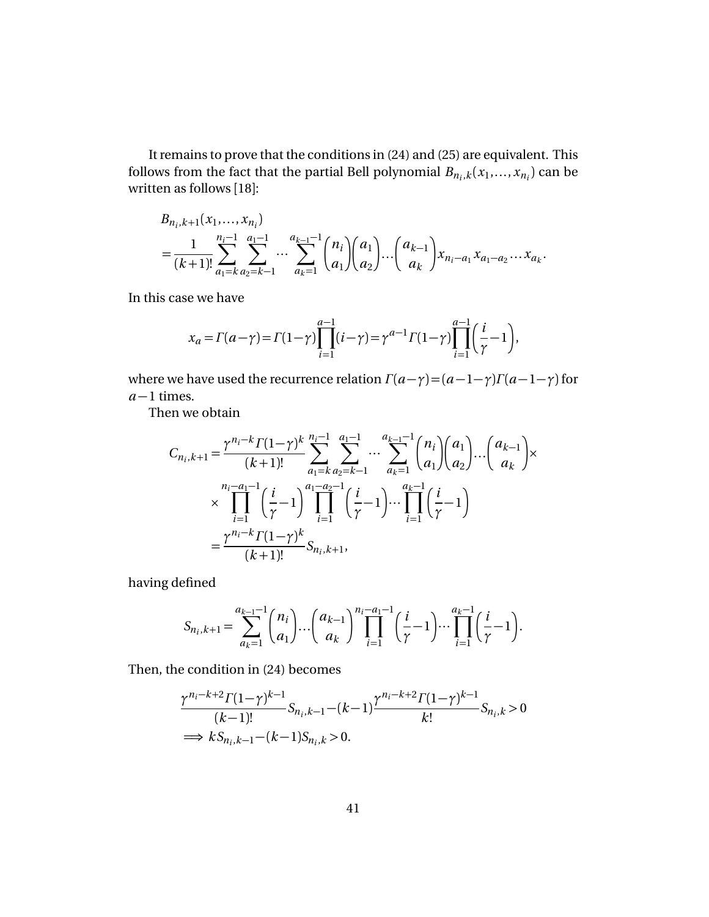It remains to prove that the conditions in (24) and (25) are equivalent. This follows from the fact that the partial Bell polynomial $B_{n_i,k}(x_1,\ldots,x_{n_i})$ can be written as follows [18]:

$$
\begin{aligned}
&B_{n_i,k+1}(x_1,\ldots,x_{n_i})\\
&=\frac{1}{(k+1)!}\sum_{a_1=k}^{n_i-1}\sum_{a_2=k-1}^{a_1-1}\cdots\sum_{a_k=1}^{a_{k-1}-1}\binom{n_i}{a_1}\binom{a_1}{a_2}\cdots\binom{a_{k-1}}{a_k}x_{n_i-a_1}x_{a_1-a_2}\ldots x_{a_k}.
\end{aligned}
$$

In this case we have

$$
x_a=\Gamma(a-\gamma)=\Gamma(1-\gamma)\prod_{i=1}^{a-1}(i-\gamma)=\gamma^{a-1}\Gamma(1-\gamma)\prod_{i=1}^{a-1}\left(\frac{i}{\gamma}-1\right),
$$

where we have used the recurrence relation $\Gamma(a-\gamma)=(a-1-\gamma)\Gamma(a-1-\gamma)$ for $a-1$ times.

Then we obtain

$$
\begin{aligned}
C_{n_i,k+1}&=\frac{\gamma^{n_i-k}\Gamma(1-\gamma)^k}{(k+1)!}\sum_{a_1=k}^{n_i-1}\sum_{a_2=k-1}^{a_1-1}\cdots\sum_{a_k=1}^{a_{k-1}-1}\binom{n_i}{a_1}\binom{a_1}{a_2}\cdots\binom{a_{k-1}}{a_k}\times\\
&\quad\times\prod_{i=1}^{n_i-a_1-1}\left(\frac{i}{\gamma}-1\right)\prod_{i=1}^{a_1-a_2-1}\left(\frac{i}{\gamma}-1\right)\cdots\prod_{i=1}^{a_k-1}\left(\frac{i}{\gamma}-1\right)\\
&=\frac{\gamma^{n_i-k}\Gamma(1-\gamma)^k}{(k+1)!}S_{n_i,k+1},
\end{aligned}
$$

having defined

$$
S_{n_i,k+1}=\sum_{a_k=1}^{a_{k-1}-1}\binom{n_i}{a_1}\cdots\binom{a_{k-1}}{a_k}\prod_{i=1}^{n_i-a_1-1}\left(\frac{i}{\gamma}-1\right)\cdots\prod_{i=1}^{a_k-1}\left(\frac{i}{\gamma}-1\right).
$$

Then, the condition in (24) becomes

$$
\begin{aligned}
&\frac{\gamma^{n_i-k+2}\Gamma(1-\gamma)^{k-1}}{(k-1)!}S_{n_i,k-1}-(k-1)\frac{\gamma^{n_i-k+2}\Gamma(1-\gamma)^{k-1}}{k!}S_{n_i,k}>0\\
&\implies kS_{n_i,k-1}-(k-1)S_{n_i,k}>0.
\end{aligned}
$$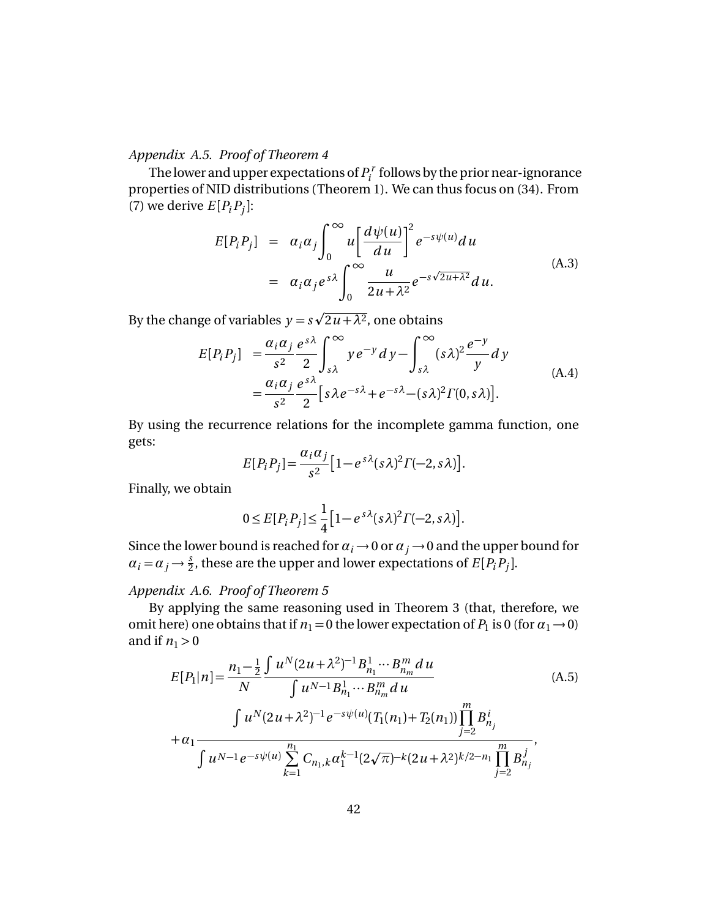*Appendix A.5. Proof of Theorem 4*

The lower and upper expectations of $P_i^r$ follows by the prior near-ignorance properties of NID distributions (Theorem 1). We can thus focus on (34). From (7) we derive $E[P_iP_j]$:

$$
\begin{aligned}
E[P_iP_j] &= \alpha_i\alpha_j \int_0^\infty u\left[\frac{d\psi(u)}{du}\right]^2 e^{-s\psi(u)}du \\
&= \alpha_i\alpha_j e^{s\lambda}\int_0^\infty \frac{u}{2u+\lambda^2} e^{-s\sqrt{2u+\lambda^2}}du.
\end{aligned}
\tag{A.3}
$$

By the change of variables $y = s\sqrt{2u+\lambda^2}$, one obtains

$$
\begin{aligned}
E[P_iP_j] &= \frac{\alpha_i\alpha_j}{s^2}\frac{e^{s\lambda}}{2}\int_{s\lambda}^\infty ye^{-y}dy - \int_{s\lambda}^\infty (s\lambda)^2\frac{e^{-y}}{y}dy \\
&= \frac{\alpha_i\alpha_j}{s^2}\frac{e^{s\lambda}}{2}\big[s\lambda e^{-s\lambda} + e^{-s\lambda} - (s\lambda)^2\Gamma(0,s\lambda)\big].
\end{aligned}
\tag{A.4}
$$

By using the recurrence relations for the incomplete gamma function, one gets:

$$
E[P_iP_j] = \frac{\alpha_i\alpha_j}{s^2}\big[1 - e^{s\lambda}(s\lambda)^2\Gamma(-2,s\lambda)\big].
$$

Finally, we obtain

$$
0 \le E[P_iP_j] \le \frac{1}{4}\big[1 - e^{s\lambda}(s\lambda)^2\Gamma(-2,s\lambda)\big].
$$

Since the lower bound is reached for $\alpha_i \to 0$ or $\alpha_j \to 0$ and the upper bound for $\alpha_i = \alpha_j \to \frac{s}{2}$, these are the upper and lower expectations of $E[P_iP_j]$.

*Appendix A.6. Proof of Theorem 5*

By applying the same reasoning used in Theorem 3 (that, therefore, we omit here) one obtains that if $n_1 = 0$ the lower expectation of $P_1$ is 0 (for $\alpha_1 \to 0$) and if $n_1 > 0$

$$
\begin{aligned}
E[P_1|n] = &\frac{n_1 - \frac{1}{2}}{N}\frac{\int u^N(2u+\lambda^2)^{-1}B_{n_1}^1\cdots B_{n_m}^m\,du}{\int u^{N-1}B_{n_1}^1\cdots B_{n_m}^m\,du} \\
&+ \alpha_1\frac{\int u^N(2u+\lambda^2)^{-1}e^{-s\psi(u)}(T_1(n_1)+T_2(n_1))\prod_{j=2}^m B_{n_j}^i}{\int u^{N-1}e^{-s\psi(u)}\sum_{k=1}^{n_1} C_{n_1,k}\alpha_1^{k-1}(2\sqrt{\pi})^{-k}(2u+\lambda^2)^{k/2-n_1}\prod_{j=2}^m B_{n_j}^j},
\end{aligned}
\tag{A.5}
$$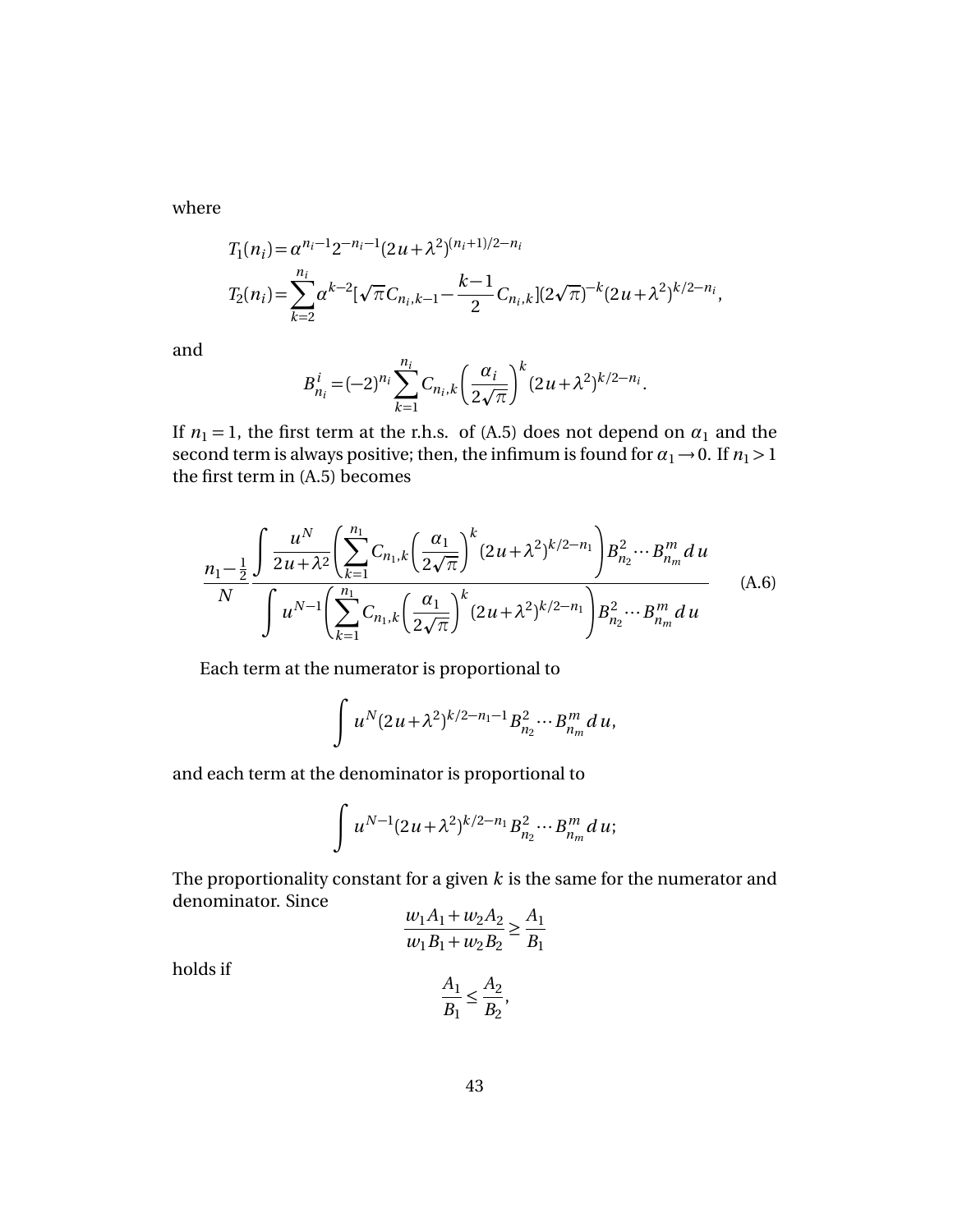where

$$T_1(n_i) = \alpha^{n_i-1} 2^{-n_i-1} (2u+\lambda^2)^{(n_i+1)/2-n_i}$$

$$T_2(n_i) = \sum_{k=2}^{n_i} \alpha^{k-2} [\sqrt{\pi} C_{n_i,k-1} - \frac{k-1}{2} C_{n_i,k}] (2\sqrt{\pi})^{-k} (2u+\lambda^2)^{k/2-n_i},$$

and

$$B^i_{n_i} = (-2)^{n_i} \sum_{k=1}^{n_i} C_{n_i,k} \left( \frac{\alpha_i}{2\sqrt{\pi}} \right)^k (2u+\lambda^2)^{k/2-n_i}.$$

If $n_1 = 1$, the first term at the r.h.s. of (A.5) does not depend on $\alpha_1$ and the second term is always positive; then, the infimum is found for $\alpha_1 \to 0$. If $n_1 > 1$ the first term in (A.5) becomes

$$\frac{n_1 - \frac{1}{2}}{N} \frac{\int \frac{u^N}{2u+\lambda^2} \left( \sum_{k=1}^{n_1} C_{n_1,k} \left( \frac{\alpha_1}{2\sqrt{\pi}} \right)^k (2u+\lambda^2)^{k/2-n_1} \right) B^2_{n_2} \cdots B^m_{n_m} \, du}{\int u^{N-1} \left( \sum_{k=1}^{n_1} C_{n_1,k} \left( \frac{\alpha_1}{2\sqrt{\pi}} \right)^k (2u+\lambda^2)^{k/2-n_1} \right) B^2_{n_2} \cdots B^m_{n_m} \, du} \tag{A.6}$$

Each term at the numerator is proportional to

$$\int u^N (2u+\lambda^2)^{k/2-n_1-1} B^2_{n_2} \cdots B^m_{n_m} \, du,$$

and each term at the denominator is proportional to

$$\int u^{N-1} (2u+\lambda^2)^{k/2-n_1} B^2_{n_2} \cdots B^m_{n_m} \, du;$$

The proportionality constant for a given $k$ is the same for the numerator and denominator. Since

$$\frac{w_1 A_1 + w_2 A_2}{w_1 B_1 + w_2 B_2} \geq \frac{A_1}{B_1}$$

holds if

$$\frac{A_1}{B_1} \leq \frac{A_2}{B_2},$$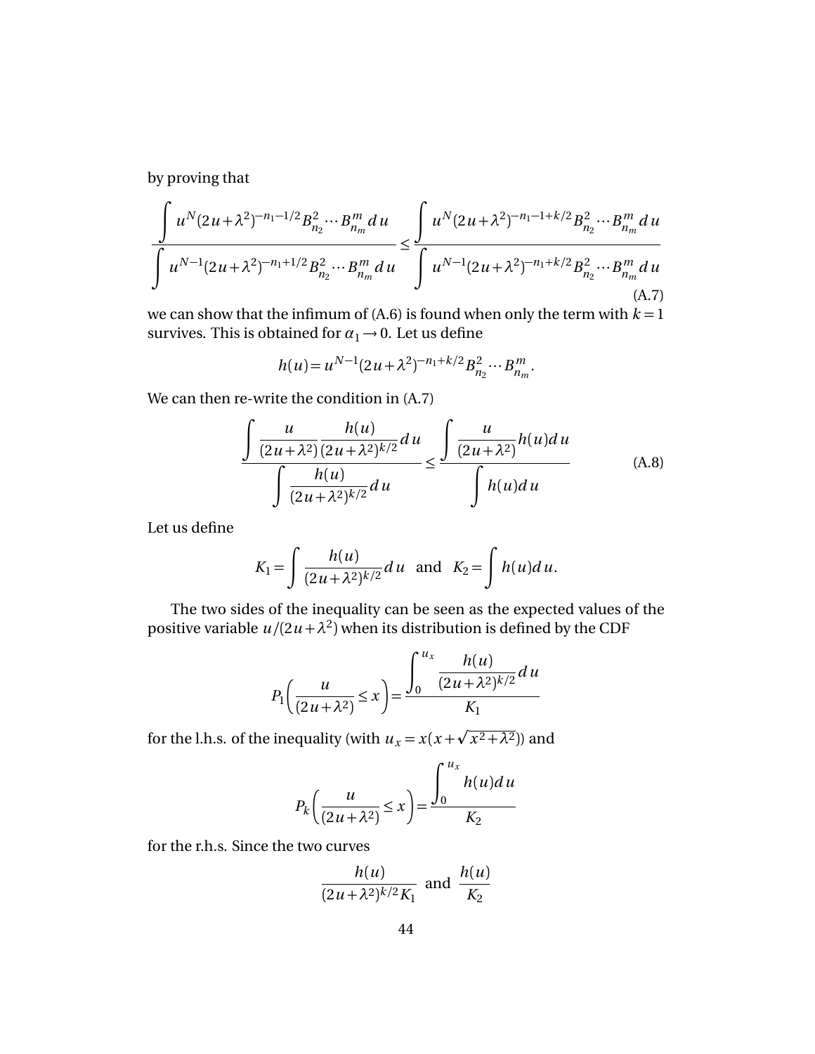by proving that

$$\frac{\displaystyle\int u^N (2u+\lambda^2)^{-n_1-1/2} B_{n_2}^2 \cdots B_{n_m}^m \, du}{\displaystyle\int u^{N-1} (2u+\lambda^2)^{-n_1+1/2} B_{n_2}^2 \cdots B_{n_m}^m \, du} \leq \frac{\displaystyle\int u^N (2u+\lambda^2)^{-n_1-1+k/2} B_{n_2}^2 \cdots B_{n_m}^m \, du}{\displaystyle\int u^{N-1} (2u+\lambda^2)^{-n_1+k/2} B_{n_2}^2 \cdots B_{n_m}^m \, du} \tag{A.7}$$

we can show that the infimum of (A.6) is found when only the term with $k=1$ survives. This is obtained for $\alpha_1 \to 0$. Let us define

$$h(u) = u^{N-1} (2u+\lambda^2)^{-n_1+k/2} B_{n_2}^2 \cdots B_{n_m}^m.$$

We can then re-write the condition in (A.7)

$$\frac{\displaystyle\int \frac{u}{(2u+\lambda^2)} \frac{h(u)}{(2u+\lambda^2)^{k/2}} du}{\displaystyle\int \frac{h(u)}{(2u+\lambda^2)^{k/2}} du} \leq \frac{\displaystyle\int \frac{u}{(2u+\lambda^2)} h(u) du}{\displaystyle\int h(u) du} \tag{A.8}$$

Let us define

$$K_1 = \int \frac{h(u)}{(2u+\lambda^2)^{k/2}} du \quad \text{and} \quad K_2 = \int h(u) du.$$

The two sides of the inequality can be seen as the expected values of the positive variable $u/(2u+\lambda^2)$ when its distribution is defined by the CDF

$$P_1\left(\frac{u}{(2u+\lambda^2)} \leq x\right) = \frac{\displaystyle\int_0^{u_x} \frac{h(u)}{(2u+\lambda^2)^{k/2}} du}{K_1}$$

for the l.h.s. of the inequality (with $u_x = x(x+\sqrt{x^2+\lambda^2})$) and

$$P_k\left(\frac{u}{(2u+\lambda^2)} \leq x\right) = \frac{\displaystyle\int_0^{u_x} h(u) du}{K_2}$$

for the r.h.s. Since the two curves

$$\frac{h(u)}{(2u+\lambda^2)^{k/2} K_1} \quad \text{and} \quad \frac{h(u)}{K_2}$$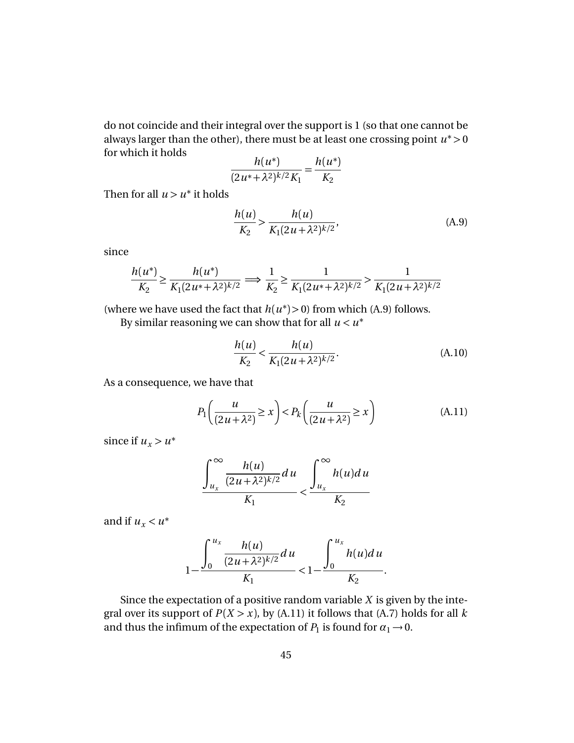do not coincide and their integral over the support is 1 (so that one cannot be always larger than the other), there must be at least one crossing point $u^* > 0$ for which it holds

$$\frac{h(u^*)}{(2u^* + \lambda^2)^{k/2} K_1} = \frac{h(u^*)}{K_2}$$

Then for all $u > u^*$ it holds

$$\frac{h(u)}{K_2} > \frac{h(u)}{K_1 (2u + \lambda^2)^{k/2}}, \tag{A.9}$$

since

$$\frac{h(u^*)}{K_2} \geq \frac{h(u^*)}{K_1 (2u^* + \lambda^2)^{k/2}} \Longrightarrow \frac{1}{K_2} \geq \frac{1}{K_1 (2u^* + \lambda^2)^{k/2}} > \frac{1}{K_1 (2u + \lambda^2)^{k/2}}$$

(where we have used the fact that $h(u^*) > 0$) from which (A.9) follows.

By similar reasoning we can show that for all $u < u^*$

$$\frac{h(u)}{K_2} < \frac{h(u)}{K_1 (2u + \lambda^2)^{k/2}}. \tag{A.10}$$

As a consequence, we have that

$$P_1\left(\frac{u}{(2u + \lambda^2)} \geq x\right) < P_k\left(\frac{u}{(2u + \lambda^2)} \geq x\right) \tag{A.11}$$

since if $u_x > u^*$

$$\frac{\displaystyle\int_{u_x}^{\infty} \frac{h(u)}{(2u + \lambda^2)^{k/2}} du}{K_1} < \frac{\displaystyle\int_{u_x}^{\infty} h(u) du}{K_2}$$

and if $u_x < u^*$

$$1 - \frac{\displaystyle\int_{0}^{u_x} \frac{h(u)}{(2u + \lambda^2)^{k/2}} du}{K_1} < 1 - \frac{\displaystyle\int_{0}^{u_x} h(u) du}{K_2}.$$

Since the expectation of a positive random variable $X$ is given by the integral over its support of $P(X > x)$, by (A.11) it follows that (A.7) holds for all $k$ and thus the infimum of the expectation of $P_1$ is found for $\alpha_1 \to 0$.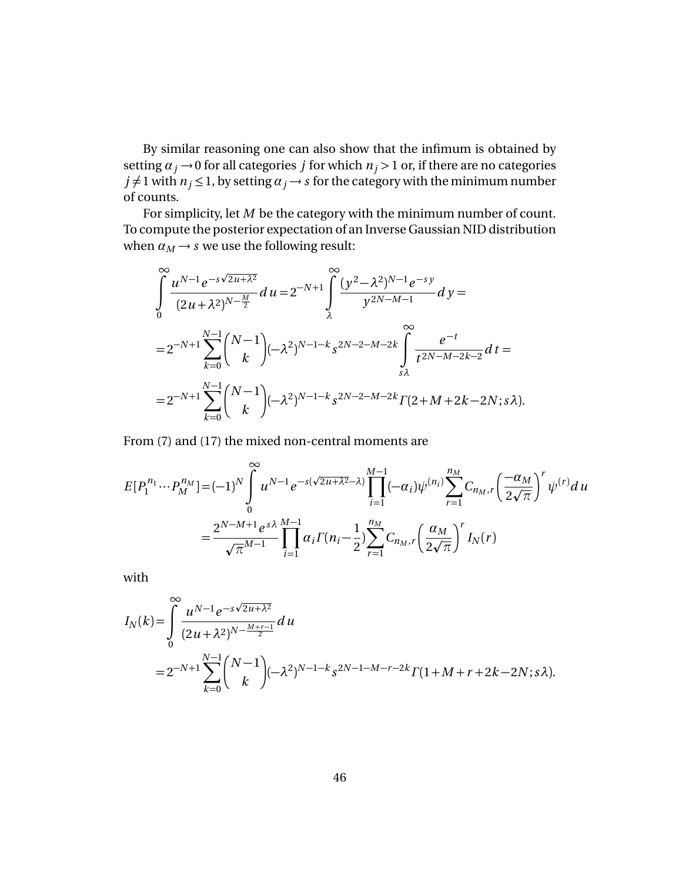By similar reasoning one can also show that the infimum is obtained by setting $\alpha_j \to 0$ for all categories $j$ for which $n_j > 1$ or, if there are no categories $j \neq 1$ with $n_j \leq 1$, by setting $\alpha_j \to s$ for the category with the minimum number of counts.

For simplicity, let $M$ be the category with the minimum number of count. To compute the posterior expectation of an Inverse Gaussian NID distribution when $\alpha_M \to s$ we use the following result:

$$
\begin{aligned}
\int_0^\infty \frac{u^{N-1} e^{-s\sqrt{2u+\lambda^2}}}{(2u+\lambda^2)^{N-\frac{M}{2}}} du &= 2^{-N+1} \int_\lambda^\infty \frac{(y^2-\lambda^2)^{N-1} e^{-sy}}{y^{2N-M-1}} dy = \\
&= 2^{-N+1} \sum_{k=0}^{N-1} \binom{N-1}{k} (-\lambda^2)^{N-1-k} s^{2N-2-M-2k} \int_{s\lambda}^\infty \frac{e^{-t}}{t^{2N-M-2k-2}} dt = \\
&= 2^{-N+1} \sum_{k=0}^{N-1} \binom{N-1}{k} (-\lambda^2)^{N-1-k} s^{2N-2-M-2k} \Gamma(2+M+2k-2N; s\lambda).
\end{aligned}
$$

From (7) and (17) the mixed non-central moments are

$$
\begin{aligned}
E[P_1^{n_1} \cdots P_M^{n_M}] &= (-1)^N \int_0^\infty u^{N-1} e^{-s(\sqrt{2u+\lambda^2}-\lambda)} \prod_{i=1}^{M-1} (-\alpha_i) \psi^{(n_i)} \sum_{r=1}^{n_M} C_{n_M,r} \left(\frac{-\alpha_M}{2\sqrt{\pi}}\right)^r \psi^{(r)} du \\
&= \frac{2^{N-M+1} e^{s\lambda}}{\sqrt{\pi}^{M-1}} \prod_{i=1}^{M-1} \alpha_i \Gamma(n_i - \frac{1}{2}) \sum_{r=1}^{n_M} C_{n_M,r} \left(\frac{\alpha_M}{2\sqrt{\pi}}\right)^r I_N(r)
\end{aligned}
$$

with

$$
\begin{aligned}
I_N(k) &= \int_0^\infty \frac{u^{N-1} e^{-s\sqrt{2u+\lambda^2}}}{(2u+\lambda^2)^{N-\frac{M+r-1}{2}}} du \\
&= 2^{-N+1} \sum_{k=0}^{N-1} \binom{N-1}{k} (-\lambda^2)^{N-1-k} s^{2N-1-M-r-2k} \Gamma(1+M+r+2k-2N; s\lambda).
\end{aligned}
$$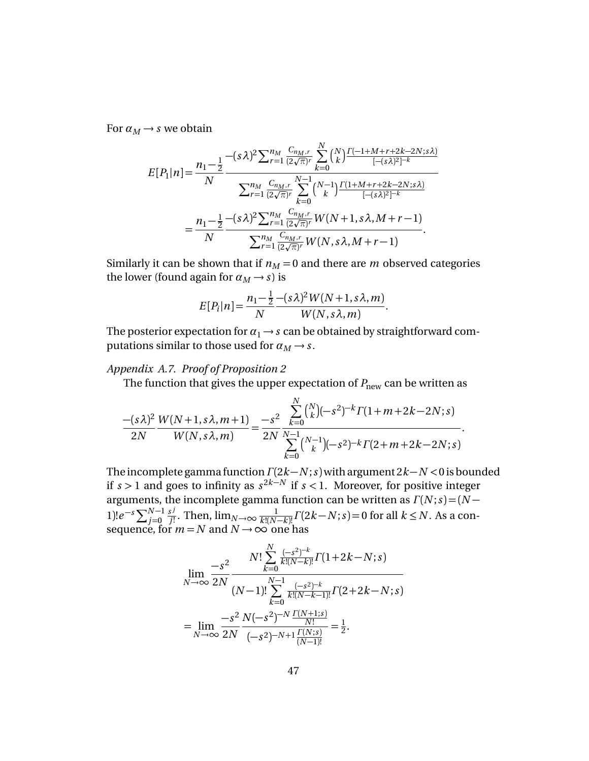For $\alpha_M \to s$ we obtain

$$
\begin{aligned}
E[P_1|n] &= \frac{n_1 - \frac{1}{2}}{N} \frac{-(s\lambda)^2 \sum_{r=1}^{n_M} \frac{C_{n_M,r}}{(2\sqrt{\pi})^r} \sum_{k=0}^{N} \binom{N}{k} \frac{\Gamma(-1+M+r+2k-2N;s\lambda)}{[-(s\lambda)^2]^{-k}}}{\sum_{r=1}^{n_M} \frac{C_{n_M,r}}{(2\sqrt{\pi})^r} \sum_{k=0}^{N-1} \binom{N-1}{k} \frac{\Gamma(1+M+r+2k-2N;s\lambda)}{[-(s\lambda)^2]^{-k}}} \\
&= \frac{n_1 - \frac{1}{2}}{N} \frac{-(s\lambda)^2 \sum_{r=1}^{n_M} \frac{C_{n_M,r}}{(2\sqrt{\pi})^r} W(N+1, s\lambda, M+r-1)}{\sum_{r=1}^{n_M} \frac{C_{n_M,r}}{(2\sqrt{\pi})^r} W(N, s\lambda, M+r-1)}.
\end{aligned}
$$

Similarly it can be shown that if $n_M = 0$ and there are $m$ observed categories the lower (found again for $\alpha_M \to s$) is

$$
E[P_i|n] = \frac{n_1 - \frac{1}{2}}{N} \frac{-(s\lambda)^2 W(N+1, s\lambda, m)}{W(N, s\lambda, m)}.
$$

The posterior expectation for $\alpha_1 \to s$ can be obtained by straightforward computations similar to those used for $\alpha_M \to s$.

*Appendix A.7. Proof of Proposition 2*

The function that gives the upper expectation of $P_{\text{new}}$ can be written as

$$
\frac{-(s\lambda)^2}{2N} \frac{W(N+1, s\lambda, m+1)}{W(N, s\lambda, m)} = \frac{-s^2}{2N} \frac{\sum_{k=0}^{N} \binom{N}{k} (-s^2)^{-k} \Gamma(1+m+2k-2N;s)}{\sum_{k=0}^{N-1} \binom{N-1}{k} (-s^2)^{-k} \Gamma(2+m+2k-2N;s)}.
$$

The incomplete gamma function $\Gamma(2k-N;s)$ with argument $2k-N<0$ is bounded if $s>1$ and goes to infinity as $s^{2k-N}$ if $s<1$. Moreover, for positive integer arguments, the incomplete gamma function can be written as $\Gamma(N;s) = (N-1)! e^{-s} \sum_{j=0}^{N-1} \frac{s^j}{j!}$. Then, $\lim_{N\to\infty} \frac{1}{k!(N-k)!} \Gamma(2k-N;s) = 0$ for all $k \leq N$. As a consequence, for $m = N$ and $N \to \infty$ one has

$$
\begin{aligned}
&\lim_{N\to\infty} \frac{-s^2}{2N} \frac{N! \sum_{k=0}^{N} \frac{(-s^2)^{-k}}{k!(N-k)!} \Gamma(1+2k-N;s)}{(N-1)! \sum_{k=0}^{N-1} \frac{(-s^2)^{-k}}{k!(N-k-1)!} \Gamma(2+2k-N;s)} \\
&= \lim_{N\to\infty} \frac{-s^2}{2N} \frac{N(-s^2)^{-N} \frac{\Gamma(N+1;s)}{N!}}{(-s^2)^{-N+1} \frac{\Gamma(N;s)}{(N-1)!}} = \frac{1}{2}.
\end{aligned}
$$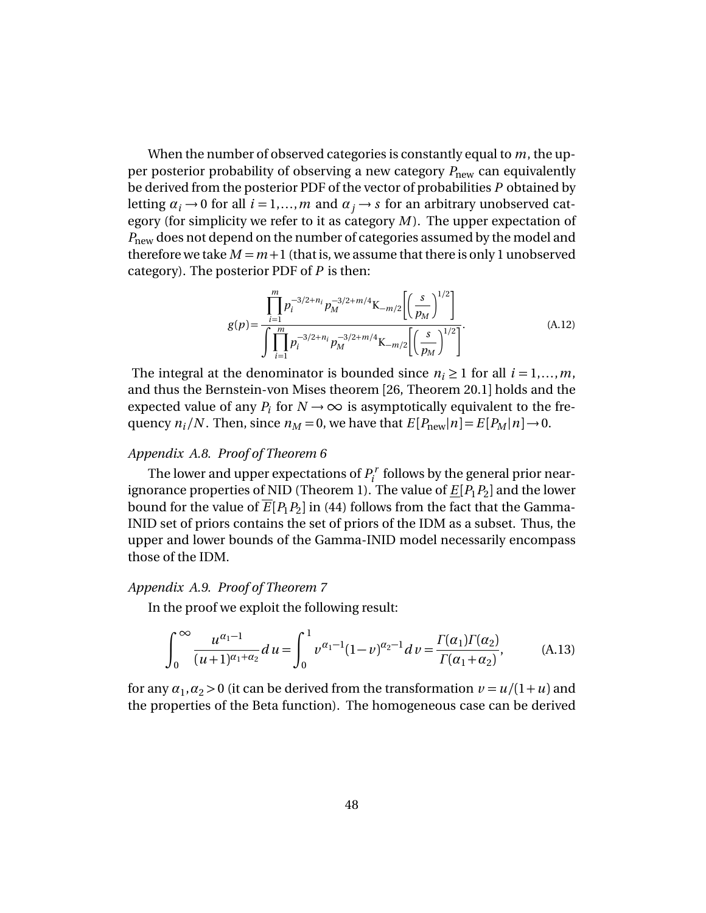When the number of observed categories is constantly equal to $m$, the upper posterior probability of observing a new category $P_{\text{new}}$ can equivalently be derived from the posterior PDF of the vector of probabilities $P$ obtained by letting $\alpha_i \to 0$ for all $i = 1, \ldots, m$ and $\alpha_j \to s$ for an arbitrary unobserved category (for simplicity we refer to it as category $M$). The upper expectation of $P_{\text{new}}$ does not depend on the number of categories assumed by the model and therefore we take $M = m+1$ (that is, we assume that there is only 1 unobserved category). The posterior PDF of $P$ is then:

$$g(p) = \frac{\prod_{i=1}^{m} p_i^{-3/2+n_i} p_M^{-3/2+m/4} \mathrm{K}_{-m/2}\left[\left(\frac{s}{p_M}\right)^{1/2}\right]}{\int \prod_{i=1}^{m} p_i^{-3/2+n_i} p_M^{-3/2+m/4} \mathrm{K}_{-m/2}\left[\left(\frac{s}{p_M}\right)^{1/2}\right]}. \tag{A.12}$$

The integral at the denominator is bounded since $n_i \geq 1$ for all $i = 1, \ldots, m$, and thus the Bernstein-von Mises theorem [26, Theorem 20.1] holds and the expected value of any $P_i$ for $N \to \infty$ is asymptotically equivalent to the frequency $n_i/N$. Then, since $n_M = 0$, we have that $E[P_{\text{new}}|n] = E[P_M|n] \to 0$.

### *Appendix A.8. Proof of Theorem 6*

The lower and upper expectations of $P_i^r$ follows by the general prior near-ignorance properties of NID (Theorem 1). The value of $\underline{E}[P_1 P_2]$ and the lower bound for the value of $\overline{E}[P_1 P_2]$ in (44) follows from the fact that the Gamma-INID set of priors contains the set of priors of the IDM as a subset. Thus, the upper and lower bounds of the Gamma-INID model necessarily encompass those of the IDM.

### *Appendix A.9. Proof of Theorem 7*

In the proof we exploit the following result:

$$\int_0^{\infty} \frac{u^{\alpha_1 - 1}}{(u+1)^{\alpha_1+\alpha_2}} du = \int_0^1 v^{\alpha_1 - 1}(1-v)^{\alpha_2 - 1} dv = \frac{\Gamma(\alpha_1)\Gamma(\alpha_2)}{\Gamma(\alpha_1+\alpha_2)}, \tag{A.13}$$

for any $\alpha_1, \alpha_2 > 0$ (it can be derived from the transformation $v = u/(1+u)$ and the properties of the Beta function). The homogeneous case can be derived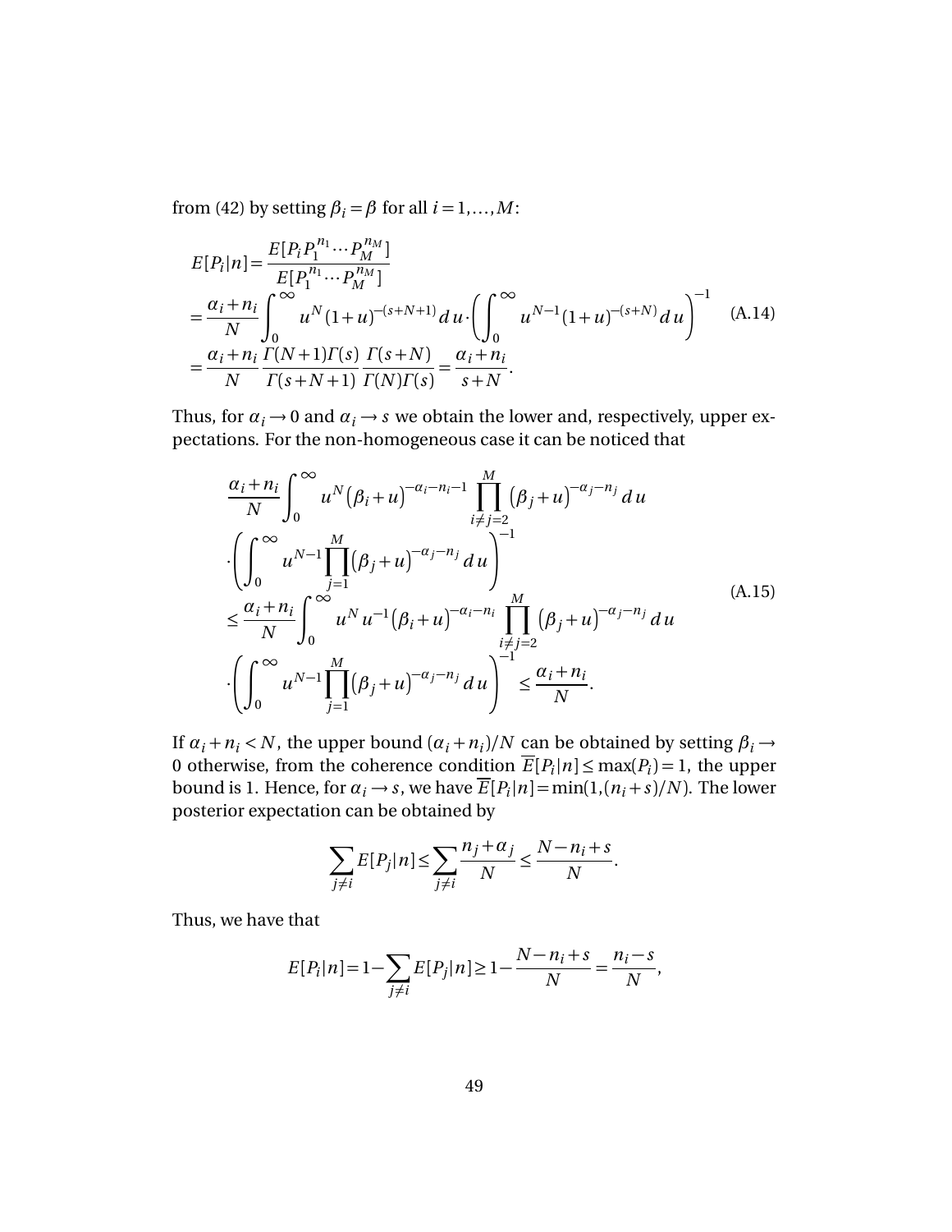from (42) by setting $\beta_i = \beta$ for all $i = 1, \ldots, M$:

$$
\begin{aligned}
E[P_i|n] &= \frac{E[P_i P_1^{n_1} \cdots P_M^{n_M}]}{E[P_1^{n_1} \cdots P_M^{n_M}]} \\
&= \frac{\alpha_i + n_i}{N} \int_0^\infty u^N (1+u)^{-(s+N+1)} \, du \cdot \left( \int_0^\infty u^{N-1} (1+u)^{-(s+N)} \, du \right)^{-1} \\
&= \frac{\alpha_i + n_i}{N} \frac{\Gamma(N+1)\Gamma(s)}{\Gamma(s+N+1)} \frac{\Gamma(s+N)}{\Gamma(N)\Gamma(s)} = \frac{\alpha_i + n_i}{s+N}.
\end{aligned}
\tag{A.14}
$$

Thus, for $\alpha_i \to 0$ and $\alpha_i \to s$ we obtain the lower and, respectively, upper expectations. For the non-homogeneous case it can be noticed that

$$
\begin{aligned}
&\frac{\alpha_i + n_i}{N} \int_0^\infty u^N \left(\beta_i + u\right)^{-\alpha_i - n_i - 1} \prod_{i \neq j = 2}^{M} \left(\beta_j + u\right)^{-\alpha_j - n_j} du \\
&\cdot \left( \int_0^\infty u^{N-1} \prod_{j=1}^{M} \left(\beta_j + u\right)^{-\alpha_j - n_j} du \right)^{-1} \\
&\leq \frac{\alpha_i + n_i}{N} \int_0^\infty u^N u^{-1} \left(\beta_i + u\right)^{-\alpha_i - n_i} \prod_{i \neq j = 2}^{M} \left(\beta_j + u\right)^{-\alpha_j - n_j} du \\
&\cdot \left( \int_0^\infty u^{N-1} \prod_{j=1}^{M} \left(\beta_j + u\right)^{-\alpha_j - n_j} du \right)^{-1} \leq \frac{\alpha_i + n_i}{N}.
\end{aligned}
\tag{A.15}
$$

If $\alpha_i + n_i < N$, the upper bound $(\alpha_i + n_i)/N$ can be obtained by setting $\beta_i \to 0$ otherwise, from the coherence condition $\overline{E}[P_i|n] \leq \max(P_i) = 1$, the upper bound is 1. Hence, for $\alpha_i \to s$, we have $\overline{E}[P_i|n] = \min(1, (n_i + s)/N)$. The lower posterior expectation can be obtained by

$$
\sum_{j \neq i} E[P_j|n] \leq \sum_{j \neq i} \frac{n_j + \alpha_j}{N} \leq \frac{N - n_i + s}{N}.
$$

Thus, we have that

$$
E[P_i|n] = 1 - \sum_{j \neq i} E[P_j|n] \geq 1 - \frac{N - n_i + s}{N} = \frac{n_i - s}{N},
$$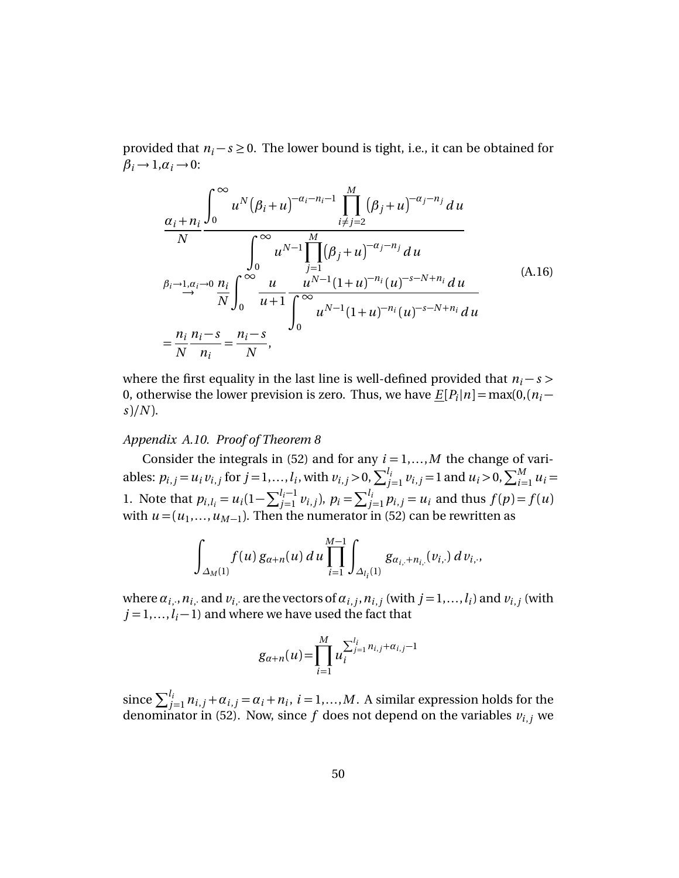provided that $n_i - s \geq 0$. The lower bound is tight, i.e., it can be obtained for $\beta_i \to 1, \alpha_i \to 0$:

$$
\begin{aligned}
&\frac{\alpha_i + n_i}{N} \frac{\int_0^\infty u^N \left(\beta_i + u\right)^{-\alpha_i - n_i - 1} \prod_{i \neq j=2}^{M} \left(\beta_j + u\right)^{-\alpha_j - n_j} du}{\int_0^\infty u^{N-1} \prod_{j=1}^{M} \left(\beta_j + u\right)^{-\alpha_j - n_j} du} \\
&\stackrel{\beta_i \to 1, \alpha_i \to 0}{\to} \frac{n_i}{N} \int_0^\infty \frac{u}{u+1} \frac{u^{N-1}(1+u)^{-n_i} (u)^{-s-N+n_i} du}{\int_0^\infty u^{N-1}(1+u)^{-n_i} (u)^{-s-N+n_i} du} \\
&= \frac{n_i}{N} \frac{n_i - s}{n_i} = \frac{n_i - s}{N},
\end{aligned}
\tag{A.16}
$$

where the first equality in the last line is well-defined provided that $n_i - s > 0$, otherwise the lower prevision is zero. Thus, we have $\underline{E}[P_i|n] = \max(0, (n_i - s)/N)$.

*Appendix A.10. Proof of Theorem 8*

Consider the integrals in (52) and for any $i = 1, \ldots, M$ the change of variables: $p_{i,j} = u_i v_{i,j}$ for $j = 1, \ldots, l_i$, with $v_{i,j} > 0$, $\sum_{j=1}^{l_i} v_{i,j} = 1$ and $u_i > 0$, $\sum_{i=1}^{M} u_i = 1$. Note that $p_{i,l_i} = u_i(1 - \sum_{j=1}^{l_i - 1} v_{i,j})$, $p_i = \sum_{j=1}^{l_i} p_{i,j} = u_i$ and thus $f(p) = f(u)$ with $u = (u_1, \ldots, u_{M-1})$. Then the numerator in (52) can be rewritten as

$$
\int_{\Delta_M(1)} f(u)\, g_{\alpha+n}(u)\, du \prod_{i=1}^{M-1} \int_{\Delta_{l_i}(1)} g_{\alpha_{i,\cdot}+n_{i,\cdot}}(v_{i,\cdot})\, dv_{i,\cdot},
$$

where $\alpha_{i,\cdot}$, $n_{i,\cdot}$ and $v_{i,\cdot}$ are the vectors of $\alpha_{i,j}, n_{i,j}$ (with $j = 1, \ldots, l_i$) and $v_{i,j}$ (with $j = 1, \ldots, l_i - 1$) and where we have used the fact that

$$
g_{\alpha+n}(u) = \prod_{i=1}^{M} u_i^{\sum_{j=1}^{l_i} n_{i,j} + \alpha_{i,j} - 1}
$$

since $\sum_{j=1}^{l_i} n_{i,j} + \alpha_{i,j} = \alpha_i + n_i$, $i = 1, \ldots, M$. A similar expression holds for the denominator in (52). Now, since $f$ does not depend on the variables $v_{i,j}$ we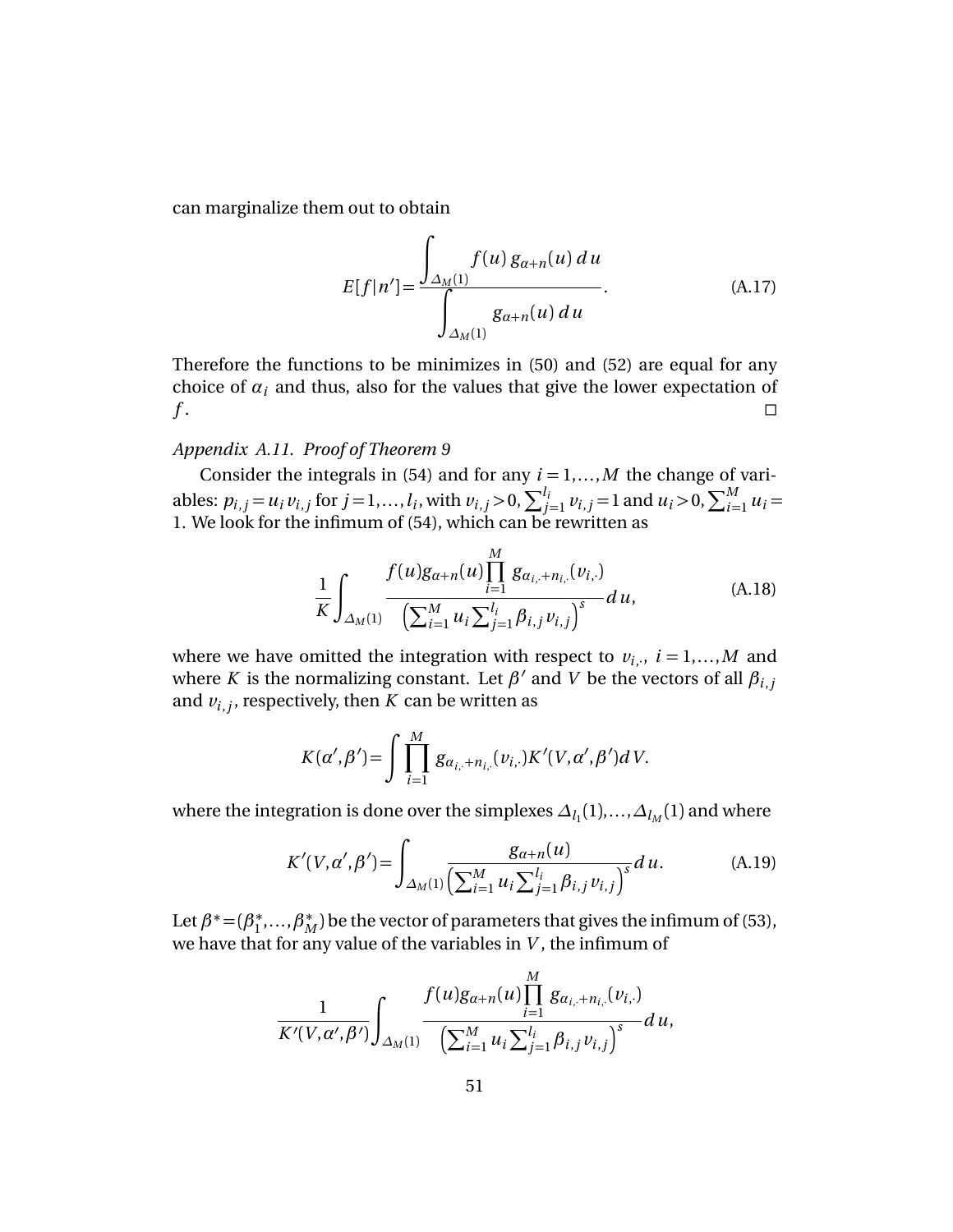can marginalize them out to obtain

$$E[f|n'] = \frac{\displaystyle\int_{\Delta_M(1)} f(u)\, g_{\alpha+n}(u)\, du}{\displaystyle\int_{\Delta_M(1)} g_{\alpha+n}(u)\, du}. \tag{A.17}$$

Therefore the functions to be minimizes in (50) and (52) are equal for any choice of $\alpha_i$ and thus, also for the values that give the lower expectation of $f$. □

*Appendix A.11. Proof of Theorem 9*

Consider the integrals in (54) and for any $i = 1,\ldots,M$ the change of variables: $p_{i,j} = u_i v_{i,j}$ for $j = 1,\ldots,l_i$, with $v_{i,j} > 0$, $\sum_{j=1}^{l_i} v_{i,j} = 1$ and $u_i > 0$, $\sum_{i=1}^{M} u_i = 1$. We look for the infimum of (54), which can be rewritten as

$$\frac{1}{K}\int_{\Delta_M(1)} \frac{f(u) g_{\alpha+n}(u) \prod_{i=1}^{M} g_{\alpha_{i,\cdot}+n_{i,\cdot}}(v_{i,\cdot})}{\left(\sum_{i=1}^{M} u_i \sum_{j=1}^{l_i} \beta_{i,j} v_{i,j}\right)^s} du, \tag{A.18}$$

where we have omitted the integration with respect to $v_{i,\cdot}$, $i = 1,\ldots,M$ and where $K$ is the normalizing constant. Let $\beta'$ and $V$ be the vectors of all $\beta_{i,j}$ and $v_{i,j}$, respectively, then $K$ can be written as

$$K(\alpha',\beta') = \int \prod_{i=1}^{M} g_{\alpha_{i,\cdot}+n_{i,\cdot}}(v_{i,\cdot}) K'(V,\alpha',\beta') dV.$$

where the integration is done over the simplexes $\Delta_{l_1}(1),\ldots,\Delta_{l_M}(1)$ and where

$$K'(V,\alpha',\beta') = \int_{\Delta_M(1)} \frac{g_{\alpha+n}(u)}{\left(\sum_{i=1}^{M} u_i \sum_{j=1}^{l_i} \beta_{i,j} v_{i,j}\right)^s} du. \tag{A.19}$$

Let $\beta^* = (\beta_1^*,\ldots,\beta_M^*)$ be the vector of parameters that gives the infimum of (53), we have that for any value of the variables in $V$, the infimum of

$$\frac{1}{K'(V,\alpha',\beta')}\int_{\Delta_M(1)} \frac{f(u) g_{\alpha+n}(u) \prod_{i=1}^{M} g_{\alpha_{i,\cdot}+n_{i,\cdot}}(v_{i,\cdot})}{\left(\sum_{i=1}^{M} u_i \sum_{j=1}^{l_i} \beta_{i,j} v_{i,j}\right)^s} du,$$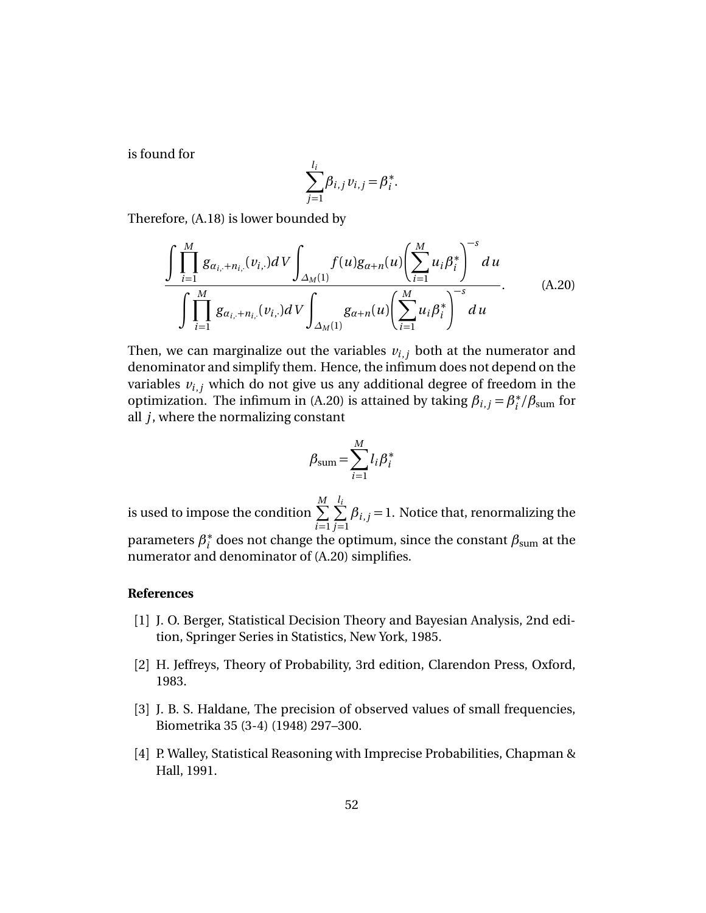is found for

$$\sum_{j=1}^{l_i} \beta_{i,j} v_{i,j} = \beta_i^*.$$

Therefore, (A.18) is lower bounded by

$$\frac{\displaystyle\int \prod_{i=1}^{M} g_{\alpha_{i,\cdot}+n_{i,\cdot}}(v_{i,\cdot}) dV \int_{\Delta_M(1)} f(u) g_{\alpha+n}(u) \left( \sum_{i=1}^{M} u_i \beta_i^* \right)^{-s} du}{\displaystyle\int \prod_{i=1}^{M} g_{\alpha_{i,\cdot}+n_{i,\cdot}}(v_{i,\cdot}) dV \int_{\Delta_M(1)} g_{\alpha+n}(u) \left( \sum_{i=1}^{M} u_i \beta_i^* \right)^{-s} du}. \tag{A.20}$$

Then, we can marginalize out the variables $v_{i,j}$ both at the numerator and denominator and simplify them. Hence, the infimum does not depend on the variables $v_{i,j}$ which do not give us any additional degree of freedom in the optimization. The infimum in (A.20) is attained by taking $\beta_{i,j} = \beta_i^* / \beta_{\text{sum}}$ for all $j$, where the normalizing constant

$$\beta_{\text{sum}} = \sum_{i=1}^{M} l_i \beta_i^*$$

is used to impose the condition $\sum_{i=1}^{M} \sum_{j=1}^{l_i} \beta_{i,j} = 1$. Notice that, renormalizing the parameters $\beta_i^*$ does not change the optimum, since the constant $\beta_{\text{sum}}$ at the numerator and denominator of (A.20) simplifies.

### References

[1] J. O. Berger, Statistical Decision Theory and Bayesian Analysis, 2nd edition, Springer Series in Statistics, New York, 1985.

[2] H. Jeffreys, Theory of Probability, 3rd edition, Clarendon Press, Oxford, 1983.

[3] J. B. S. Haldane, The precision of observed values of small frequencies, Biometrika 35 (3-4) (1948) 297–300.

[4] P. Walley, Statistical Reasoning with Imprecise Probabilities, Chapman & Hall, 1991.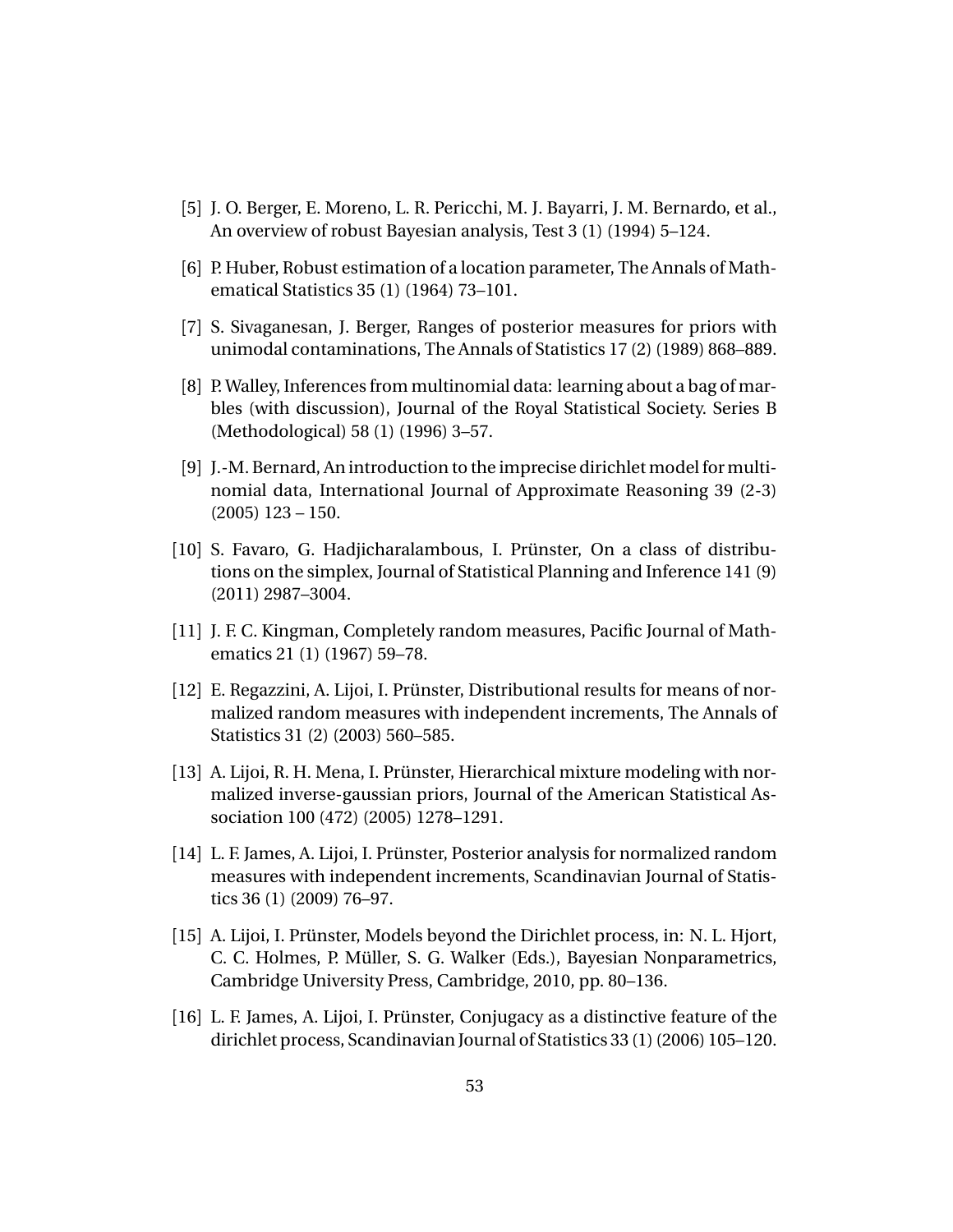[5] J. O. Berger, E. Moreno, L. R. Pericchi, M. J. Bayarri, J. M. Bernardo, et al., An overview of robust Bayesian analysis, Test 3 (1) (1994) 5–124.

[6] P. Huber, Robust estimation of a location parameter, The Annals of Mathematical Statistics 35 (1) (1964) 73–101.

[7] S. Sivaganesan, J. Berger, Ranges of posterior measures for priors with unimodal contaminations, The Annals of Statistics 17 (2) (1989) 868–889.

[8] P. Walley, Inferences from multinomial data: learning about a bag of marbles (with discussion), Journal of the Royal Statistical Society. Series B (Methodological) 58 (1) (1996) 3–57.

[9] J.-M. Bernard, An introduction to the imprecise dirichlet model for multinomial data, International Journal of Approximate Reasoning 39 (2-3) (2005) 123 – 150.

[10] S. Favaro, G. Hadjicharalambous, I. Prünster, On a class of distributions on the simplex, Journal of Statistical Planning and Inference 141 (9) (2011) 2987–3004.

[11] J. F. C. Kingman, Completely random measures, Pacific Journal of Mathematics 21 (1) (1967) 59–78.

[12] E. Regazzini, A. Lijoi, I. Prünster, Distributional results for means of normalized random measures with independent increments, The Annals of Statistics 31 (2) (2003) 560–585.

[13] A. Lijoi, R. H. Mena, I. Prünster, Hierarchical mixture modeling with normalized inverse-gaussian priors, Journal of the American Statistical Association 100 (472) (2005) 1278–1291.

[14] L. F. James, A. Lijoi, I. Prünster, Posterior analysis for normalized random measures with independent increments, Scandinavian Journal of Statistics 36 (1) (2009) 76–97.

[15] A. Lijoi, I. Prünster, Models beyond the Dirichlet process, in: N. L. Hjort, C. C. Holmes, P. Müller, S. G. Walker (Eds.), Bayesian Nonparametrics, Cambridge University Press, Cambridge, 2010, pp. 80–136.

[16] L. F. James, A. Lijoi, I. Prünster, Conjugacy as a distinctive feature of the dirichlet process, Scandinavian Journal of Statistics 33 (1) (2006) 105–120.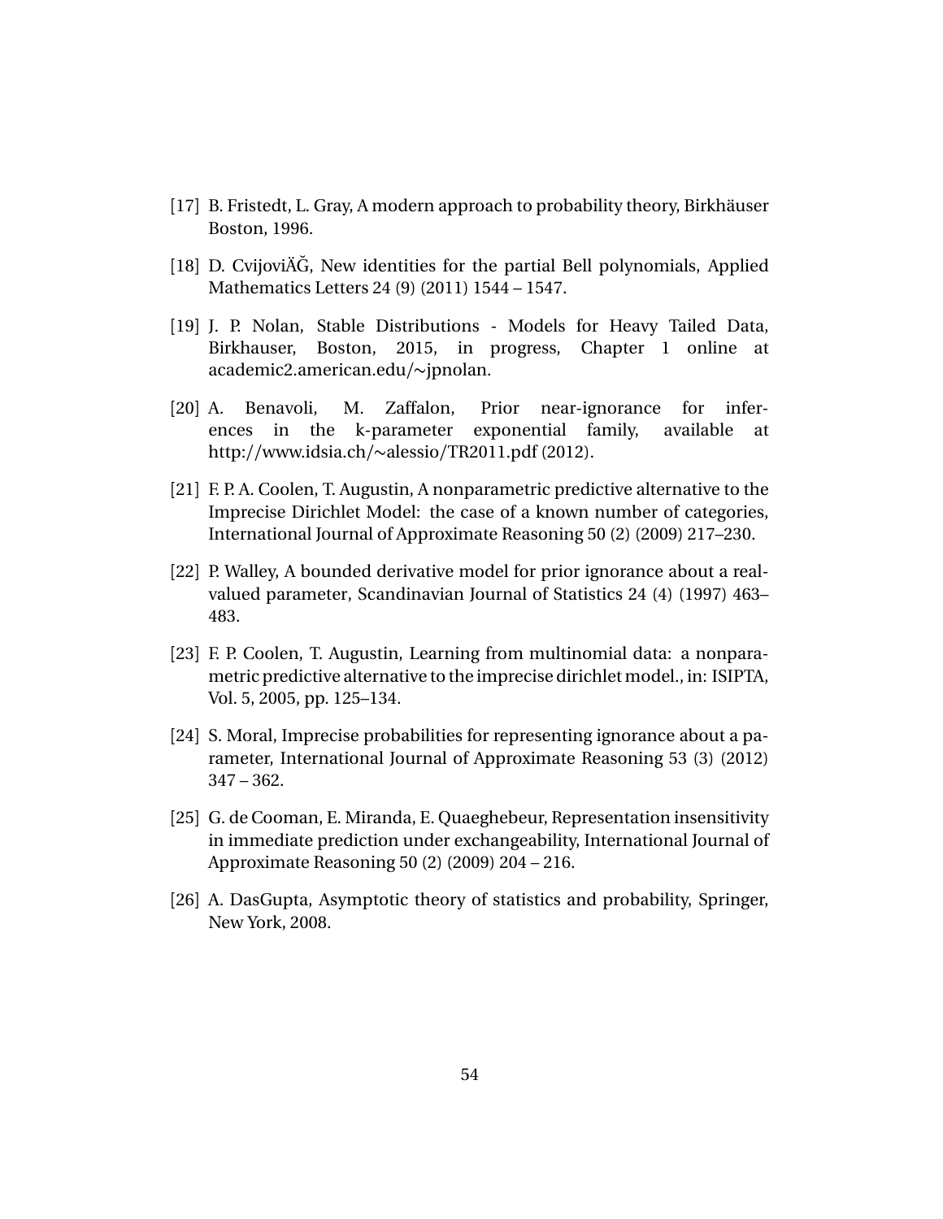[17] B. Fristedt, L. Gray, A modern approach to probability theory, Birkhäuser Boston, 1996.

[18] D. CvijoviĂĞ, New identities for the partial Bell polynomials, Applied Mathematics Letters 24 (9) (2011) 1544 – 1547.

[19] J. P. Nolan, Stable Distributions - Models for Heavy Tailed Data, Birkhauser, Boston, 2015, in progress, Chapter 1 online at academic2.american.edu/∼jpnolan.

[20] A. Benavoli, M. Zaffalon, Prior near-ignorance for inferences in the k-parameter exponential family, available at http://www.idsia.ch/∼alessio/TR2011.pdf (2012).

[21] F. P. A. Coolen, T. Augustin, A nonparametric predictive alternative to the Imprecise Dirichlet Model: the case of a known number of categories, International Journal of Approximate Reasoning 50 (2) (2009) 217–230.

[22] P. Walley, A bounded derivative model for prior ignorance about a real-valued parameter, Scandinavian Journal of Statistics 24 (4) (1997) 463–483.

[23] F. P. Coolen, T. Augustin, Learning from multinomial data: a nonparametric predictive alternative to the imprecise dirichlet model., in: ISIPTA, Vol. 5, 2005, pp. 125–134.

[24] S. Moral, Imprecise probabilities for representing ignorance about a parameter, International Journal of Approximate Reasoning 53 (3) (2012) 347 – 362.

[25] G. de Cooman, E. Miranda, E. Quaeghebeur, Representation insensitivity in immediate prediction under exchangeability, International Journal of Approximate Reasoning 50 (2) (2009) 204 – 216.

[26] A. DasGupta, Asymptotic theory of statistics and probability, Springer, New York, 2008.